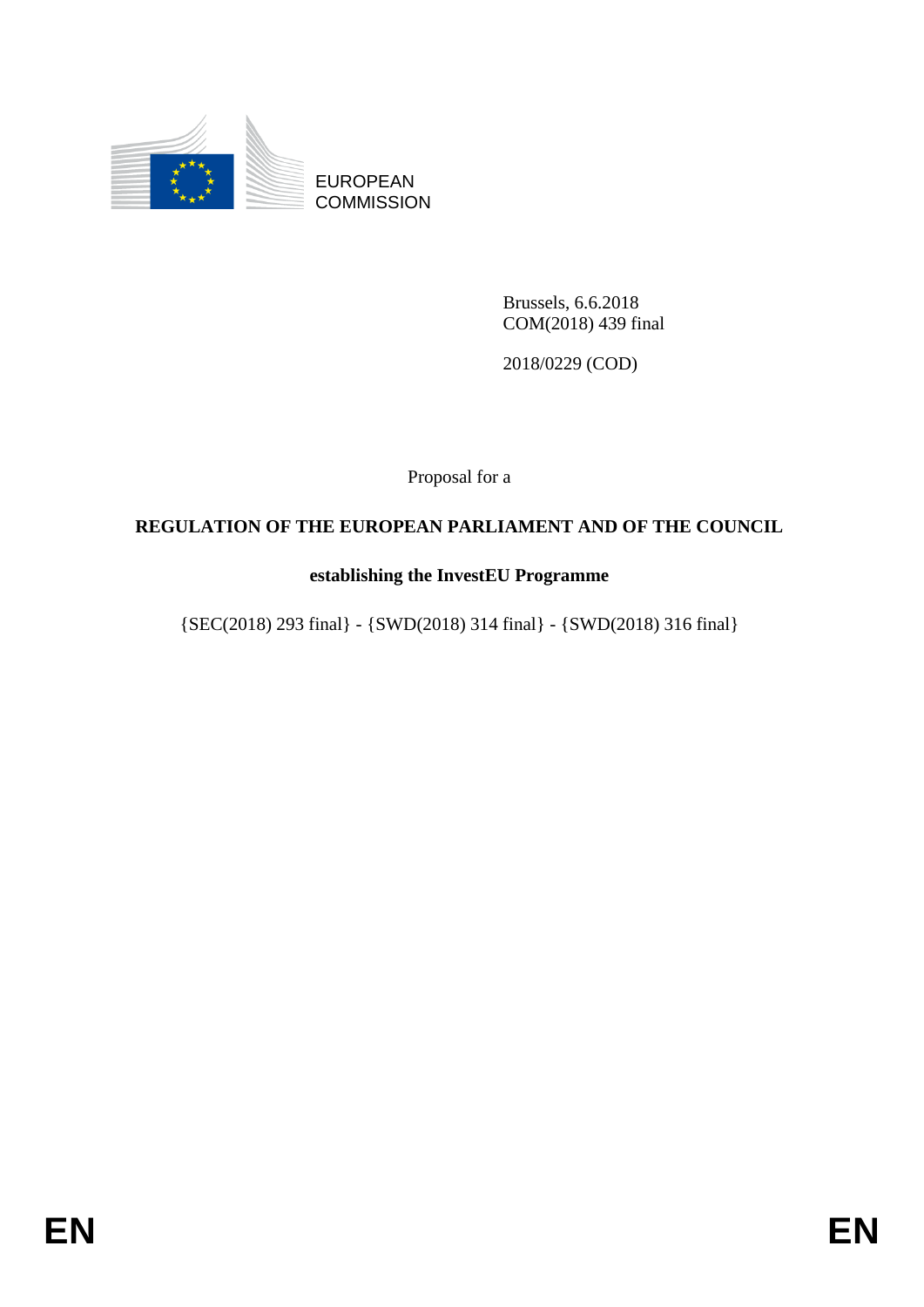EUROPEAN COMMISSION

Brussels, 6.6.2018
COM(2018) 439 final

2018/0229 (COD)

Proposal for a

**REGULATION OF THE EUROPEAN PARLIAMENT AND OF THE COUNCIL**

**establishing the InvestEU Programme**

{SEC(2018) 293 final} - {SWD(2018) 314 final} - {SWD(2018) 316 final}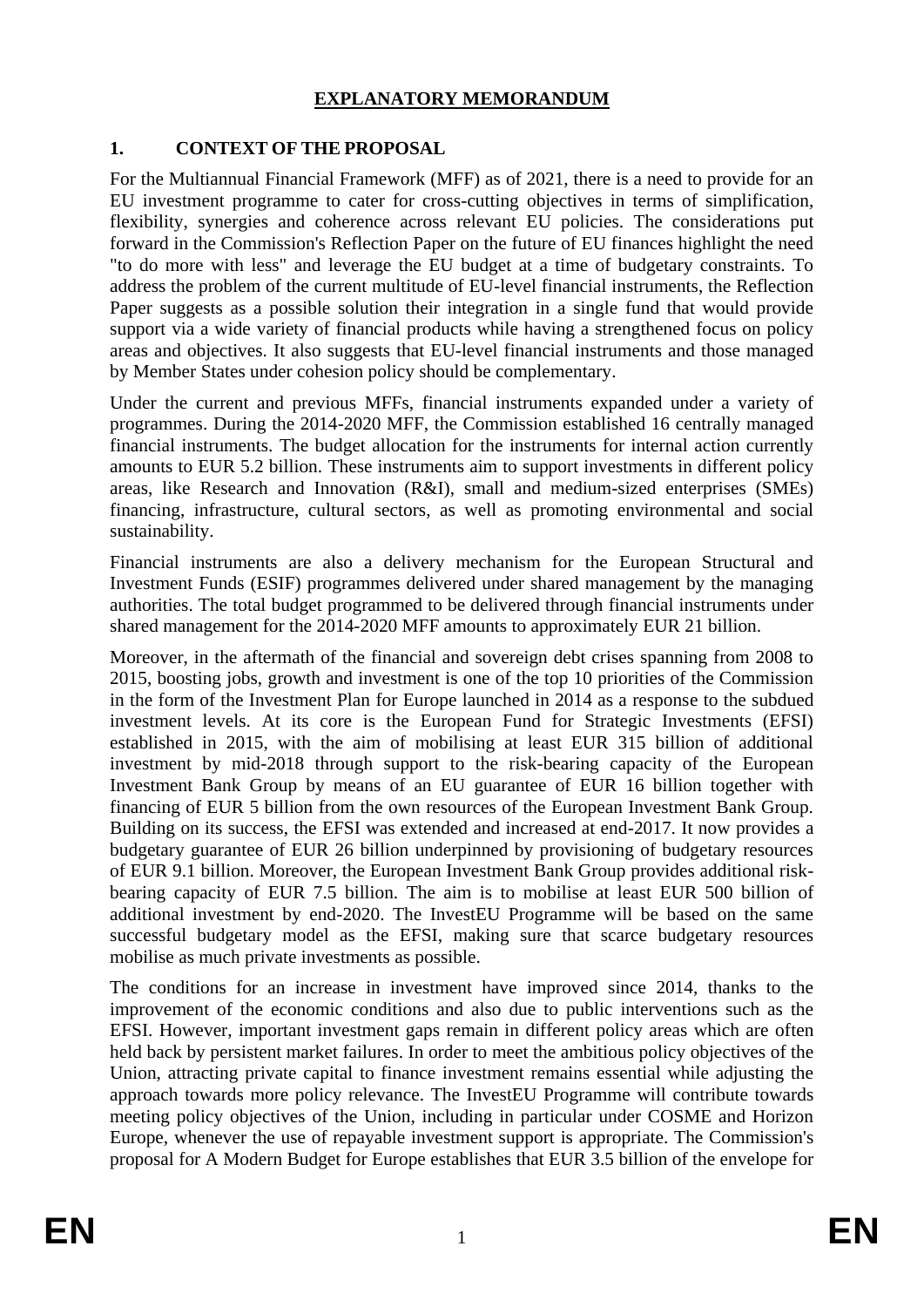# EXPLANATORY MEMORANDUM

## 1. CONTEXT OF THE PROPOSAL

For the Multiannual Financial Framework (MFF) as of 2021, there is a need to provide for an EU investment programme to cater for cross-cutting objectives in terms of simplification, flexibility, synergies and coherence across relevant EU policies. The considerations put forward in the Commission's Reflection Paper on the future of EU finances highlight the need "to do more with less" and leverage the EU budget at a time of budgetary constraints. To address the problem of the current multitude of EU-level financial instruments, the Reflection Paper suggests as a possible solution their integration in a single fund that would provide support via a wide variety of financial products while having a strengthened focus on policy areas and objectives. It also suggests that EU-level financial instruments and those managed by Member States under cohesion policy should be complementary.

Under the current and previous MFFs, financial instruments expanded under a variety of programmes. During the 2014-2020 MFF, the Commission established 16 centrally managed financial instruments. The budget allocation for the instruments for internal action currently amounts to EUR 5.2 billion. These instruments aim to support investments in different policy areas, like Research and Innovation (R&I), small and medium-sized enterprises (SMEs) financing, infrastructure, cultural sectors, as well as promoting environmental and social sustainability.

Financial instruments are also a delivery mechanism for the European Structural and Investment Funds (ESIF) programmes delivered under shared management by the managing authorities. The total budget programmed to be delivered through financial instruments under shared management for the 2014-2020 MFF amounts to approximately EUR 21 billion.

Moreover, in the aftermath of the financial and sovereign debt crises spanning from 2008 to 2015, boosting jobs, growth and investment is one of the top 10 priorities of the Commission in the form of the Investment Plan for Europe launched in 2014 as a response to the subdued investment levels. At its core is the European Fund for Strategic Investments (EFSI) established in 2015, with the aim of mobilising at least EUR 315 billion of additional investment by mid-2018 through support to the risk-bearing capacity of the European Investment Bank Group by means of an EU guarantee of EUR 16 billion together with financing of EUR 5 billion from the own resources of the European Investment Bank Group. Building on its success, the EFSI was extended and increased at end-2017. It now provides a budgetary guarantee of EUR 26 billion underpinned by provisioning of budgetary resources of EUR 9.1 billion. Moreover, the European Investment Bank Group provides additional risk-bearing capacity of EUR 7.5 billion. The aim is to mobilise at least EUR 500 billion of additional investment by end-2020. The InvestEU Programme will be based on the same successful budgetary model as the EFSI, making sure that scarce budgetary resources mobilise as much private investments as possible.

The conditions for an increase in investment have improved since 2014, thanks to the improvement of the economic conditions and also due to public interventions such as the EFSI. However, important investment gaps remain in different policy areas which are often held back by persistent market failures. In order to meet the ambitious policy objectives of the Union, attracting private capital to finance investment remains essential while adjusting the approach towards more policy relevance. The InvestEU Programme will contribute towards meeting policy objectives of the Union, including in particular under COSME and Horizon Europe, whenever the use of repayable investment support is appropriate. The Commission's proposal for A Modern Budget for Europe establishes that EUR 3.5 billion of the envelope for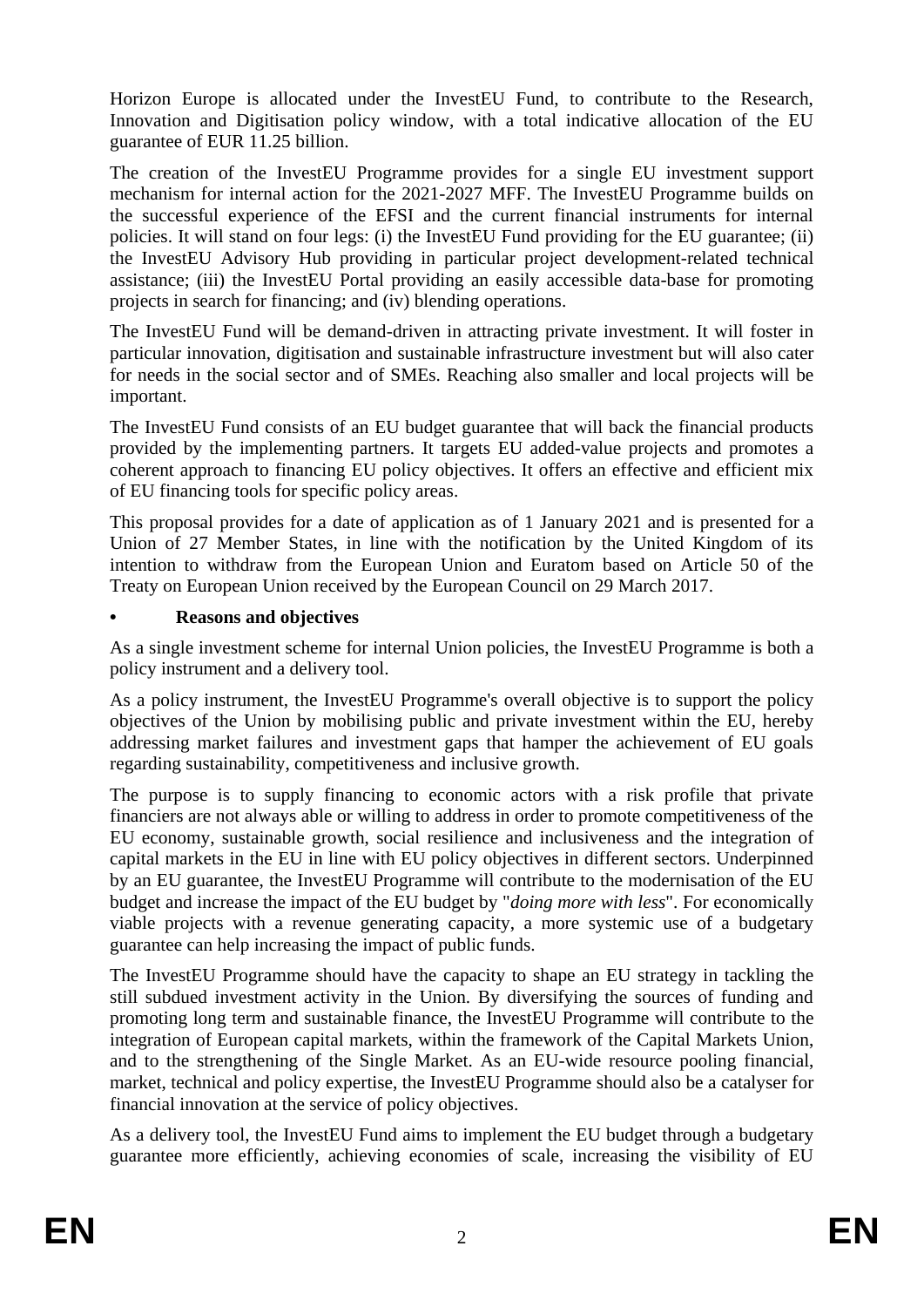Horizon Europe is allocated under the InvestEU Fund, to contribute to the Research, Innovation and Digitisation policy window, with a total indicative allocation of the EU guarantee of EUR 11.25 billion.

The creation of the InvestEU Programme provides for a single EU investment support mechanism for internal action for the 2021-2027 MFF. The InvestEU Programme builds on the successful experience of the EFSI and the current financial instruments for internal policies. It will stand on four legs: (i) the InvestEU Fund providing for the EU guarantee; (ii) the InvestEU Advisory Hub providing in particular project development-related technical assistance; (iii) the InvestEU Portal providing an easily accessible data-base for promoting projects in search for financing; and (iv) blending operations.

The InvestEU Fund will be demand-driven in attracting private investment. It will foster in particular innovation, digitisation and sustainable infrastructure investment but will also cater for needs in the social sector and of SMEs. Reaching also smaller and local projects will be important.

The InvestEU Fund consists of an EU budget guarantee that will back the financial products provided by the implementing partners. It targets EU added-value projects and promotes a coherent approach to financing EU policy objectives. It offers an effective and efficient mix of EU financing tools for specific policy areas.

This proposal provides for a date of application as of 1 January 2021 and is presented for a Union of 27 Member States, in line with the notification by the United Kingdom of its intention to withdraw from the European Union and Euratom based on Article 50 of the Treaty on European Union received by the European Council on 29 March 2017.

- **Reasons and objectives**

As a single investment scheme for internal Union policies, the InvestEU Programme is both a policy instrument and a delivery tool.

As a policy instrument, the InvestEU Programme's overall objective is to support the policy objectives of the Union by mobilising public and private investment within the EU, hereby addressing market failures and investment gaps that hamper the achievement of EU goals regarding sustainability, competitiveness and inclusive growth.

The purpose is to supply financing to economic actors with a risk profile that private financiers are not always able or willing to address in order to promote competitiveness of the EU economy, sustainable growth, social resilience and inclusiveness and the integration of capital markets in the EU in line with EU policy objectives in different sectors. Underpinned by an EU guarantee, the InvestEU Programme will contribute to the modernisation of the EU budget and increase the impact of the EU budget by "*doing more with less*". For economically viable projects with a revenue generating capacity, a more systemic use of a budgetary guarantee can help increasing the impact of public funds.

The InvestEU Programme should have the capacity to shape an EU strategy in tackling the still subdued investment activity in the Union. By diversifying the sources of funding and promoting long term and sustainable finance, the InvestEU Programme will contribute to the integration of European capital markets, within the framework of the Capital Markets Union, and to the strengthening of the Single Market. As an EU-wide resource pooling financial, market, technical and policy expertise, the InvestEU Programme should also be a catalyser for financial innovation at the service of policy objectives.

As a delivery tool, the InvestEU Fund aims to implement the EU budget through a budgetary guarantee more efficiently, achieving economies of scale, increasing the visibility of EU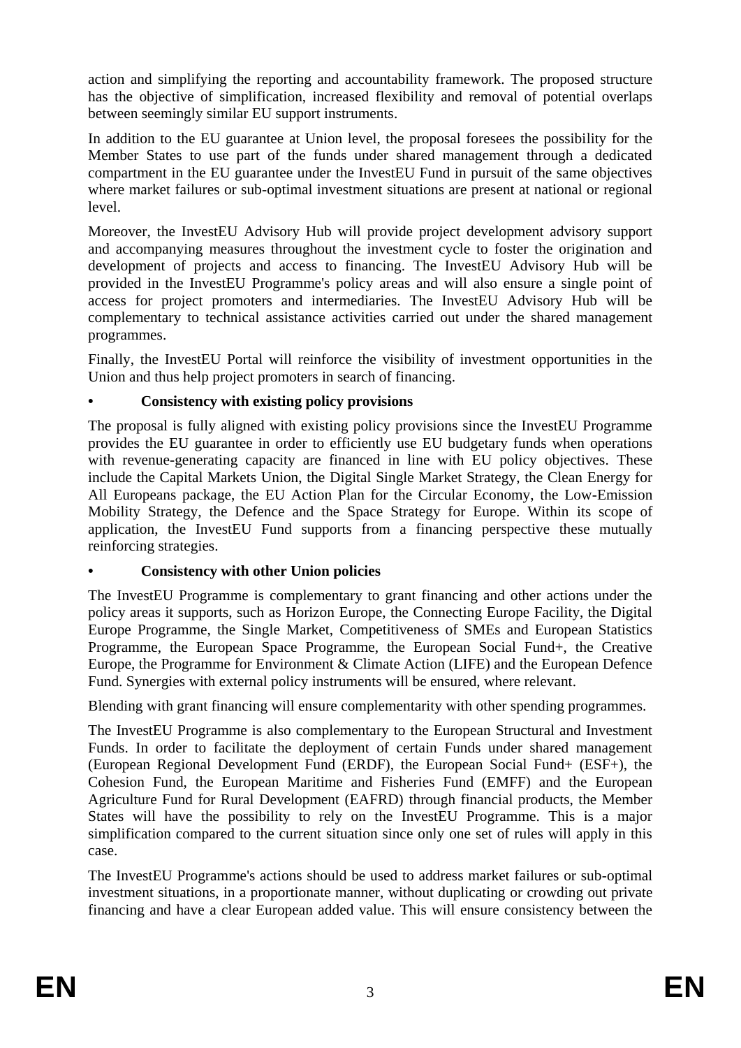action and simplifying the reporting and accountability framework. The proposed structure has the objective of simplification, increased flexibility and removal of potential overlaps between seemingly similar EU support instruments.

In addition to the EU guarantee at Union level, the proposal foresees the possibility for the Member States to use part of the funds under shared management through a dedicated compartment in the EU guarantee under the InvestEU Fund in pursuit of the same objectives where market failures or sub-optimal investment situations are present at national or regional level.

Moreover, the InvestEU Advisory Hub will provide project development advisory support and accompanying measures throughout the investment cycle to foster the origination and development of projects and access to financing. The InvestEU Advisory Hub will be provided in the InvestEU Programme's policy areas and will also ensure a single point of access for project promoters and intermediaries. The InvestEU Advisory Hub will be complementary to technical assistance activities carried out under the shared management programmes.

Finally, the InvestEU Portal will reinforce the visibility of investment opportunities in the Union and thus help project promoters in search of financing.

- **Consistency with existing policy provisions**

The proposal is fully aligned with existing policy provisions since the InvestEU Programme provides the EU guarantee in order to efficiently use EU budgetary funds when operations with revenue-generating capacity are financed in line with EU policy objectives. These include the Capital Markets Union, the Digital Single Market Strategy, the Clean Energy for All Europeans package, the EU Action Plan for the Circular Economy, the Low-Emission Mobility Strategy, the Defence and the Space Strategy for Europe. Within its scope of application, the InvestEU Fund supports from a financing perspective these mutually reinforcing strategies.

- **Consistency with other Union policies**

The InvestEU Programme is complementary to grant financing and other actions under the policy areas it supports, such as Horizon Europe, the Connecting Europe Facility, the Digital Europe Programme, the Single Market, Competitiveness of SMEs and European Statistics Programme, the European Space Programme, the European Social Fund+, the Creative Europe, the Programme for Environment & Climate Action (LIFE) and the European Defence Fund. Synergies with external policy instruments will be ensured, where relevant.

Blending with grant financing will ensure complementarity with other spending programmes.

The InvestEU Programme is also complementary to the European Structural and Investment Funds. In order to facilitate the deployment of certain Funds under shared management (European Regional Development Fund (ERDF), the European Social Fund+ (ESF+), the Cohesion Fund, the European Maritime and Fisheries Fund (EMFF) and the European Agriculture Fund for Rural Development (EAFRD) through financial products, the Member States will have the possibility to rely on the InvestEU Programme. This is a major simplification compared to the current situation since only one set of rules will apply in this case.

The InvestEU Programme's actions should be used to address market failures or sub-optimal investment situations, in a proportionate manner, without duplicating or crowding out private financing and have a clear European added value. This will ensure consistency between the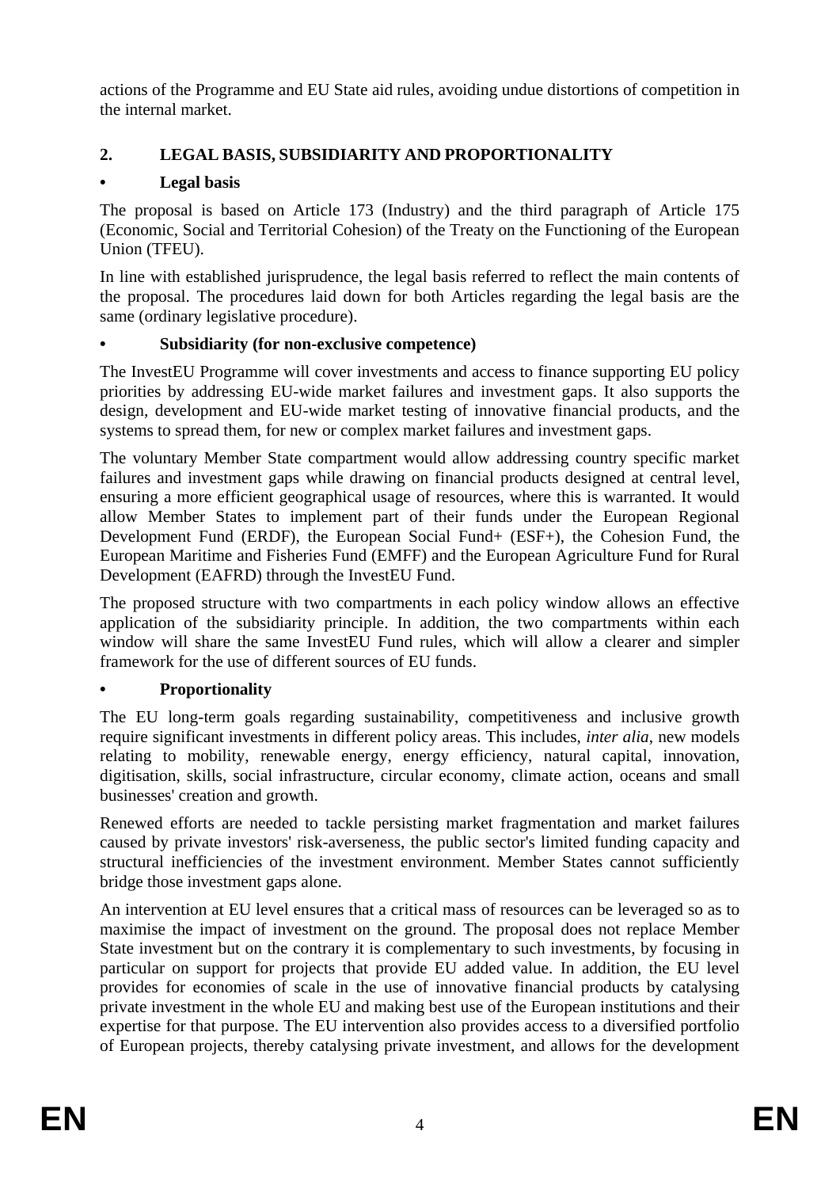actions of the Programme and EU State aid rules, avoiding undue distortions of competition in the internal market.

## 2. LEGAL BASIS, SUBSIDIARITY AND PROPORTIONALITY

### • Legal basis

The proposal is based on Article 173 (Industry) and the third paragraph of Article 175 (Economic, Social and Territorial Cohesion) of the Treaty on the Functioning of the European Union (TFEU).

In line with established jurisprudence, the legal basis referred to reflect the main contents of the proposal. The procedures laid down for both Articles regarding the legal basis are the same (ordinary legislative procedure).

### • Subsidiarity (for non-exclusive competence)

The InvestEU Programme will cover investments and access to finance supporting EU policy priorities by addressing EU-wide market failures and investment gaps. It also supports the design, development and EU-wide market testing of innovative financial products, and the systems to spread them, for new or complex market failures and investment gaps.

The voluntary Member State compartment would allow addressing country specific market failures and investment gaps while drawing on financial products designed at central level, ensuring a more efficient geographical usage of resources, where this is warranted. It would allow Member States to implement part of their funds under the European Regional Development Fund (ERDF), the European Social Fund+ (ESF+), the Cohesion Fund, the European Maritime and Fisheries Fund (EMFF) and the European Agriculture Fund for Rural Development (EAFRD) through the InvestEU Fund.

The proposed structure with two compartments in each policy window allows an effective application of the subsidiarity principle. In addition, the two compartments within each window will share the same InvestEU Fund rules, which will allow a clearer and simpler framework for the use of different sources of EU funds.

### • Proportionality

The EU long-term goals regarding sustainability, competitiveness and inclusive growth require significant investments in different policy areas. This includes, *inter alia*, new models relating to mobility, renewable energy, energy efficiency, natural capital, innovation, digitisation, skills, social infrastructure, circular economy, climate action, oceans and small businesses' creation and growth.

Renewed efforts are needed to tackle persisting market fragmentation and market failures caused by private investors' risk-averseness, the public sector's limited funding capacity and structural inefficiencies of the investment environment. Member States cannot sufficiently bridge those investment gaps alone.

An intervention at EU level ensures that a critical mass of resources can be leveraged so as to maximise the impact of investment on the ground. The proposal does not replace Member State investment but on the contrary it is complementary to such investments, by focusing in particular on support for projects that provide EU added value. In addition, the EU level provides for economies of scale in the use of innovative financial products by catalysing private investment in the whole EU and making best use of the European institutions and their expertise for that purpose. The EU intervention also provides access to a diversified portfolio of European projects, thereby catalysing private investment, and allows for the development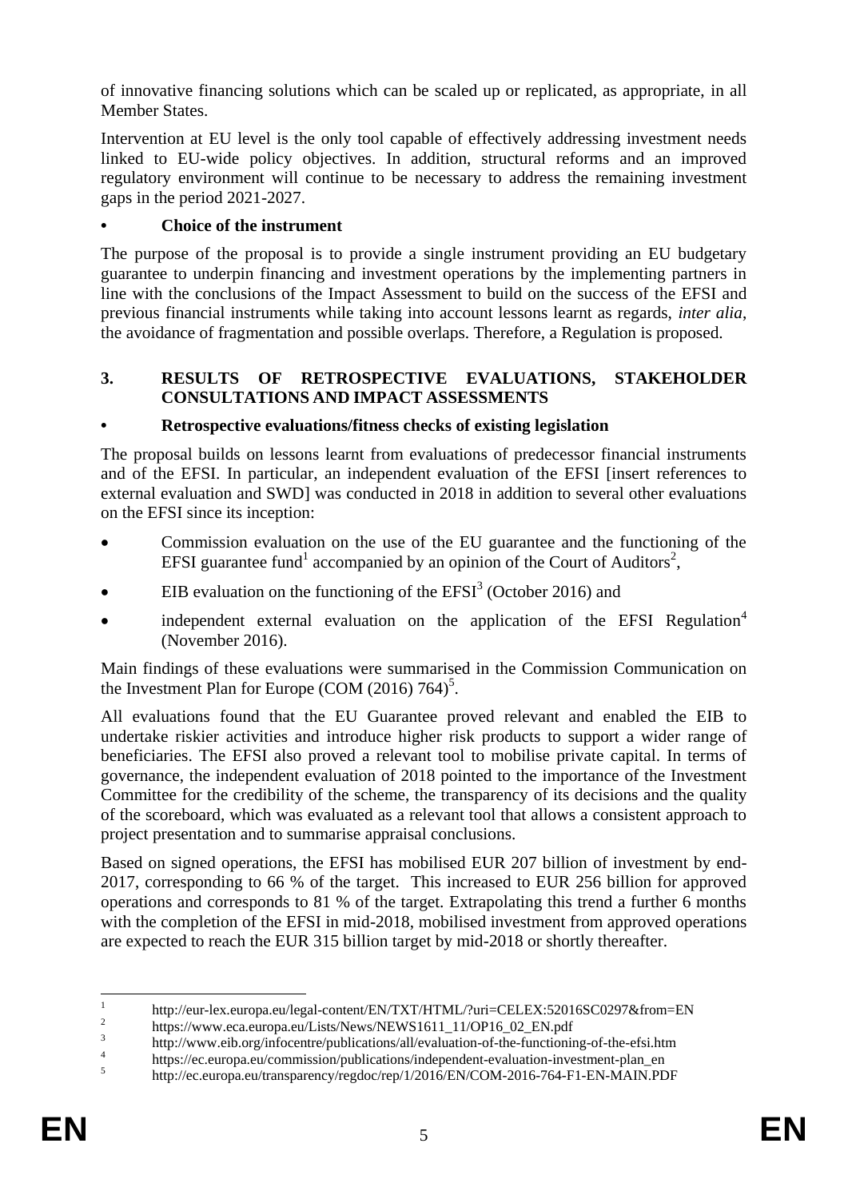of innovative financing solutions which can be scaled up or replicated, as appropriate, in all Member States.

Intervention at EU level is the only tool capable of effectively addressing investment needs linked to EU-wide policy objectives. In addition, structural reforms and an improved regulatory environment will continue to be necessary to address the remaining investment gaps in the period 2021-2027.

- **Choice of the instrument**

The purpose of the proposal is to provide a single instrument providing an EU budgetary guarantee to underpin financing and investment operations by the implementing partners in line with the conclusions of the Impact Assessment to build on the success of the EFSI and previous financial instruments while taking into account lessons learnt as regards, *inter alia*, the avoidance of fragmentation and possible overlaps. Therefore, a Regulation is proposed.

## 3. RESULTS OF RETROSPECTIVE EVALUATIONS, STAKEHOLDER CONSULTATIONS AND IMPACT ASSESSMENTS

- **Retrospective evaluations/fitness checks of existing legislation**

The proposal builds on lessons learnt from evaluations of predecessor financial instruments and of the EFSI. In particular, an independent evaluation of the EFSI [insert references to external evaluation and SWD] was conducted in 2018 in addition to several other evaluations on the EFSI since its inception:

- Commission evaluation on the use of the EU guarantee and the functioning of the EFSI guarantee fund[1] accompanied by an opinion of the Court of Auditors[2],
- EIB evaluation on the functioning of the EFSI[3] (October 2016) and
- independent external evaluation on the application of the EFSI Regulation[4] (November 2016).

Main findings of these evaluations were summarised in the Commission Communication on the Investment Plan for Europe (COM (2016) 764)[5].

All evaluations found that the EU Guarantee proved relevant and enabled the EIB to undertake riskier activities and introduce higher risk products to support a wider range of beneficiaries. The EFSI also proved a relevant tool to mobilise private capital. In terms of governance, the independent evaluation of 2018 pointed to the importance of the Investment Committee for the credibility of the scheme, the transparency of its decisions and the quality of the scoreboard, which was evaluated as a relevant tool that allows a consistent approach to project presentation and to summarise appraisal conclusions.

Based on signed operations, the EFSI has mobilised EUR 207 billion of investment by end-2017, corresponding to 66 % of the target. This increased to EUR 256 billion for approved operations and corresponds to 81 % of the target. Extrapolating this trend a further 6 months with the completion of the EFSI in mid-2018, mobilised investment from approved operations are expected to reach the EUR 315 billion target by mid-2018 or shortly thereafter.

---

[1] http://eur-lex.europa.eu/legal-content/EN/TXT/HTML/?uri=CELEX:52016SC0297&from=EN

[2] https://www.eca.europa.eu/Lists/News/NEWS1611_11/OP16_02_EN.pdf

[3] http://www.eib.org/infocentre/publications/all/evaluation-of-the-functioning-of-the-efsi.htm

[4] https://ec.europa.eu/commission/publications/independent-evaluation-investment-plan_en

[5] http://ec.europa.eu/transparency/regdoc/rep/1/2016/EN/COM-2016-764-F1-EN-MAIN.PDF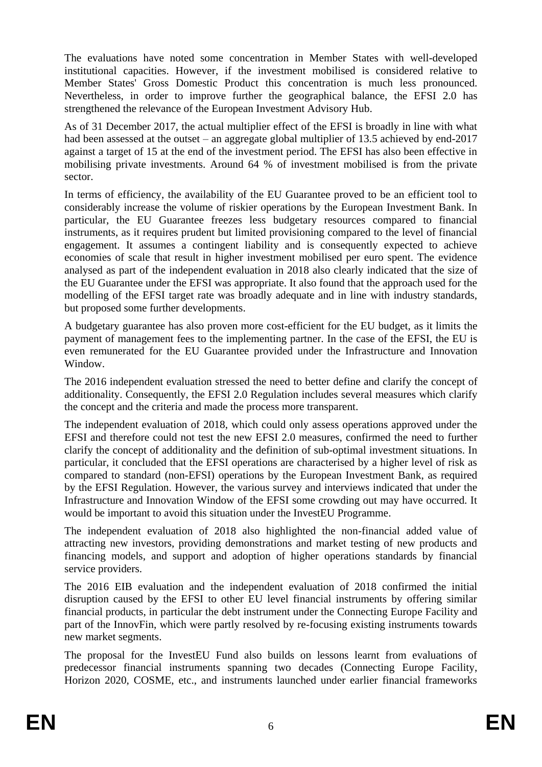The evaluations have noted some concentration in Member States with well-developed institutional capacities. However, if the investment mobilised is considered relative to Member States' Gross Domestic Product this concentration is much less pronounced. Nevertheless, in order to improve further the geographical balance, the EFSI 2.0 has strengthened the relevance of the European Investment Advisory Hub.

As of 31 December 2017, the actual multiplier effect of the EFSI is broadly in line with what had been assessed at the outset – an aggregate global multiplier of 13.5 achieved by end-2017 against a target of 15 at the end of the investment period. The EFSI has also been effective in mobilising private investments. Around 64 % of investment mobilised is from the private sector.

In terms of efficiency, the availability of the EU Guarantee proved to be an efficient tool to considerably increase the volume of riskier operations by the European Investment Bank. In particular, the EU Guarantee freezes less budgetary resources compared to financial instruments, as it requires prudent but limited provisioning compared to the level of financial engagement. It assumes a contingent liability and is consequently expected to achieve economies of scale that result in higher investment mobilised per euro spent. The evidence analysed as part of the independent evaluation in 2018 also clearly indicated that the size of the EU Guarantee under the EFSI was appropriate. It also found that the approach used for the modelling of the EFSI target rate was broadly adequate and in line with industry standards, but proposed some further developments.

A budgetary guarantee has also proven more cost-efficient for the EU budget, as it limits the payment of management fees to the implementing partner. In the case of the EFSI, the EU is even remunerated for the EU Guarantee provided under the Infrastructure and Innovation Window.

The 2016 independent evaluation stressed the need to better define and clarify the concept of additionality. Consequently, the EFSI 2.0 Regulation includes several measures which clarify the concept and the criteria and made the process more transparent.

The independent evaluation of 2018, which could only assess operations approved under the EFSI and therefore could not test the new EFSI 2.0 measures, confirmed the need to further clarify the concept of additionality and the definition of sub-optimal investment situations. In particular, it concluded that the EFSI operations are characterised by a higher level of risk as compared to standard (non-EFSI) operations by the European Investment Bank, as required by the EFSI Regulation. However, the various survey and interviews indicated that under the Infrastructure and Innovation Window of the EFSI some crowding out may have occurred. It would be important to avoid this situation under the InvestEU Programme.

The independent evaluation of 2018 also highlighted the non-financial added value of attracting new investors, providing demonstrations and market testing of new products and financing models, and support and adoption of higher operations standards by financial service providers.

The 2016 EIB evaluation and the independent evaluation of 2018 confirmed the initial disruption caused by the EFSI to other EU level financial instruments by offering similar financial products, in particular the debt instrument under the Connecting Europe Facility and part of the InnovFin, which were partly resolved by re-focusing existing instruments towards new market segments.

The proposal for the InvestEU Fund also builds on lessons learnt from evaluations of predecessor financial instruments spanning two decades (Connecting Europe Facility, Horizon 2020, COSME, etc., and instruments launched under earlier financial frameworks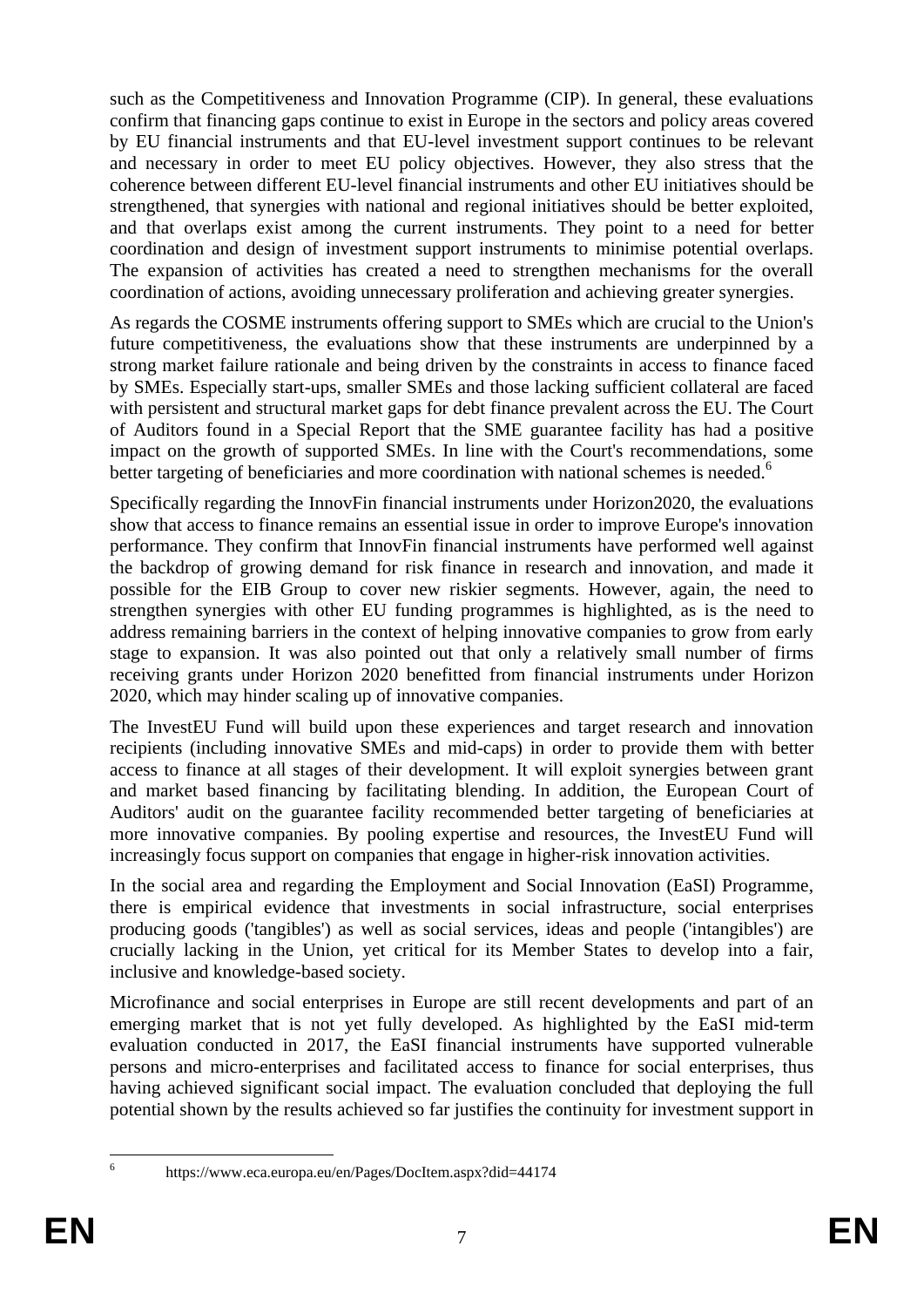such as the Competitiveness and Innovation Programme (CIP). In general, these evaluations confirm that financing gaps continue to exist in Europe in the sectors and policy areas covered by EU financial instruments and that EU-level investment support continues to be relevant and necessary in order to meet EU policy objectives. However, they also stress that the coherence between different EU-level financial instruments and other EU initiatives should be strengthened, that synergies with national and regional initiatives should be better exploited, and that overlaps exist among the current instruments. They point to a need for better coordination and design of investment support instruments to minimise potential overlaps. The expansion of activities has created a need to strengthen mechanisms for the overall coordination of actions, avoiding unnecessary proliferation and achieving greater synergies.

As regards the COSME instruments offering support to SMEs which are crucial to the Union's future competitiveness, the evaluations show that these instruments are underpinned by a strong market failure rationale and being driven by the constraints in access to finance faced by SMEs. Especially start-ups, smaller SMEs and those lacking sufficient collateral are faced with persistent and structural market gaps for debt finance prevalent across the EU. The Court of Auditors found in a Special Report that the SME guarantee facility has had a positive impact on the growth of supported SMEs. In line with the Court's recommendations, some better targeting of beneficiaries and more coordination with national schemes is needed.[6]

Specifically regarding the InnovFin financial instruments under Horizon2020, the evaluations show that access to finance remains an essential issue in order to improve Europe's innovation performance. They confirm that InnovFin financial instruments have performed well against the backdrop of growing demand for risk finance in research and innovation, and made it possible for the EIB Group to cover new riskier segments. However, again, the need to strengthen synergies with other EU funding programmes is highlighted, as is the need to address remaining barriers in the context of helping innovative companies to grow from early stage to expansion. It was also pointed out that only a relatively small number of firms receiving grants under Horizon 2020 benefitted from financial instruments under Horizon 2020, which may hinder scaling up of innovative companies.

The InvestEU Fund will build upon these experiences and target research and innovation recipients (including innovative SMEs and mid-caps) in order to provide them with better access to finance at all stages of their development. It will exploit synergies between grant and market based financing by facilitating blending. In addition, the European Court of Auditors' audit on the guarantee facility recommended better targeting of beneficiaries at more innovative companies. By pooling expertise and resources, the InvestEU Fund will increasingly focus support on companies that engage in higher-risk innovation activities.

In the social area and regarding the Employment and Social Innovation (EaSI) Programme, there is empirical evidence that investments in social infrastructure, social enterprises producing goods ('tangibles') as well as social services, ideas and people ('intangibles') are crucially lacking in the Union, yet critical for its Member States to develop into a fair, inclusive and knowledge-based society.

Microfinance and social enterprises in Europe are still recent developments and part of an emerging market that is not yet fully developed. As highlighted by the EaSI mid-term evaluation conducted in 2017, the EaSI financial instruments have supported vulnerable persons and micro-enterprises and facilitated access to finance for social enterprises, thus having achieved significant social impact. The evaluation concluded that deploying the full potential shown by the results achieved so far justifies the continuity for investment support in

---

[6] https://www.eca.europa.eu/en/Pages/DocItem.aspx?did=44174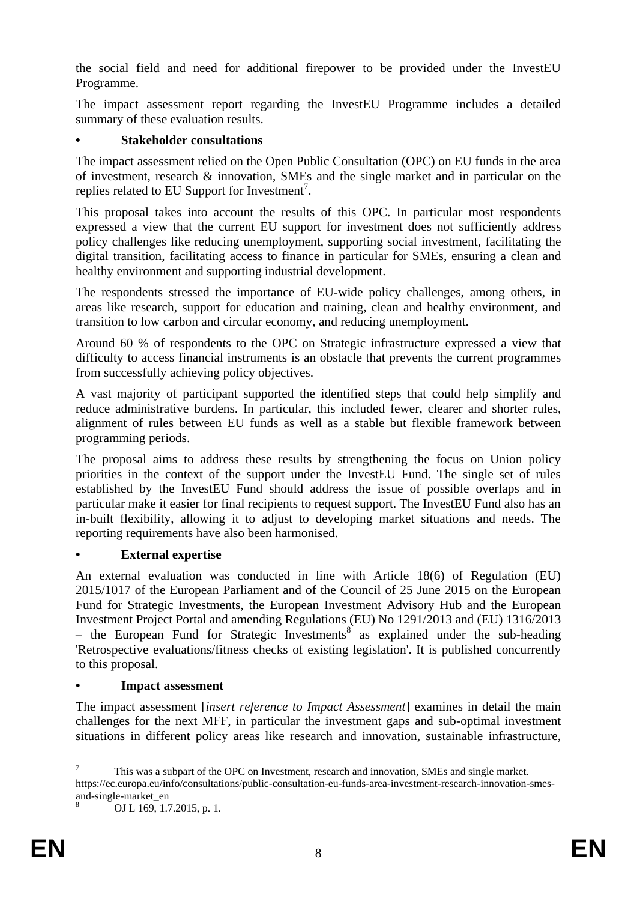the social field and need for additional firepower to be provided under the InvestEU Programme.

The impact assessment report regarding the InvestEU Programme includes a detailed summary of these evaluation results.

- **Stakeholder consultations**

The impact assessment relied on the Open Public Consultation (OPC) on EU funds in the area of investment, research & innovation, SMEs and the single market and in particular on the replies related to EU Support for Investment[7].

This proposal takes into account the results of this OPC. In particular most respondents expressed a view that the current EU support for investment does not sufficiently address policy challenges like reducing unemployment, supporting social investment, facilitating the digital transition, facilitating access to finance in particular for SMEs, ensuring a clean and healthy environment and supporting industrial development.

The respondents stressed the importance of EU-wide policy challenges, among others, in areas like research, support for education and training, clean and healthy environment, and transition to low carbon and circular economy, and reducing unemployment.

Around 60 % of respondents to the OPC on Strategic infrastructure expressed a view that difficulty to access financial instruments is an obstacle that prevents the current programmes from successfully achieving policy objectives.

A vast majority of participant supported the identified steps that could help simplify and reduce administrative burdens. In particular, this included fewer, clearer and shorter rules, alignment of rules between EU funds as well as a stable but flexible framework between programming periods.

The proposal aims to address these results by strengthening the focus on Union policy priorities in the context of the support under the InvestEU Fund. The single set of rules established by the InvestEU Fund should address the issue of possible overlaps and in particular make it easier for final recipients to request support. The InvestEU Fund also has an in-built flexibility, allowing it to adjust to developing market situations and needs. The reporting requirements have also been harmonised.

- **External expertise**

An external evaluation was conducted in line with Article 18(6) of Regulation (EU) 2015/1017 of the European Parliament and of the Council of 25 June 2015 on the European Fund for Strategic Investments, the European Investment Advisory Hub and the European Investment Project Portal and amending Regulations (EU) No 1291/2013 and (EU) 1316/2013 – the European Fund for Strategic Investments[8] as explained under the sub-heading 'Retrospective evaluations/fitness checks of existing legislation'. It is published concurrently to this proposal.

- **Impact assessment**

The impact assessment [*insert reference to Impact Assessment*] examines in detail the main challenges for the next MFF, in particular the investment gaps and sub-optimal investment situations in different policy areas like research and innovation, sustainable infrastructure,

---

[7] This was a subpart of the OPC on Investment, research and innovation, SMEs and single market. https://ec.europa.eu/info/consultations/public-consultation-eu-funds-area-investment-research-innovation-smes-and-single-market_en

[8] OJ L 169, 1.7.2015, p. 1.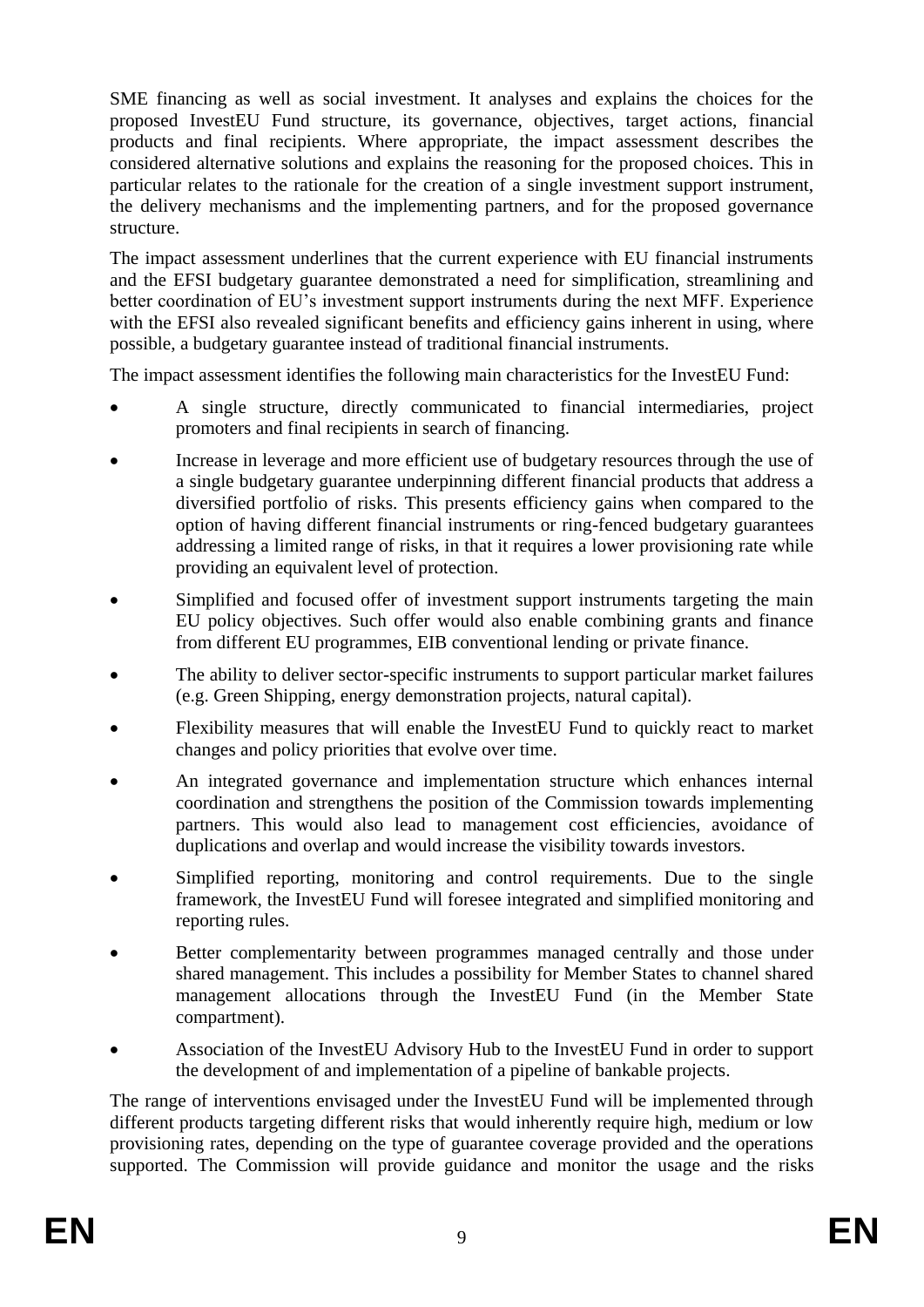SME financing as well as social investment. It analyses and explains the choices for the proposed InvestEU Fund structure, its governance, objectives, target actions, financial products and final recipients. Where appropriate, the impact assessment describes the considered alternative solutions and explains the reasoning for the proposed choices. This in particular relates to the rationale for the creation of a single investment support instrument, the delivery mechanisms and the implementing partners, and for the proposed governance structure.

The impact assessment underlines that the current experience with EU financial instruments and the EFSI budgetary guarantee demonstrated a need for simplification, streamlining and better coordination of EU's investment support instruments during the next MFF. Experience with the EFSI also revealed significant benefits and efficiency gains inherent in using, where possible, a budgetary guarantee instead of traditional financial instruments.

The impact assessment identifies the following main characteristics for the InvestEU Fund:

- A single structure, directly communicated to financial intermediaries, project promoters and final recipients in search of financing.
- Increase in leverage and more efficient use of budgetary resources through the use of a single budgetary guarantee underpinning different financial products that address a diversified portfolio of risks. This presents efficiency gains when compared to the option of having different financial instruments or ring-fenced budgetary guarantees addressing a limited range of risks, in that it requires a lower provisioning rate while providing an equivalent level of protection.
- Simplified and focused offer of investment support instruments targeting the main EU policy objectives. Such offer would also enable combining grants and finance from different EU programmes, EIB conventional lending or private finance.
- The ability to deliver sector-specific instruments to support particular market failures (e.g. Green Shipping, energy demonstration projects, natural capital).
- Flexibility measures that will enable the InvestEU Fund to quickly react to market changes and policy priorities that evolve over time.
- An integrated governance and implementation structure which enhances internal coordination and strengthens the position of the Commission towards implementing partners. This would also lead to management cost efficiencies, avoidance of duplications and overlap and would increase the visibility towards investors.
- Simplified reporting, monitoring and control requirements. Due to the single framework, the InvestEU Fund will foresee integrated and simplified monitoring and reporting rules.
- Better complementarity between programmes managed centrally and those under shared management. This includes a possibility for Member States to channel shared management allocations through the InvestEU Fund (in the Member State compartment).
- Association of the InvestEU Advisory Hub to the InvestEU Fund in order to support the development of and implementation of a pipeline of bankable projects.

The range of interventions envisaged under the InvestEU Fund will be implemented through different products targeting different risks that would inherently require high, medium or low provisioning rates, depending on the type of guarantee coverage provided and the operations supported. The Commission will provide guidance and monitor the usage and the risks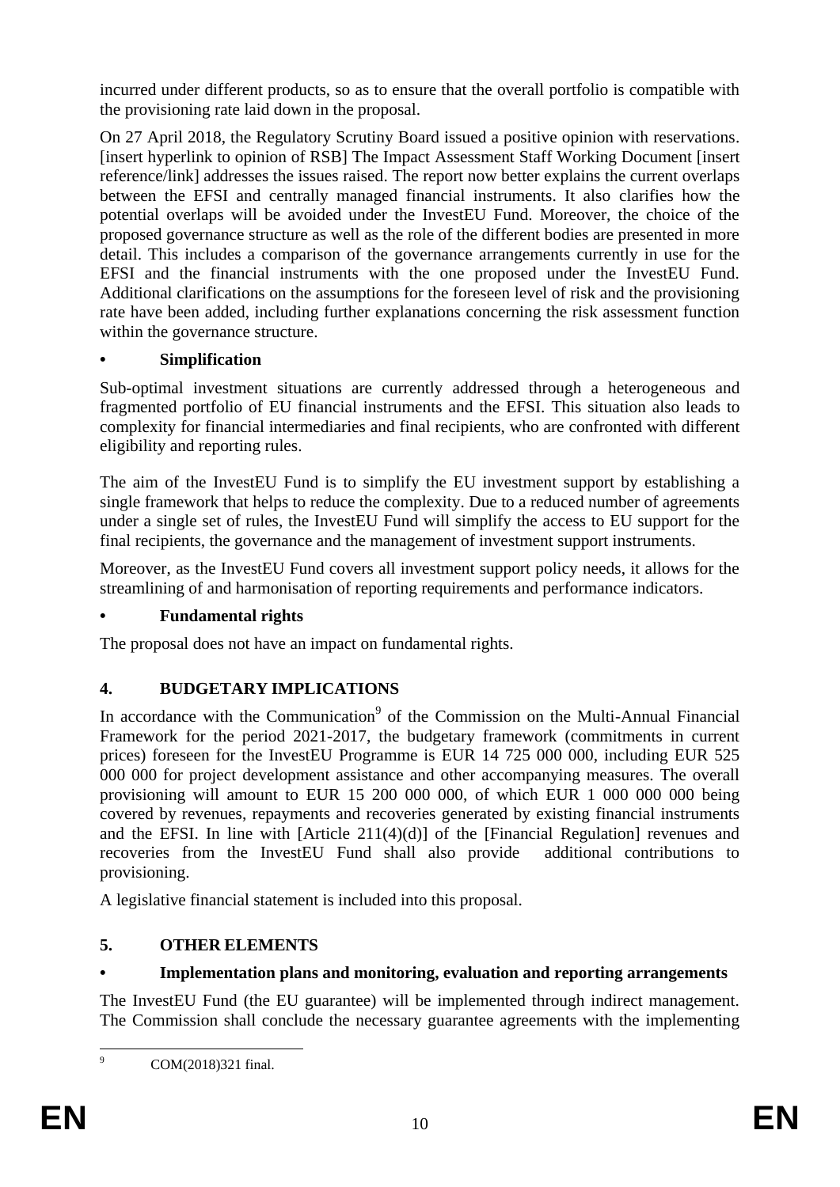incurred under different products, so as to ensure that the overall portfolio is compatible with the provisioning rate laid down in the proposal.

On 27 April 2018, the Regulatory Scrutiny Board issued a positive opinion with reservations. [insert hyperlink to opinion of RSB] The Impact Assessment Staff Working Document [insert reference/link] addresses the issues raised. The report now better explains the current overlaps between the EFSI and centrally managed financial instruments. It also clarifies how the potential overlaps will be avoided under the InvestEU Fund. Moreover, the choice of the proposed governance structure as well as the role of the different bodies are presented in more detail. This includes a comparison of the governance arrangements currently in use for the EFSI and the financial instruments with the one proposed under the InvestEU Fund. Additional clarifications on the assumptions for the foreseen level of risk and the provisioning rate have been added, including further explanations concerning the risk assessment function within the governance structure.

- **Simplification**

Sub-optimal investment situations are currently addressed through a heterogeneous and fragmented portfolio of EU financial instruments and the EFSI. This situation also leads to complexity for financial intermediaries and final recipients, who are confronted with different eligibility and reporting rules.

The aim of the InvestEU Fund is to simplify the EU investment support by establishing a single framework that helps to reduce the complexity. Due to a reduced number of agreements under a single set of rules, the InvestEU Fund will simplify the access to EU support for the final recipients, the governance and the management of investment support instruments.

Moreover, as the InvestEU Fund covers all investment support policy needs, it allows for the streamlining of and harmonisation of reporting requirements and performance indicators.

- **Fundamental rights**

The proposal does not have an impact on fundamental rights.

## 4. BUDGETARY IMPLICATIONS

In accordance with the Communication[9] of the Commission on the Multi-Annual Financial Framework for the period 2021-2017, the budgetary framework (commitments in current prices) foreseen for the InvestEU Programme is EUR 14 725 000 000, including EUR 525 000 000 for project development assistance and other accompanying measures. The overall provisioning will amount to EUR 15 200 000 000, of which EUR 1 000 000 000 being covered by revenues, repayments and recoveries generated by existing financial instruments and the EFSI. In line with [Article 211(4)(d)] of the [Financial Regulation] revenues and recoveries from the InvestEU Fund shall also provide additional contributions to provisioning.

A legislative financial statement is included into this proposal.

## 5. OTHER ELEMENTS

- **Implementation plans and monitoring, evaluation and reporting arrangements**

The InvestEU Fund (the EU guarantee) will be implemented through indirect management. The Commission shall conclude the necessary guarantee agreements with the implementing

[9] COM(2018)321 final.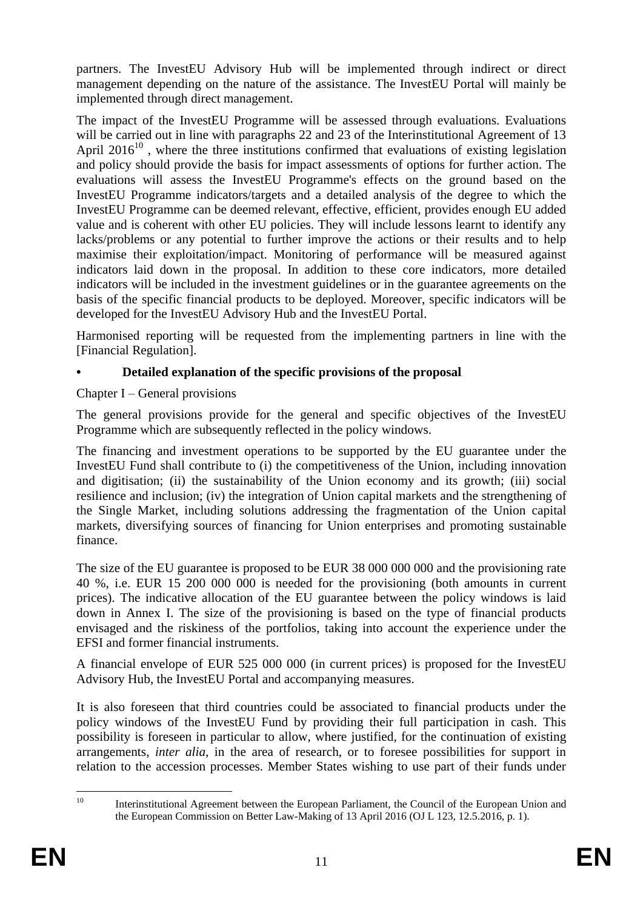partners. The InvestEU Advisory Hub will be implemented through indirect or direct management depending on the nature of the assistance. The InvestEU Portal will mainly be implemented through direct management.

The impact of the InvestEU Programme will be assessed through evaluations. Evaluations will be carried out in line with paragraphs 22 and 23 of the Interinstitutional Agreement of 13 April 2016[10] , where the three institutions confirmed that evaluations of existing legislation and policy should provide the basis for impact assessments of options for further action. The evaluations will assess the InvestEU Programme's effects on the ground based on the InvestEU Programme indicators/targets and a detailed analysis of the degree to which the InvestEU Programme can be deemed relevant, effective, efficient, provides enough EU added value and is coherent with other EU policies. They will include lessons learnt to identify any lacks/problems or any potential to further improve the actions or their results and to help maximise their exploitation/impact. Monitoring of performance will be measured against indicators laid down in the proposal. In addition to these core indicators, more detailed indicators will be included in the investment guidelines or in the guarantee agreements on the basis of the specific financial products to be deployed. Moreover, specific indicators will be developed for the InvestEU Advisory Hub and the InvestEU Portal.

Harmonised reporting will be requested from the implementing partners in line with the [Financial Regulation].

- **Detailed explanation of the specific provisions of the proposal**

Chapter I – General provisions

The general provisions provide for the general and specific objectives of the InvestEU Programme which are subsequently reflected in the policy windows.

The financing and investment operations to be supported by the EU guarantee under the InvestEU Fund shall contribute to (i) the competitiveness of the Union, including innovation and digitisation; (ii) the sustainability of the Union economy and its growth; (iii) social resilience and inclusion; (iv) the integration of Union capital markets and the strengthening of the Single Market, including solutions addressing the fragmentation of the Union capital markets, diversifying sources of financing for Union enterprises and promoting sustainable finance.

The size of the EU guarantee is proposed to be EUR 38 000 000 000 and the provisioning rate 40 %, i.e. EUR 15 200 000 000 is needed for the provisioning (both amounts in current prices). The indicative allocation of the EU guarantee between the policy windows is laid down in Annex I. The size of the provisioning is based on the type of financial products envisaged and the riskiness of the portfolios, taking into account the experience under the EFSI and former financial instruments.

A financial envelope of EUR 525 000 000 (in current prices) is proposed for the InvestEU Advisory Hub, the InvestEU Portal and accompanying measures.

It is also foreseen that third countries could be associated to financial products under the policy windows of the InvestEU Fund by providing their full participation in cash. This possibility is foreseen in particular to allow, where justified, for the continuation of existing arrangements, *inter alia*, in the area of research, or to foresee possibilities for support in relation to the accession processes. Member States wishing to use part of their funds under

[10] Interinstitutional Agreement between the European Parliament, the Council of the European Union and the European Commission on Better Law-Making of 13 April 2016 (OJ L 123, 12.5.2016, p. 1).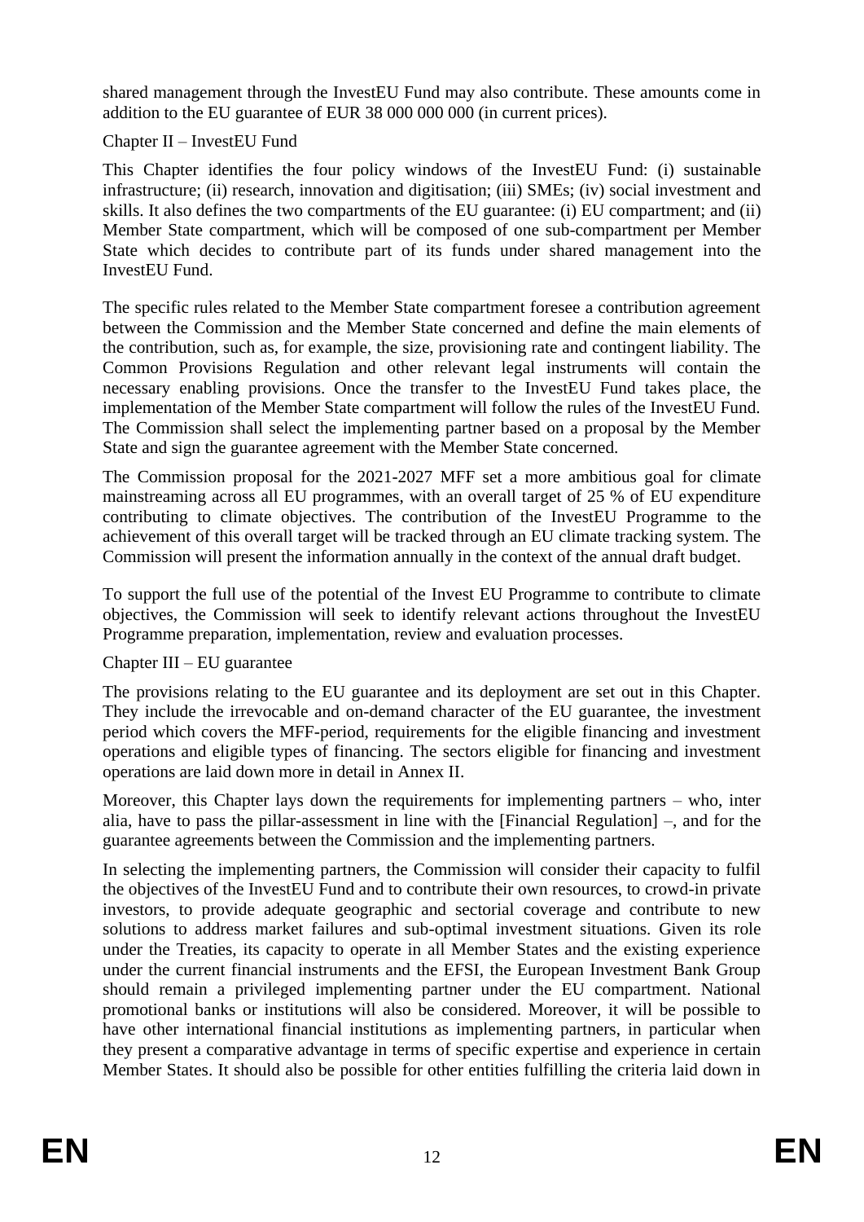shared management through the InvestEU Fund may also contribute. These amounts come in addition to the EU guarantee of EUR 38 000 000 000 (in current prices).

Chapter II – InvestEU Fund

This Chapter identifies the four policy windows of the InvestEU Fund: (i) sustainable infrastructure; (ii) research, innovation and digitisation; (iii) SMEs; (iv) social investment and skills. It also defines the two compartments of the EU guarantee: (i) EU compartment; and (ii) Member State compartment, which will be composed of one sub-compartment per Member State which decides to contribute part of its funds under shared management into the InvestEU Fund.

The specific rules related to the Member State compartment foresee a contribution agreement between the Commission and the Member State concerned and define the main elements of the contribution, such as, for example, the size, provisioning rate and contingent liability. The Common Provisions Regulation and other relevant legal instruments will contain the necessary enabling provisions. Once the transfer to the InvestEU Fund takes place, the implementation of the Member State compartment will follow the rules of the InvestEU Fund. The Commission shall select the implementing partner based on a proposal by the Member State and sign the guarantee agreement with the Member State concerned.

The Commission proposal for the 2021-2027 MFF set a more ambitious goal for climate mainstreaming across all EU programmes, with an overall target of 25 % of EU expenditure contributing to climate objectives. The contribution of the InvestEU Programme to the achievement of this overall target will be tracked through an EU climate tracking system. The Commission will present the information annually in the context of the annual draft budget.

To support the full use of the potential of the Invest EU Programme to contribute to climate objectives, the Commission will seek to identify relevant actions throughout the InvestEU Programme preparation, implementation, review and evaluation processes.

Chapter III – EU guarantee

The provisions relating to the EU guarantee and its deployment are set out in this Chapter. They include the irrevocable and on-demand character of the EU guarantee, the investment period which covers the MFF-period, requirements for the eligible financing and investment operations and eligible types of financing. The sectors eligible for financing and investment operations are laid down more in detail in Annex II.

Moreover, this Chapter lays down the requirements for implementing partners – who, inter alia, have to pass the pillar-assessment in line with the [Financial Regulation] –, and for the guarantee agreements between the Commission and the implementing partners.

In selecting the implementing partners, the Commission will consider their capacity to fulfil the objectives of the InvestEU Fund and to contribute their own resources, to crowd-in private investors, to provide adequate geographic and sectorial coverage and contribute to new solutions to address market failures and sub-optimal investment situations. Given its role under the Treaties, its capacity to operate in all Member States and the existing experience under the current financial instruments and the EFSI, the European Investment Bank Group should remain a privileged implementing partner under the EU compartment. National promotional banks or institutions will also be considered. Moreover, it will be possible to have other international financial institutions as implementing partners, in particular when they present a comparative advantage in terms of specific expertise and experience in certain Member States. It should also be possible for other entities fulfilling the criteria laid down in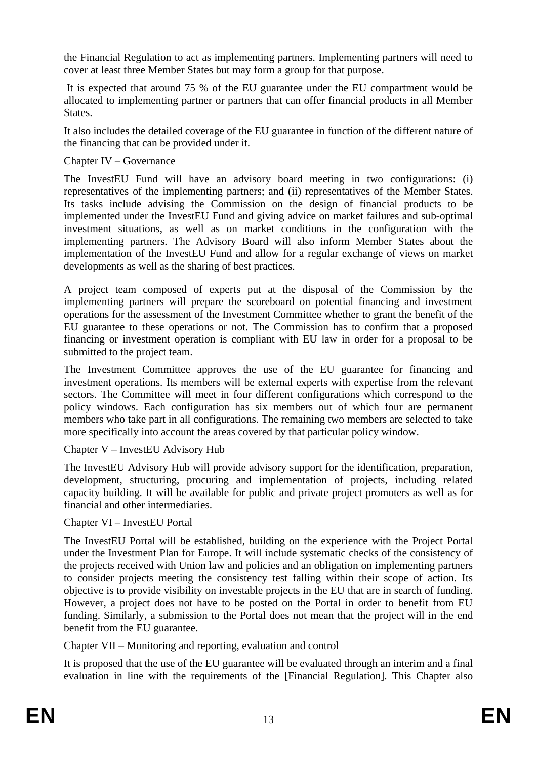the Financial Regulation to act as implementing partners. Implementing partners will need to cover at least three Member States but may form a group for that purpose.

It is expected that around 75 % of the EU guarantee under the EU compartment would be allocated to implementing partner or partners that can offer financial products in all Member States.

It also includes the detailed coverage of the EU guarantee in function of the different nature of the financing that can be provided under it.

Chapter IV – Governance

The InvestEU Fund will have an advisory board meeting in two configurations: (i) representatives of the implementing partners; and (ii) representatives of the Member States. Its tasks include advising the Commission on the design of financial products to be implemented under the InvestEU Fund and giving advice on market failures and sub-optimal investment situations, as well as on market conditions in the configuration with the implementing partners. The Advisory Board will also inform Member States about the implementation of the InvestEU Fund and allow for a regular exchange of views on market developments as well as the sharing of best practices.

A project team composed of experts put at the disposal of the Commission by the implementing partners will prepare the scoreboard on potential financing and investment operations for the assessment of the Investment Committee whether to grant the benefit of the EU guarantee to these operations or not. The Commission has to confirm that a proposed financing or investment operation is compliant with EU law in order for a proposal to be submitted to the project team.

The Investment Committee approves the use of the EU guarantee for financing and investment operations. Its members will be external experts with expertise from the relevant sectors. The Committee will meet in four different configurations which correspond to the policy windows. Each configuration has six members out of which four are permanent members who take part in all configurations. The remaining two members are selected to take more specifically into account the areas covered by that particular policy window.

Chapter V – InvestEU Advisory Hub

The InvestEU Advisory Hub will provide advisory support for the identification, preparation, development, structuring, procuring and implementation of projects, including related capacity building. It will be available for public and private project promoters as well as for financial and other intermediaries.

Chapter VI – InvestEU Portal

The InvestEU Portal will be established, building on the experience with the Project Portal under the Investment Plan for Europe. It will include systematic checks of the consistency of the projects received with Union law and policies and an obligation on implementing partners to consider projects meeting the consistency test falling within their scope of action. Its objective is to provide visibility on investable projects in the EU that are in search of funding. However, a project does not have to be posted on the Portal in order to benefit from EU funding. Similarly, a submission to the Portal does not mean that the project will in the end benefit from the EU guarantee.

Chapter VII – Monitoring and reporting, evaluation and control

It is proposed that the use of the EU guarantee will be evaluated through an interim and a final evaluation in line with the requirements of the [Financial Regulation]. This Chapter also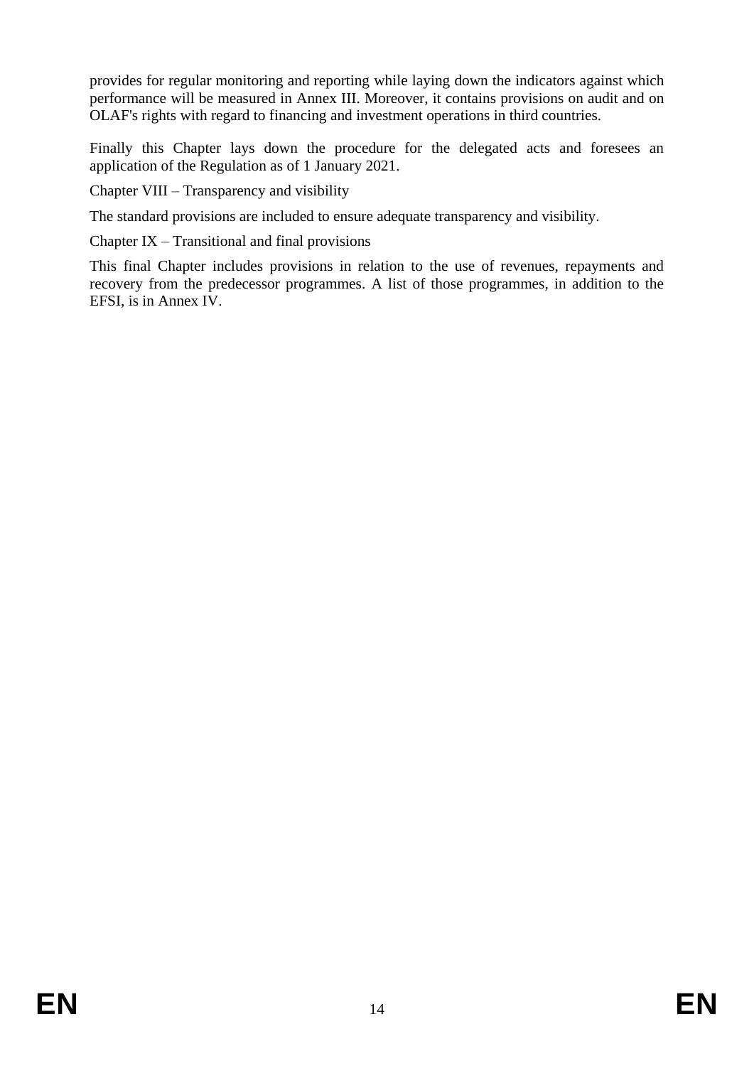provides for regular monitoring and reporting while laying down the indicators against which performance will be measured in Annex III. Moreover, it contains provisions on audit and on OLAF's rights with regard to financing and investment operations in third countries.

Finally this Chapter lays down the procedure for the delegated acts and foresees an application of the Regulation as of 1 January 2021.

Chapter VIII – Transparency and visibility

The standard provisions are included to ensure adequate transparency and visibility.

Chapter IX – Transitional and final provisions

This final Chapter includes provisions in relation to the use of revenues, repayments and recovery from the predecessor programmes. A list of those programmes, in addition to the EFSI, is in Annex IV.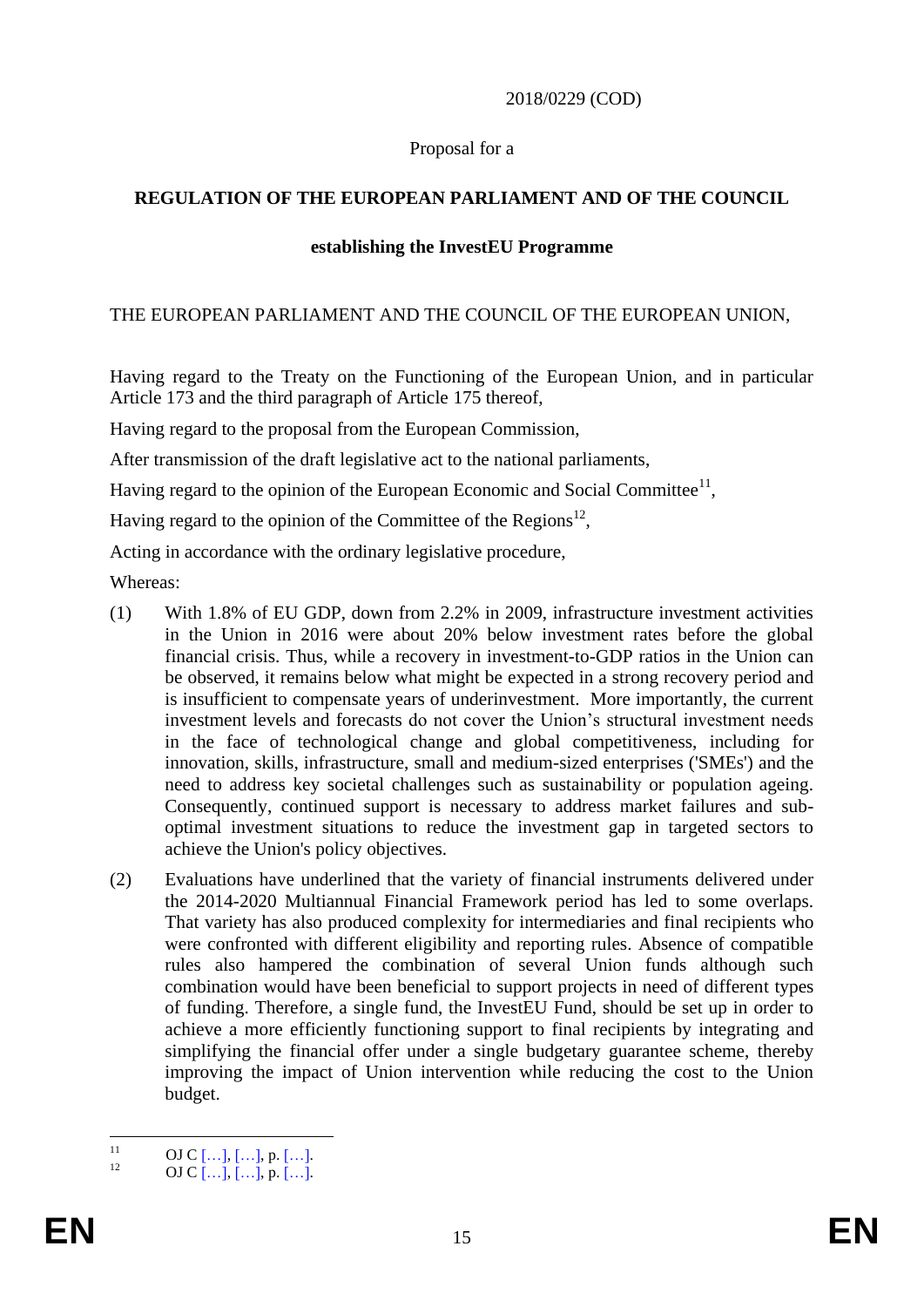2018/0229 (COD)

Proposal for a

**REGULATION OF THE EUROPEAN PARLIAMENT AND OF THE COUNCIL**

**establishing the InvestEU Programme**

THE EUROPEAN PARLIAMENT AND THE COUNCIL OF THE EUROPEAN UNION,

Having regard to the Treaty on the Functioning of the European Union, and in particular Article 173 and the third paragraph of Article 175 thereof,

Having regard to the proposal from the European Commission,

After transmission of the draft legislative act to the national parliaments,

Having regard to the opinion of the European Economic and Social Committee[11],

Having regard to the opinion of the Committee of the Regions[12],

Acting in accordance with the ordinary legislative procedure,

Whereas:

(1) With 1.8% of EU GDP, down from 2.2% in 2009, infrastructure investment activities in the Union in 2016 were about 20% below investment rates before the global financial crisis. Thus, while a recovery in investment-to-GDP ratios in the Union can be observed, it remains below what might be expected in a strong recovery period and is insufficient to compensate years of underinvestment. More importantly, the current investment levels and forecasts do not cover the Union's structural investment needs in the face of technological change and global competitiveness, including for innovation, skills, infrastructure, small and medium-sized enterprises ('SMEs') and the need to address key societal challenges such as sustainability or population ageing. Consequently, continued support is necessary to address market failures and sub-optimal investment situations to reduce the investment gap in targeted sectors to achieve the Union's policy objectives.

(2) Evaluations have underlined that the variety of financial instruments delivered under the 2014-2020 Multiannual Financial Framework period has led to some overlaps. That variety has also produced complexity for intermediaries and final recipients who were confronted with different eligibility and reporting rules. Absence of compatible rules also hampered the combination of several Union funds although such combination would have been beneficial to support projects in need of different types of funding. Therefore, a single fund, the InvestEU Fund, should be set up in order to achieve a more efficiently functioning support to final recipients by integrating and simplifying the financial offer under a single budgetary guarantee scheme, thereby improving the impact of Union intervention while reducing the cost to the Union budget.

---

[11] OJ C […], […], p. […].

[12] OJ C […], […], p. […].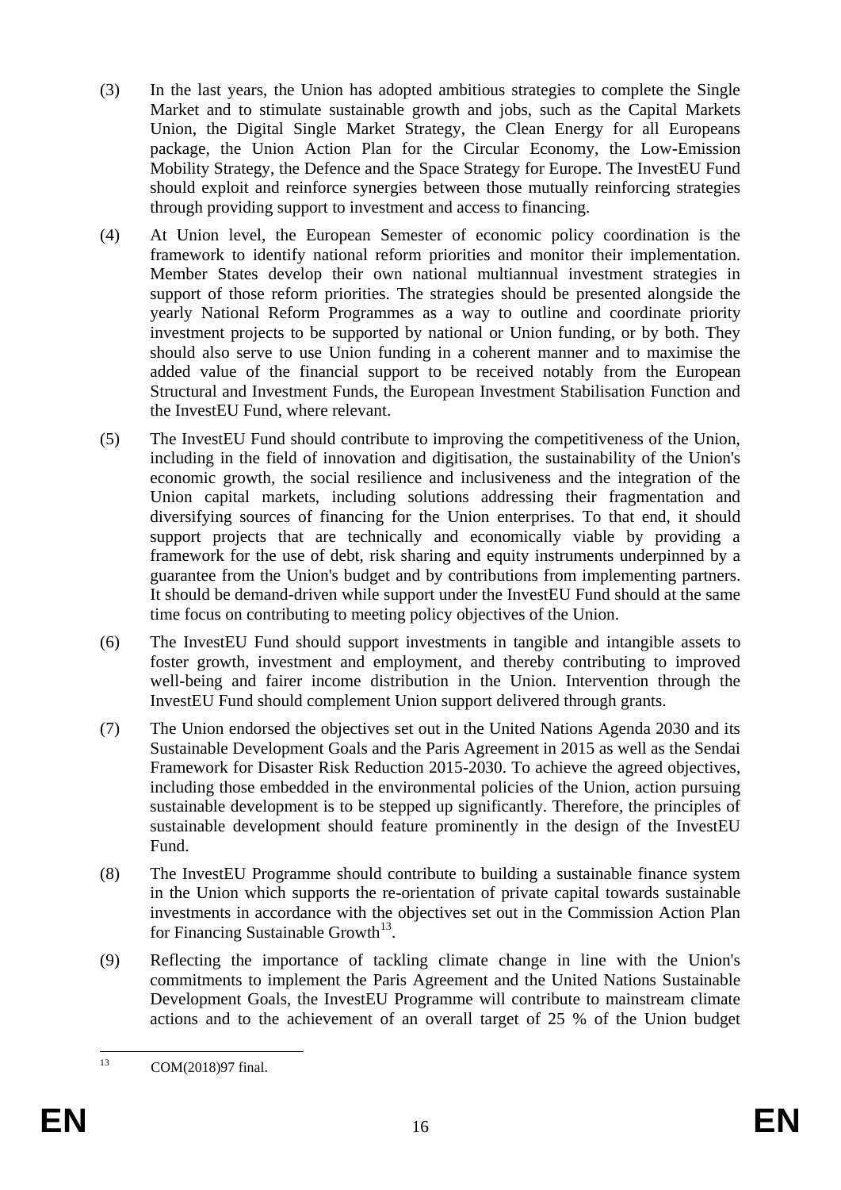(3) In the last years, the Union has adopted ambitious strategies to complete the Single Market and to stimulate sustainable growth and jobs, such as the Capital Markets Union, the Digital Single Market Strategy, the Clean Energy for all Europeans package, the Union Action Plan for the Circular Economy, the Low-Emission Mobility Strategy, the Defence and the Space Strategy for Europe. The InvestEU Fund should exploit and reinforce synergies between those mutually reinforcing strategies through providing support to investment and access to financing.

(4) At Union level, the European Semester of economic policy coordination is the framework to identify national reform priorities and monitor their implementation. Member States develop their own national multiannual investment strategies in support of those reform priorities. The strategies should be presented alongside the yearly National Reform Programmes as a way to outline and coordinate priority investment projects to be supported by national or Union funding, or by both. They should also serve to use Union funding in a coherent manner and to maximise the added value of the financial support to be received notably from the European Structural and Investment Funds, the European Investment Stabilisation Function and the InvestEU Fund, where relevant.

(5) The InvestEU Fund should contribute to improving the competitiveness of the Union, including in the field of innovation and digitisation, the sustainability of the Union's economic growth, the social resilience and inclusiveness and the integration of the Union capital markets, including solutions addressing their fragmentation and diversifying sources of financing for the Union enterprises. To that end, it should support projects that are technically and economically viable by providing a framework for the use of debt, risk sharing and equity instruments underpinned by a guarantee from the Union's budget and by contributions from implementing partners. It should be demand-driven while support under the InvestEU Fund should at the same time focus on contributing to meeting policy objectives of the Union.

(6) The InvestEU Fund should support investments in tangible and intangible assets to foster growth, investment and employment, and thereby contributing to improved well-being and fairer income distribution in the Union. Intervention through the InvestEU Fund should complement Union support delivered through grants.

(7) The Union endorsed the objectives set out in the United Nations Agenda 2030 and its Sustainable Development Goals and the Paris Agreement in 2015 as well as the Sendai Framework for Disaster Risk Reduction 2015-2030. To achieve the agreed objectives, including those embedded in the environmental policies of the Union, action pursuing sustainable development is to be stepped up significantly. Therefore, the principles of sustainable development should feature prominently in the design of the InvestEU Fund.

(8) The InvestEU Programme should contribute to building a sustainable finance system in the Union which supports the re-orientation of private capital towards sustainable investments in accordance with the objectives set out in the Commission Action Plan for Financing Sustainable Growth[13].

(9) Reflecting the importance of tackling climate change in line with the Union's commitments to implement the Paris Agreement and the United Nations Sustainable Development Goals, the InvestEU Programme will contribute to mainstream climate actions and to the achievement of an overall target of 25 % of the Union budget

[13] COM(2018)97 final.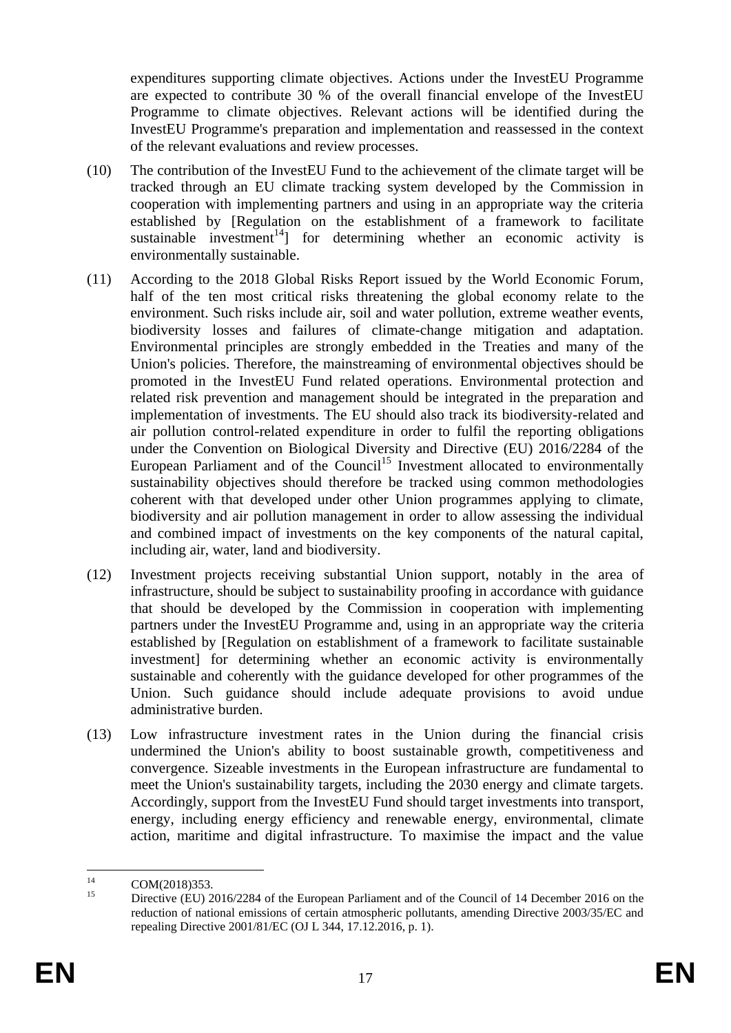expenditures supporting climate objectives. Actions under the InvestEU Programme are expected to contribute 30 % of the overall financial envelope of the InvestEU Programme to climate objectives. Relevant actions will be identified during the InvestEU Programme's preparation and implementation and reassessed in the context of the relevant evaluations and review processes.

(10) The contribution of the InvestEU Fund to the achievement of the climate target will be tracked through an EU climate tracking system developed by the Commission in cooperation with implementing partners and using in an appropriate way the criteria established by [Regulation on the establishment of a framework to facilitate sustainable investment[14]] for determining whether an economic activity is environmentally sustainable.

(11) According to the 2018 Global Risks Report issued by the World Economic Forum, half of the ten most critical risks threatening the global economy relate to the environment. Such risks include air, soil and water pollution, extreme weather events, biodiversity losses and failures of climate-change mitigation and adaptation. Environmental principles are strongly embedded in the Treaties and many of the Union's policies. Therefore, the mainstreaming of environmental objectives should be promoted in the InvestEU Fund related operations. Environmental protection and related risk prevention and management should be integrated in the preparation and implementation of investments. The EU should also track its biodiversity-related and air pollution control-related expenditure in order to fulfil the reporting obligations under the Convention on Biological Diversity and Directive (EU) 2016/2284 of the European Parliament and of the Council[15] Investment allocated to environmentally sustainability objectives should therefore be tracked using common methodologies coherent with that developed under other Union programmes applying to climate, biodiversity and air pollution management in order to allow assessing the individual and combined impact of investments on the key components of the natural capital, including air, water, land and biodiversity.

(12) Investment projects receiving substantial Union support, notably in the area of infrastructure, should be subject to sustainability proofing in accordance with guidance that should be developed by the Commission in cooperation with implementing partners under the InvestEU Programme and, using in an appropriate way the criteria established by [Regulation on establishment of a framework to facilitate sustainable investment] for determining whether an economic activity is environmentally sustainable and coherently with the guidance developed for other programmes of the Union. Such guidance should include adequate provisions to avoid undue administrative burden.

(13) Low infrastructure investment rates in the Union during the financial crisis undermined the Union's ability to boost sustainable growth, competitiveness and convergence. Sizeable investments in the European infrastructure are fundamental to meet the Union's sustainability targets, including the 2030 energy and climate targets. Accordingly, support from the InvestEU Fund should target investments into transport, energy, including energy efficiency and renewable energy, environmental, climate action, maritime and digital infrastructure. To maximise the impact and the value

---

[14] COM(2018)353.

[15] Directive (EU) 2016/2284 of the European Parliament and of the Council of 14 December 2016 on the reduction of national emissions of certain atmospheric pollutants, amending Directive 2003/35/EC and repealing Directive 2001/81/EC (OJ L 344, 17.12.2016, p. 1).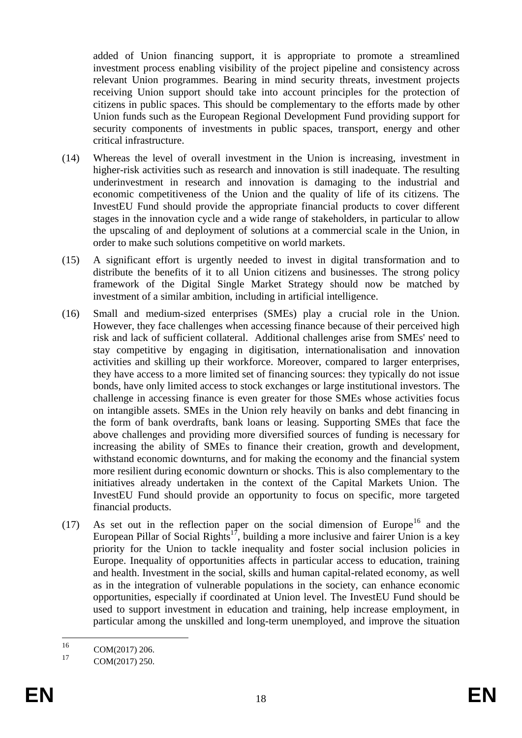added of Union financing support, it is appropriate to promote a streamlined investment process enabling visibility of the project pipeline and consistency across relevant Union programmes. Bearing in mind security threats, investment projects receiving Union support should take into account principles for the protection of citizens in public spaces. This should be complementary to the efforts made by other Union funds such as the European Regional Development Fund providing support for security components of investments in public spaces, transport, energy and other critical infrastructure.

(14) Whereas the level of overall investment in the Union is increasing, investment in higher-risk activities such as research and innovation is still inadequate. The resulting underinvestment in research and innovation is damaging to the industrial and economic competitiveness of the Union and the quality of life of its citizens. The InvestEU Fund should provide the appropriate financial products to cover different stages in the innovation cycle and a wide range of stakeholders, in particular to allow the upscaling of and deployment of solutions at a commercial scale in the Union, in order to make such solutions competitive on world markets.

(15) A significant effort is urgently needed to invest in digital transformation and to distribute the benefits of it to all Union citizens and businesses. The strong policy framework of the Digital Single Market Strategy should now be matched by investment of a similar ambition, including in artificial intelligence.

(16) Small and medium-sized enterprises (SMEs) play a crucial role in the Union. However, they face challenges when accessing finance because of their perceived high risk and lack of sufficient collateral. Additional challenges arise from SMEs' need to stay competitive by engaging in digitisation, internationalisation and innovation activities and skilling up their workforce. Moreover, compared to larger enterprises, they have access to a more limited set of financing sources: they typically do not issue bonds, have only limited access to stock exchanges or large institutional investors. The challenge in accessing finance is even greater for those SMEs whose activities focus on intangible assets. SMEs in the Union rely heavily on banks and debt financing in the form of bank overdrafts, bank loans or leasing. Supporting SMEs that face the above challenges and providing more diversified sources of funding is necessary for increasing the ability of SMEs to finance their creation, growth and development, withstand economic downturns, and for making the economy and the financial system more resilient during economic downturn or shocks. This is also complementary to the initiatives already undertaken in the context of the Capital Markets Union. The InvestEU Fund should provide an opportunity to focus on specific, more targeted financial products.

(17) As set out in the reflection paper on the social dimension of Europe[16] and the European Pillar of Social Rights[17], building a more inclusive and fairer Union is a key priority for the Union to tackle inequality and foster social inclusion policies in Europe. Inequality of opportunities affects in particular access to education, training and health. Investment in the social, skills and human capital-related economy, as well as in the integration of vulnerable populations in the society, can enhance economic opportunities, especially if coordinated at Union level. The InvestEU Fund should be used to support investment in education and training, help increase employment, in particular among the unskilled and long-term unemployed, and improve the situation

[16] COM(2017) 206.

[17] COM(2017) 250.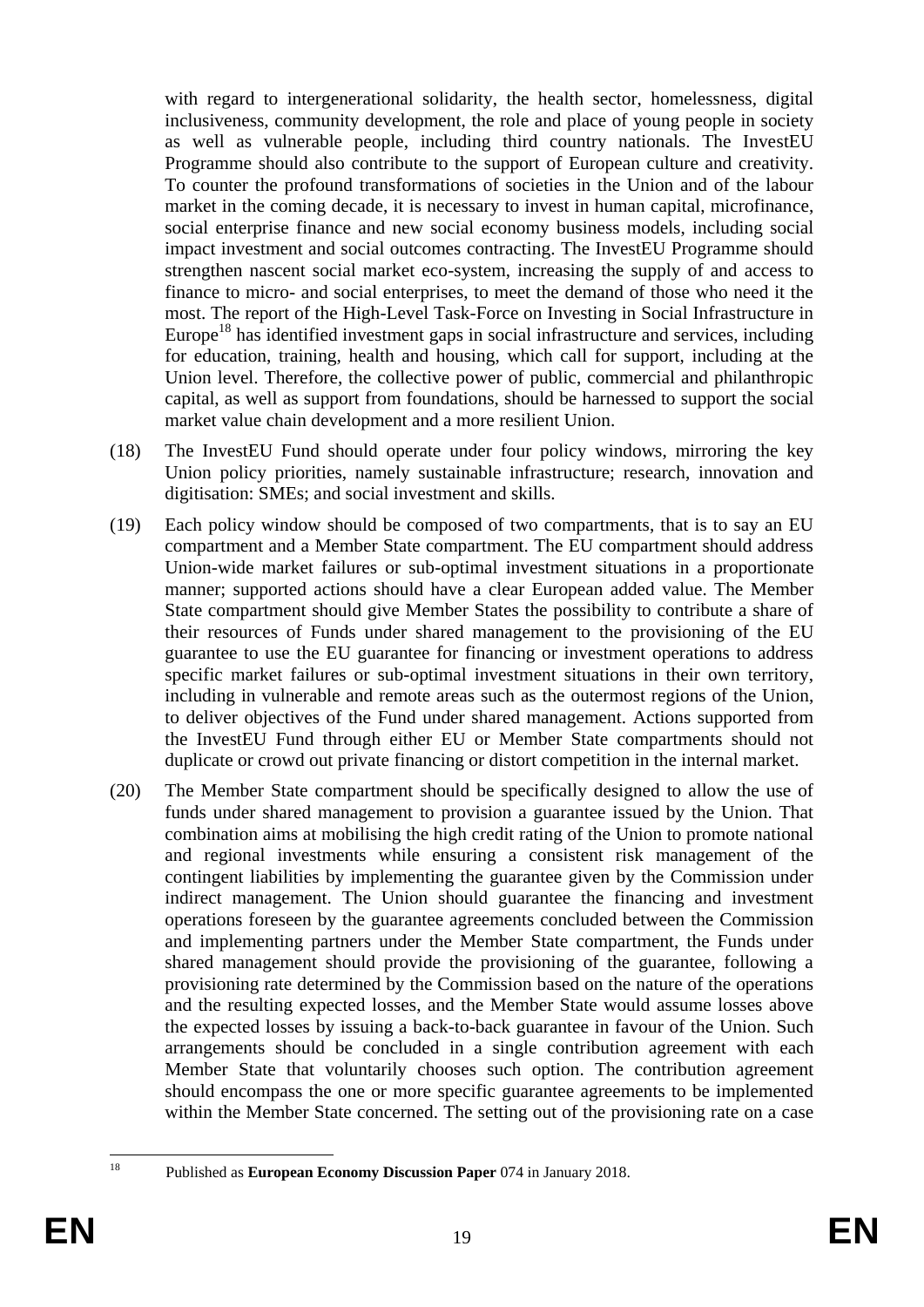with regard to intergenerational solidarity, the health sector, homelessness, digital inclusiveness, community development, the role and place of young people in society as well as vulnerable people, including third country nationals. The InvestEU Programme should also contribute to the support of European culture and creativity. To counter the profound transformations of societies in the Union and of the labour market in the coming decade, it is necessary to invest in human capital, microfinance, social enterprise finance and new social economy business models, including social impact investment and social outcomes contracting. The InvestEU Programme should strengthen nascent social market eco-system, increasing the supply of and access to finance to micro- and social enterprises, to meet the demand of those who need it the most. The report of the High-Level Task-Force on Investing in Social Infrastructure in Europe[18] has identified investment gaps in social infrastructure and services, including for education, training, health and housing, which call for support, including at the Union level. Therefore, the collective power of public, commercial and philanthropic capital, as well as support from foundations, should be harnessed to support the social market value chain development and a more resilient Union.

(18) The InvestEU Fund should operate under four policy windows, mirroring the key Union policy priorities, namely sustainable infrastructure; research, innovation and digitisation: SMEs; and social investment and skills.

(19) Each policy window should be composed of two compartments, that is to say an EU compartment and a Member State compartment. The EU compartment should address Union-wide market failures or sub-optimal investment situations in a proportionate manner; supported actions should have a clear European added value. The Member State compartment should give Member States the possibility to contribute a share of their resources of Funds under shared management to the provisioning of the EU guarantee to use the EU guarantee for financing or investment operations to address specific market failures or sub-optimal investment situations in their own territory, including in vulnerable and remote areas such as the outermost regions of the Union, to deliver objectives of the Fund under shared management. Actions supported from the InvestEU Fund through either EU or Member State compartments should not duplicate or crowd out private financing or distort competition in the internal market.

(20) The Member State compartment should be specifically designed to allow the use of funds under shared management to provision a guarantee issued by the Union. That combination aims at mobilising the high credit rating of the Union to promote national and regional investments while ensuring a consistent risk management of the contingent liabilities by implementing the guarantee given by the Commission under indirect management. The Union should guarantee the financing and investment operations foreseen by the guarantee agreements concluded between the Commission and implementing partners under the Member State compartment, the Funds under shared management should provide the provisioning of the guarantee, following a provisioning rate determined by the Commission based on the nature of the operations and the resulting expected losses, and the Member State would assume losses above the expected losses by issuing a back-to-back guarantee in favour of the Union. Such arrangements should be concluded in a single contribution agreement with each Member State that voluntarily chooses such option. The contribution agreement should encompass the one or more specific guarantee agreements to be implemented within the Member State concerned. The setting out of the provisioning rate on a case

[18] Published as **European Economy Discussion Paper** 074 in January 2018.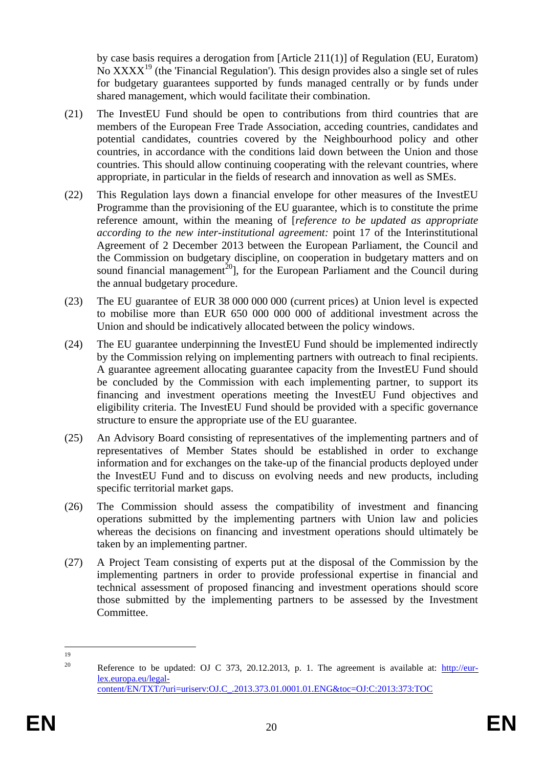by case basis requires a derogation from [Article 211(1)] of Regulation (EU, Euratom) No XXXX[19] (the 'Financial Regulation'). This design provides also a single set of rules for budgetary guarantees supported by funds managed centrally or by funds under shared management, which would facilitate their combination.

(21) The InvestEU Fund should be open to contributions from third countries that are members of the European Free Trade Association, acceding countries, candidates and potential candidates, countries covered by the Neighbourhood policy and other countries, in accordance with the conditions laid down between the Union and those countries. This should allow continuing cooperating with the relevant countries, where appropriate, in particular in the fields of research and innovation as well as SMEs.

(22) This Regulation lays down a financial envelope for other measures of the InvestEU Programme than the provisioning of the EU guarantee, which is to constitute the prime reference amount, within the meaning of [*reference to be updated as appropriate according to the new inter-institutional agreement:* point 17 of the Interinstitutional Agreement of 2 December 2013 between the European Parliament, the Council and the Commission on budgetary discipline, on cooperation in budgetary matters and on sound financial management[20]], for the European Parliament and the Council during the annual budgetary procedure.

(23) The EU guarantee of EUR 38 000 000 000 (current prices) at Union level is expected to mobilise more than EUR 650 000 000 000 of additional investment across the Union and should be indicatively allocated between the policy windows.

(24) The EU guarantee underpinning the InvestEU Fund should be implemented indirectly by the Commission relying on implementing partners with outreach to final recipients. A guarantee agreement allocating guarantee capacity from the InvestEU Fund should be concluded by the Commission with each implementing partner, to support its financing and investment operations meeting the InvestEU Fund objectives and eligibility criteria. The InvestEU Fund should be provided with a specific governance structure to ensure the appropriate use of the EU guarantee.

(25) An Advisory Board consisting of representatives of the implementing partners and of representatives of Member States should be established in order to exchange information and for exchanges on the take-up of the financial products deployed under the InvestEU Fund and to discuss on evolving needs and new products, including specific territorial market gaps.

(26) The Commission should assess the compatibility of investment and financing operations submitted by the implementing partners with Union law and policies whereas the decisions on financing and investment operations should ultimately be taken by an implementing partner.

(27) A Project Team consisting of experts put at the disposal of the Commission by the implementing partners in order to provide professional expertise in financial and technical assessment of proposed financing and investment operations should score those submitted by the implementing partners to be assessed by the Investment Committee.

---

[19]

[20] Reference to be updated: OJ C 373, 20.12.2013, p. 1. The agreement is available at: http://eur-lex.europa.eu/legal-content/EN/TXT/?uri=uriserv:OJ.C_.2013.373.01.0001.01.ENG&toc=OJ:C:2013:373:TOC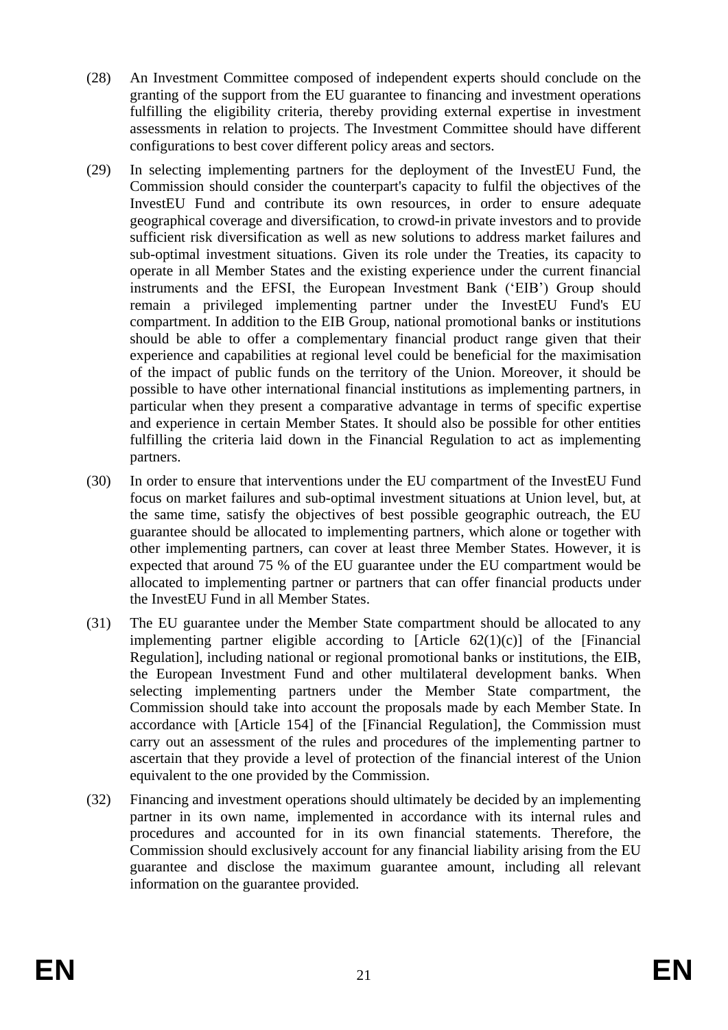(28) An Investment Committee composed of independent experts should conclude on the granting of the support from the EU guarantee to financing and investment operations fulfilling the eligibility criteria, thereby providing external expertise in investment assessments in relation to projects. The Investment Committee should have different configurations to best cover different policy areas and sectors.

(29) In selecting implementing partners for the deployment of the InvestEU Fund, the Commission should consider the counterpart's capacity to fulfil the objectives of the InvestEU Fund and contribute its own resources, in order to ensure adequate geographical coverage and diversification, to crowd-in private investors and to provide sufficient risk diversification as well as new solutions to address market failures and sub-optimal investment situations. Given its role under the Treaties, its capacity to operate in all Member States and the existing experience under the current financial instruments and the EFSI, the European Investment Bank ('EIB') Group should remain a privileged implementing partner under the InvestEU Fund's EU compartment. In addition to the EIB Group, national promotional banks or institutions should be able to offer a complementary financial product range given that their experience and capabilities at regional level could be beneficial for the maximisation of the impact of public funds on the territory of the Union. Moreover, it should be possible to have other international financial institutions as implementing partners, in particular when they present a comparative advantage in terms of specific expertise and experience in certain Member States. It should also be possible for other entities fulfilling the criteria laid down in the Financial Regulation to act as implementing partners.

(30) In order to ensure that interventions under the EU compartment of the InvestEU Fund focus on market failures and sub-optimal investment situations at Union level, but, at the same time, satisfy the objectives of best possible geographic outreach, the EU guarantee should be allocated to implementing partners, which alone or together with other implementing partners, can cover at least three Member States. However, it is expected that around 75 % of the EU guarantee under the EU compartment would be allocated to implementing partner or partners that can offer financial products under the InvestEU Fund in all Member States.

(31) The EU guarantee under the Member State compartment should be allocated to any implementing partner eligible according to [Article 62(1)(c)] of the [Financial Regulation], including national or regional promotional banks or institutions, the EIB, the European Investment Fund and other multilateral development banks. When selecting implementing partners under the Member State compartment, the Commission should take into account the proposals made by each Member State. In accordance with [Article 154] of the [Financial Regulation], the Commission must carry out an assessment of the rules and procedures of the implementing partner to ascertain that they provide a level of protection of the financial interest of the Union equivalent to the one provided by the Commission.

(32) Financing and investment operations should ultimately be decided by an implementing partner in its own name, implemented in accordance with its internal rules and procedures and accounted for in its own financial statements. Therefore, the Commission should exclusively account for any financial liability arising from the EU guarantee and disclose the maximum guarantee amount, including all relevant information on the guarantee provided.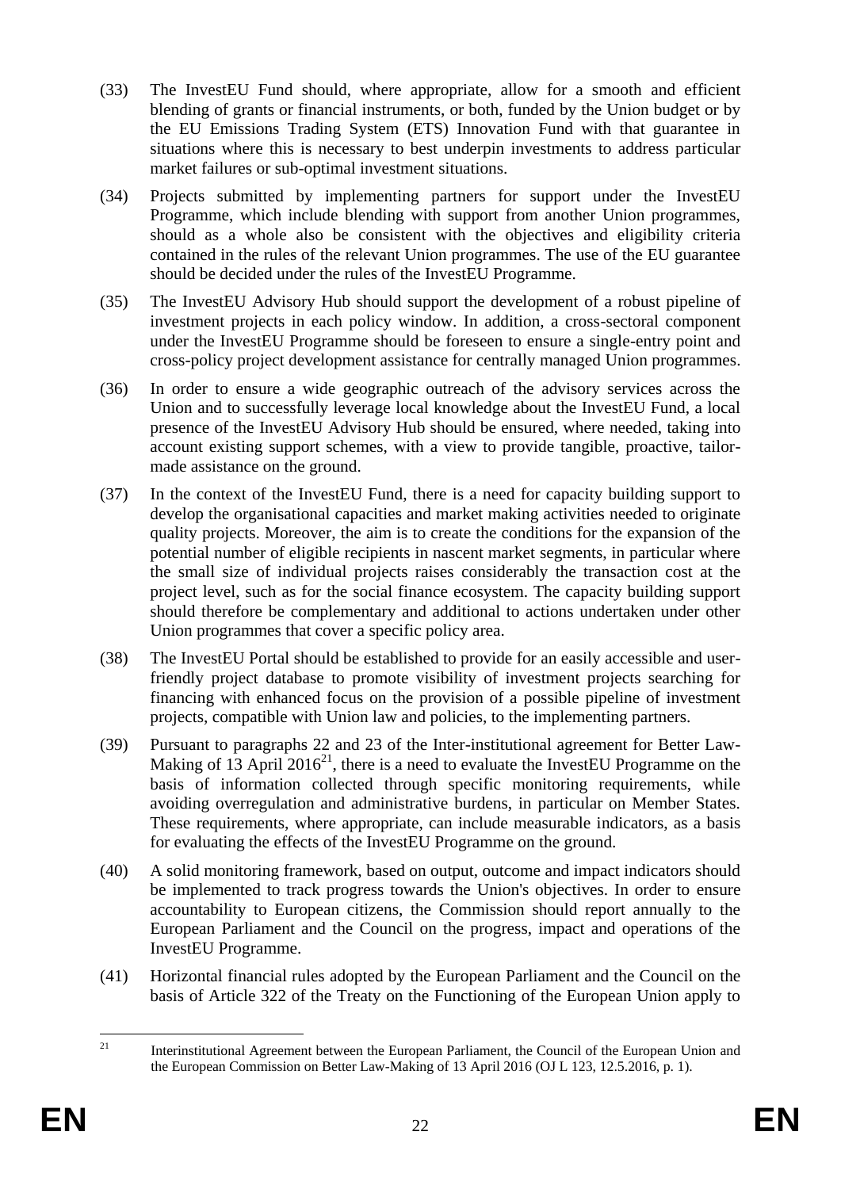(33) The InvestEU Fund should, where appropriate, allow for a smooth and efficient blending of grants or financial instruments, or both, funded by the Union budget or by the EU Emissions Trading System (ETS) Innovation Fund with that guarantee in situations where this is necessary to best underpin investments to address particular market failures or sub-optimal investment situations.

(34) Projects submitted by implementing partners for support under the InvestEU Programme, which include blending with support from another Union programmes, should as a whole also be consistent with the objectives and eligibility criteria contained in the rules of the relevant Union programmes. The use of the EU guarantee should be decided under the rules of the InvestEU Programme.

(35) The InvestEU Advisory Hub should support the development of a robust pipeline of investment projects in each policy window. In addition, a cross-sectoral component under the InvestEU Programme should be foreseen to ensure a single-entry point and cross-policy project development assistance for centrally managed Union programmes.

(36) In order to ensure a wide geographic outreach of the advisory services across the Union and to successfully leverage local knowledge about the InvestEU Fund, a local presence of the InvestEU Advisory Hub should be ensured, where needed, taking into account existing support schemes, with a view to provide tangible, proactive, tailor-made assistance on the ground.

(37) In the context of the InvestEU Fund, there is a need for capacity building support to develop the organisational capacities and market making activities needed to originate quality projects. Moreover, the aim is to create the conditions for the expansion of the potential number of eligible recipients in nascent market segments, in particular where the small size of individual projects raises considerably the transaction cost at the project level, such as for the social finance ecosystem. The capacity building support should therefore be complementary and additional to actions undertaken under other Union programmes that cover a specific policy area.

(38) The InvestEU Portal should be established to provide for an easily accessible and user-friendly project database to promote visibility of investment projects searching for financing with enhanced focus on the provision of a possible pipeline of investment projects, compatible with Union law and policies, to the implementing partners.

(39) Pursuant to paragraphs 22 and 23 of the Inter-institutional agreement for Better Law-Making of 13 April 2016[21], there is a need to evaluate the InvestEU Programme on the basis of information collected through specific monitoring requirements, while avoiding overregulation and administrative burdens, in particular on Member States. These requirements, where appropriate, can include measurable indicators, as a basis for evaluating the effects of the InvestEU Programme on the ground.

(40) A solid monitoring framework, based on output, outcome and impact indicators should be implemented to track progress towards the Union's objectives. In order to ensure accountability to European citizens, the Commission should report annually to the European Parliament and the Council on the progress, impact and operations of the InvestEU Programme.

(41) Horizontal financial rules adopted by the European Parliament and the Council on the basis of Article 322 of the Treaty on the Functioning of the European Union apply to

[21] Interinstitutional Agreement between the European Parliament, the Council of the European Union and the European Commission on Better Law-Making of 13 April 2016 (OJ L 123, 12.5.2016, p. 1).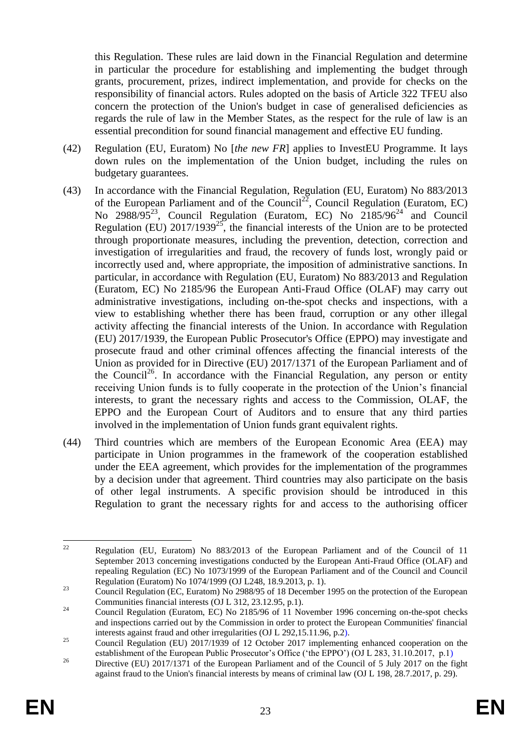this Regulation. These rules are laid down in the Financial Regulation and determine in particular the procedure for establishing and implementing the budget through grants, procurement, prizes, indirect implementation, and provide for checks on the responsibility of financial actors. Rules adopted on the basis of Article 322 TFEU also concern the protection of the Union's budget in case of generalised deficiencies as regards the rule of law in the Member States, as the respect for the rule of law is an essential precondition for sound financial management and effective EU funding.

(42) Regulation (EU, Euratom) No [*the new FR*] applies to InvestEU Programme. It lays down rules on the implementation of the Union budget, including the rules on budgetary guarantees.

(43) In accordance with the Financial Regulation, Regulation (EU, Euratom) No 883/2013 of the European Parliament and of the Council[22], Council Regulation (Euratom, EC) No 2988/95[23], Council Regulation (Euratom, EC) No 2185/96[24] and Council Regulation (EU) 2017/1939[25], the financial interests of the Union are to be protected through proportionate measures, including the prevention, detection, correction and investigation of irregularities and fraud, the recovery of funds lost, wrongly paid or incorrectly used and, where appropriate, the imposition of administrative sanctions. In particular, in accordance with Regulation (EU, Euratom) No 883/2013 and Regulation (Euratom, EC) No 2185/96 the European Anti-Fraud Office (OLAF) may carry out administrative investigations, including on-the-spot checks and inspections, with a view to establishing whether there has been fraud, corruption or any other illegal activity affecting the financial interests of the Union. In accordance with Regulation (EU) 2017/1939, the European Public Prosecutor's Office (EPPO) may investigate and prosecute fraud and other criminal offences affecting the financial interests of the Union as provided for in Directive (EU) 2017/1371 of the European Parliament and of the Council[26]. In accordance with the Financial Regulation, any person or entity receiving Union funds is to fully cooperate in the protection of the Union's financial interests, to grant the necessary rights and access to the Commission, OLAF, the EPPO and the European Court of Auditors and to ensure that any third parties involved in the implementation of Union funds grant equivalent rights.

(44) Third countries which are members of the European Economic Area (EEA) may participate in Union programmes in the framework of the cooperation established under the EEA agreement, which provides for the implementation of the programmes by a decision under that agreement. Third countries may also participate on the basis of other legal instruments. A specific provision should be introduced in this Regulation to grant the necessary rights for and access to the authorising officer

---

[22] Regulation (EU, Euratom) No 883/2013 of the European Parliament and of the Council of 11 September 2013 concerning investigations conducted by the European Anti-Fraud Office (OLAF) and repealing Regulation (EC) No 1073/1999 of the European Parliament and of the Council and Council Regulation (Euratom) No 1074/1999 (OJ L248, 18.9.2013, p. 1).

[23] Council Regulation (EC, Euratom) No 2988/95 of 18 December 1995 on the protection of the European Communities financial interests (OJ L 312, 23.12.95, p.1).

[24] Council Regulation (Euratom, EC) No 2185/96 of 11 November 1996 concerning on-the-spot checks and inspections carried out by the Commission in order to protect the European Communities' financial interests against fraud and other irregularities (OJ L 292,15.11.96, p.2).

[25] Council Regulation (EU) 2017/1939 of 12 October 2017 implementing enhanced cooperation on the establishment of the European Public Prosecutor's Office ('the EPPO') (OJ L 283, 31.10.2017, p.1)

[26] Directive (EU) 2017/1371 of the European Parliament and of the Council of 5 July 2017 on the fight against fraud to the Union's financial interests by means of criminal law (OJ L 198, 28.7.2017, p. 29).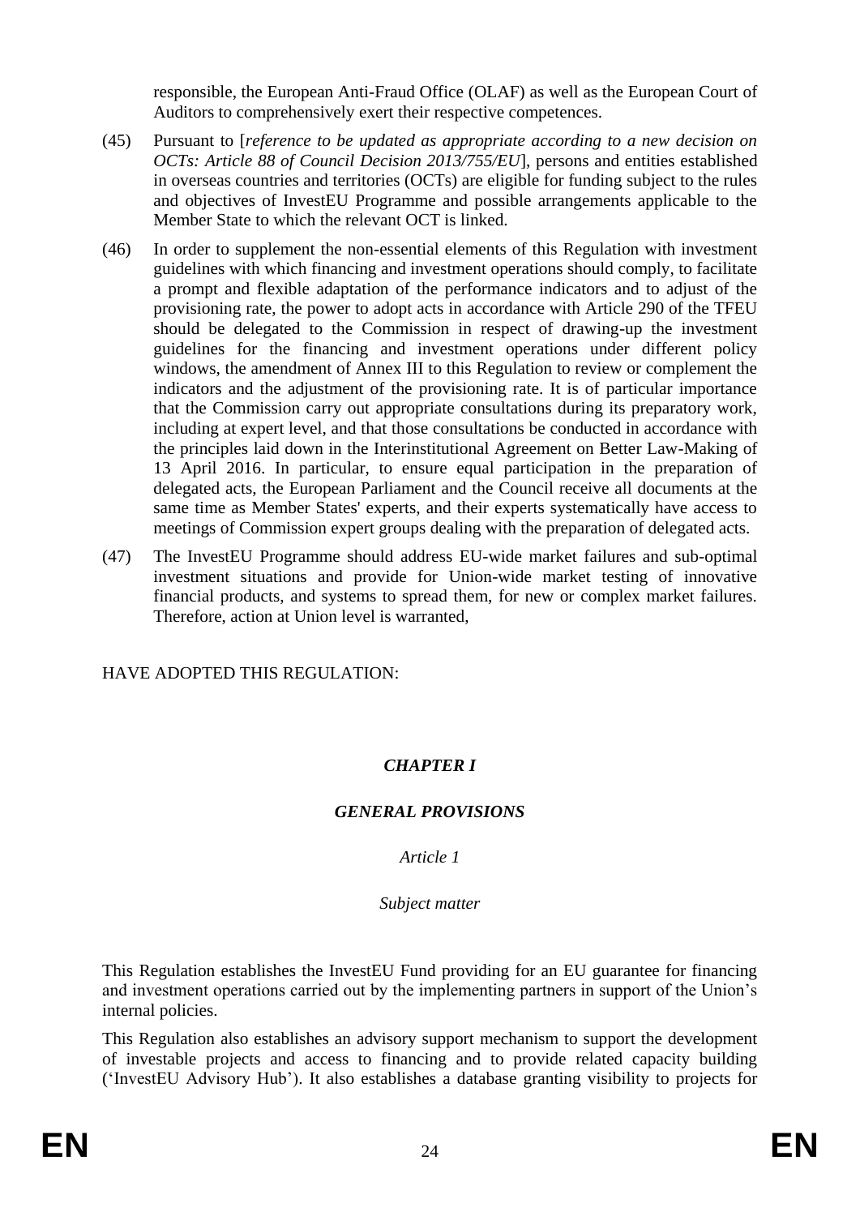responsible, the European Anti-Fraud Office (OLAF) as well as the European Court of Auditors to comprehensively exert their respective competences.

(45) Pursuant to [*reference to be updated as appropriate according to a new decision on OCTs: Article 88 of Council Decision 2013/755/EU*], persons and entities established in overseas countries and territories (OCTs) are eligible for funding subject to the rules and objectives of InvestEU Programme and possible arrangements applicable to the Member State to which the relevant OCT is linked.

(46) In order to supplement the non-essential elements of this Regulation with investment guidelines with which financing and investment operations should comply, to facilitate a prompt and flexible adaptation of the performance indicators and to adjust of the provisioning rate, the power to adopt acts in accordance with Article 290 of the TFEU should be delegated to the Commission in respect of drawing-up the investment guidelines for the financing and investment operations under different policy windows, the amendment of Annex III to this Regulation to review or complement the indicators and the adjustment of the provisioning rate. It is of particular importance that the Commission carry out appropriate consultations during its preparatory work, including at expert level, and that those consultations be conducted in accordance with the principles laid down in the Interinstitutional Agreement on Better Law-Making of 13 April 2016. In particular, to ensure equal participation in the preparation of delegated acts, the European Parliament and the Council receive all documents at the same time as Member States' experts, and their experts systematically have access to meetings of Commission expert groups dealing with the preparation of delegated acts.

(47) The InvestEU Programme should address EU-wide market failures and sub-optimal investment situations and provide for Union-wide market testing of innovative financial products, and systems to spread them, for new or complex market failures. Therefore, action at Union level is warranted,

HAVE ADOPTED THIS REGULATION:

## *CHAPTER I*

## *GENERAL PROVISIONS*

### *Article 1*

### *Subject matter*

This Regulation establishes the InvestEU Fund providing for an EU guarantee for financing and investment operations carried out by the implementing partners in support of the Union's internal policies.

This Regulation also establishes an advisory support mechanism to support the development of investable projects and access to financing and to provide related capacity building ('InvestEU Advisory Hub'). It also establishes a database granting visibility to projects for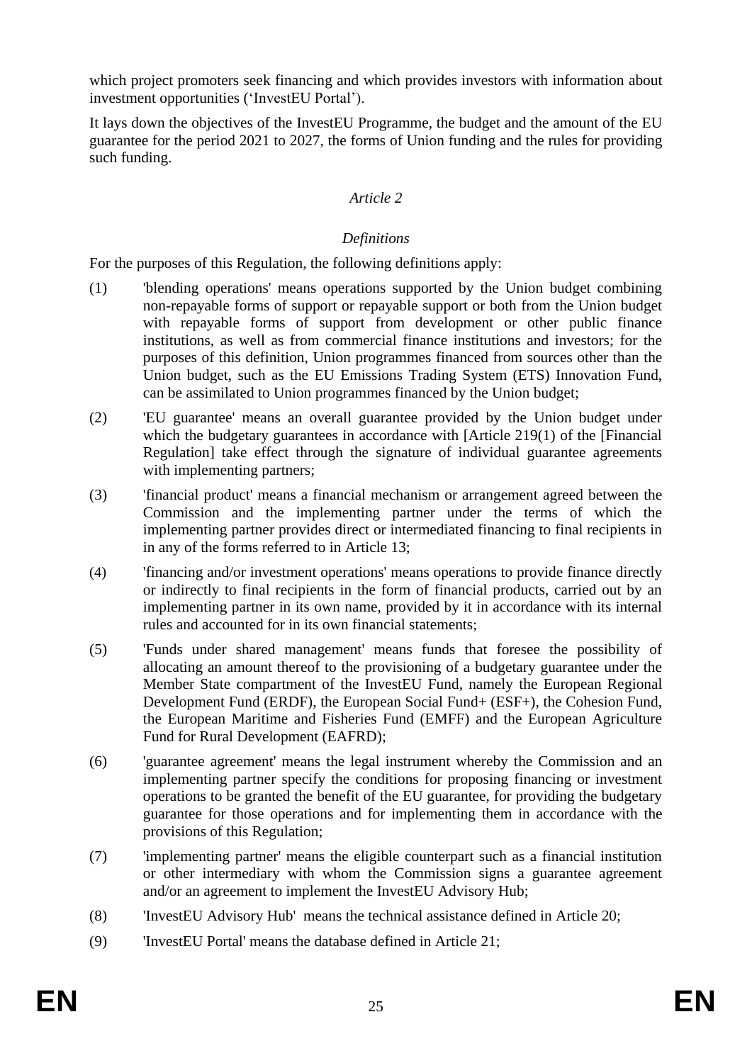which project promoters seek financing and which provides investors with information about investment opportunities (‘InvestEU Portal’).

It lays down the objectives of the InvestEU Programme, the budget and the amount of the EU guarantee for the period 2021 to 2027, the forms of Union funding and the rules for providing such funding.

*Article 2*

*Definitions*

For the purposes of this Regulation, the following definitions apply:

(1) 'blending operations' means operations supported by the Union budget combining non-repayable forms of support or repayable support or both from the Union budget with repayable forms of support from development or other public finance institutions, as well as from commercial finance institutions and investors; for the purposes of this definition, Union programmes financed from sources other than the Union budget, such as the EU Emissions Trading System (ETS) Innovation Fund, can be assimilated to Union programmes financed by the Union budget;

(2) 'EU guarantee' means an overall guarantee provided by the Union budget under which the budgetary guarantees in accordance with [Article 219(1) of the [Financial Regulation] take effect through the signature of individual guarantee agreements with implementing partners;

(3) 'financial product' means a financial mechanism or arrangement agreed between the Commission and the implementing partner under the terms of which the implementing partner provides direct or intermediated financing to final recipients in in any of the forms referred to in Article 13;

(4) 'financing and/or investment operations' means operations to provide finance directly or indirectly to final recipients in the form of financial products, carried out by an implementing partner in its own name, provided by it in accordance with its internal rules and accounted for in its own financial statements;

(5) 'Funds under shared management' means funds that foresee the possibility of allocating an amount thereof to the provisioning of a budgetary guarantee under the Member State compartment of the InvestEU Fund, namely the European Regional Development Fund (ERDF), the European Social Fund+ (ESF+), the Cohesion Fund, the European Maritime and Fisheries Fund (EMFF) and the European Agriculture Fund for Rural Development (EAFRD);

(6) 'guarantee agreement' means the legal instrument whereby the Commission and an implementing partner specify the conditions for proposing financing or investment operations to be granted the benefit of the EU guarantee, for providing the budgetary guarantee for those operations and for implementing them in accordance with the provisions of this Regulation;

(7) 'implementing partner' means the eligible counterpart such as a financial institution or other intermediary with whom the Commission signs a guarantee agreement and/or an agreement to implement the InvestEU Advisory Hub;

(8) 'InvestEU Advisory Hub' means the technical assistance defined in Article 20;

(9) 'InvestEU Portal' means the database defined in Article 21;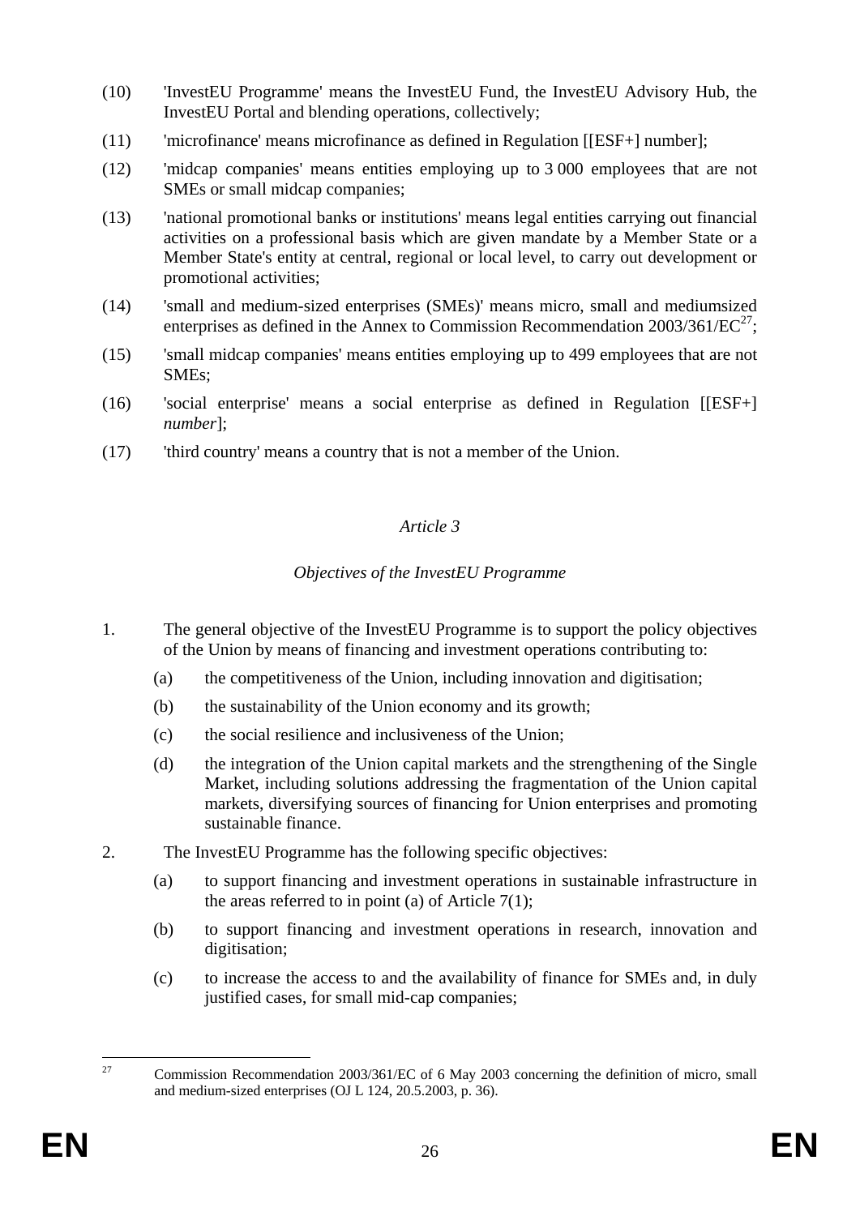(10) 'InvestEU Programme' means the InvestEU Fund, the InvestEU Advisory Hub, the InvestEU Portal and blending operations, collectively;

(11) 'microfinance' means microfinance as defined in Regulation [[ESF+] number];

(12) 'midcap companies' means entities employing up to 3 000 employees that are not SMEs or small midcap companies;

(13) 'national promotional banks or institutions' means legal entities carrying out financial activities on a professional basis which are given mandate by a Member State or a Member State's entity at central, regional or local level, to carry out development or promotional activities;

(14) 'small and medium-sized enterprises (SMEs)' means micro, small and mediumsized enterprises as defined in the Annex to Commission Recommendation 2003/361/EC[27];

(15) 'small midcap companies' means entities employing up to 499 employees that are not SMEs;

(16) 'social enterprise' means a social enterprise as defined in Regulation [[ESF+] *number*];

(17) 'third country' means a country that is not a member of the Union.

*Article 3*

*Objectives of the InvestEU Programme*

1. The general objective of the InvestEU Programme is to support the policy objectives of the Union by means of financing and investment operations contributing to:

   (a) the competitiveness of the Union, including innovation and digitisation;

   (b) the sustainability of the Union economy and its growth;

   (c) the social resilience and inclusiveness of the Union;

   (d) the integration of the Union capital markets and the strengthening of the Single Market, including solutions addressing the fragmentation of the Union capital markets, diversifying sources of financing for Union enterprises and promoting sustainable finance.

2. The InvestEU Programme has the following specific objectives:

   (a) to support financing and investment operations in sustainable infrastructure in the areas referred to in point (a) of Article 7(1);

   (b) to support financing and investment operations in research, innovation and digitisation;

   (c) to increase the access to and the availability of finance for SMEs and, in duly justified cases, for small mid-cap companies;

---

[27] Commission Recommendation 2003/361/EC of 6 May 2003 concerning the definition of micro, small and medium-sized enterprises (OJ L 124, 20.5.2003, p. 36).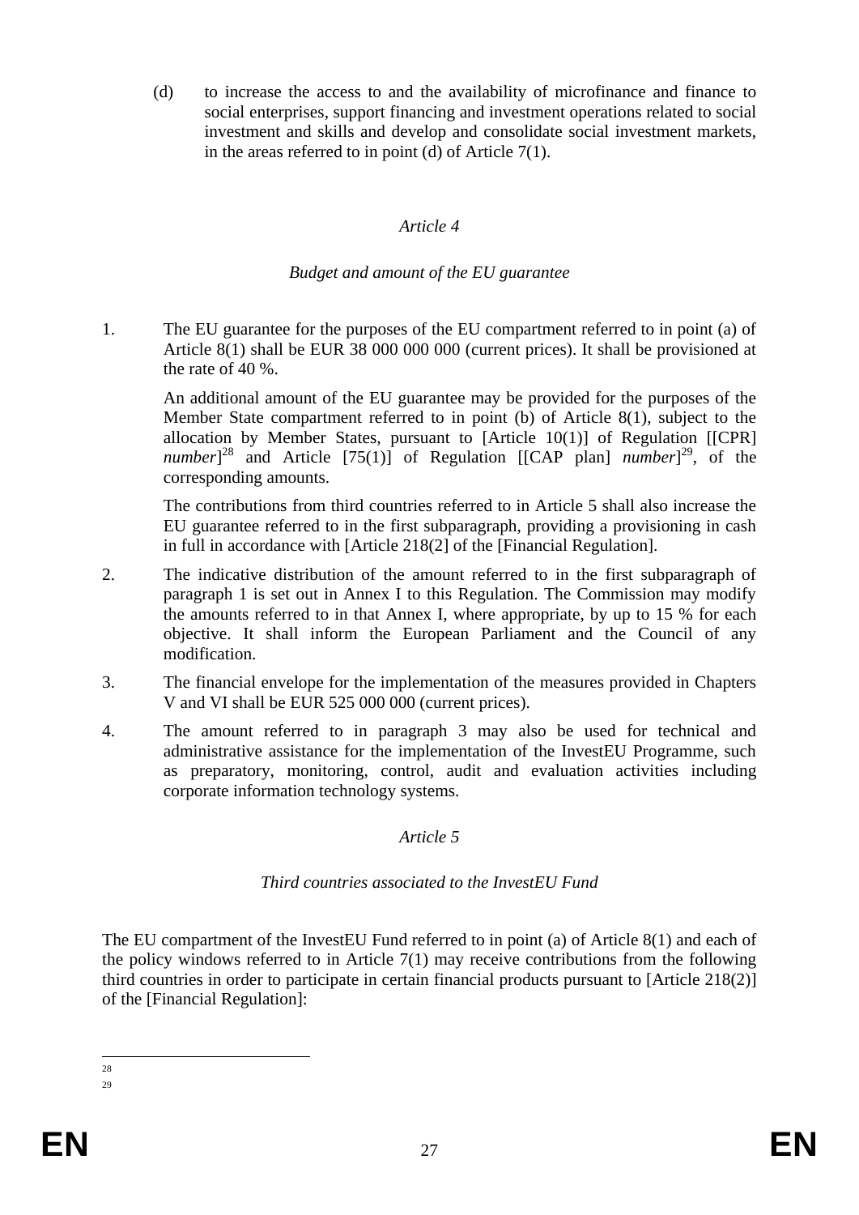(d) to increase the access to and the availability of microfinance and finance to social enterprises, support financing and investment operations related to social investment and skills and develop and consolidate social investment markets, in the areas referred to in point (d) of Article 7(1).

*Article 4*

*Budget and amount of the EU guarantee*

1. The EU guarantee for the purposes of the EU compartment referred to in point (a) of Article 8(1) shall be EUR 38 000 000 000 (current prices). It shall be provisioned at the rate of 40 %.

   An additional amount of the EU guarantee may be provided for the purposes of the Member State compartment referred to in point (b) of Article 8(1), subject to the allocation by Member States, pursuant to [Article 10(1)] of Regulation [[CPR] *number*][28] and Article [75(1)] of Regulation [[CAP plan] *number*][29], of the corresponding amounts.

   The contributions from third countries referred to in Article 5 shall also increase the EU guarantee referred to in the first subparagraph, providing a provisioning in cash in full in accordance with [Article 218(2] of the [Financial Regulation].

2. The indicative distribution of the amount referred to in the first subparagraph of paragraph 1 is set out in Annex I to this Regulation. The Commission may modify the amounts referred to in that Annex I, where appropriate, by up to 15 % for each objective. It shall inform the European Parliament and the Council of any modification.

3. The financial envelope for the implementation of the measures provided in Chapters V and VI shall be EUR 525 000 000 (current prices).

4. The amount referred to in paragraph 3 may also be used for technical and administrative assistance for the implementation of the InvestEU Programme, such as preparatory, monitoring, control, audit and evaluation activities including corporate information technology systems.

*Article 5*

*Third countries associated to the InvestEU Fund*

The EU compartment of the InvestEU Fund referred to in point (a) of Article 8(1) and each of the policy windows referred to in Article 7(1) may receive contributions from the following third countries in order to participate in certain financial products pursuant to [Article 218(2)] of the [Financial Regulation]:

---

28

29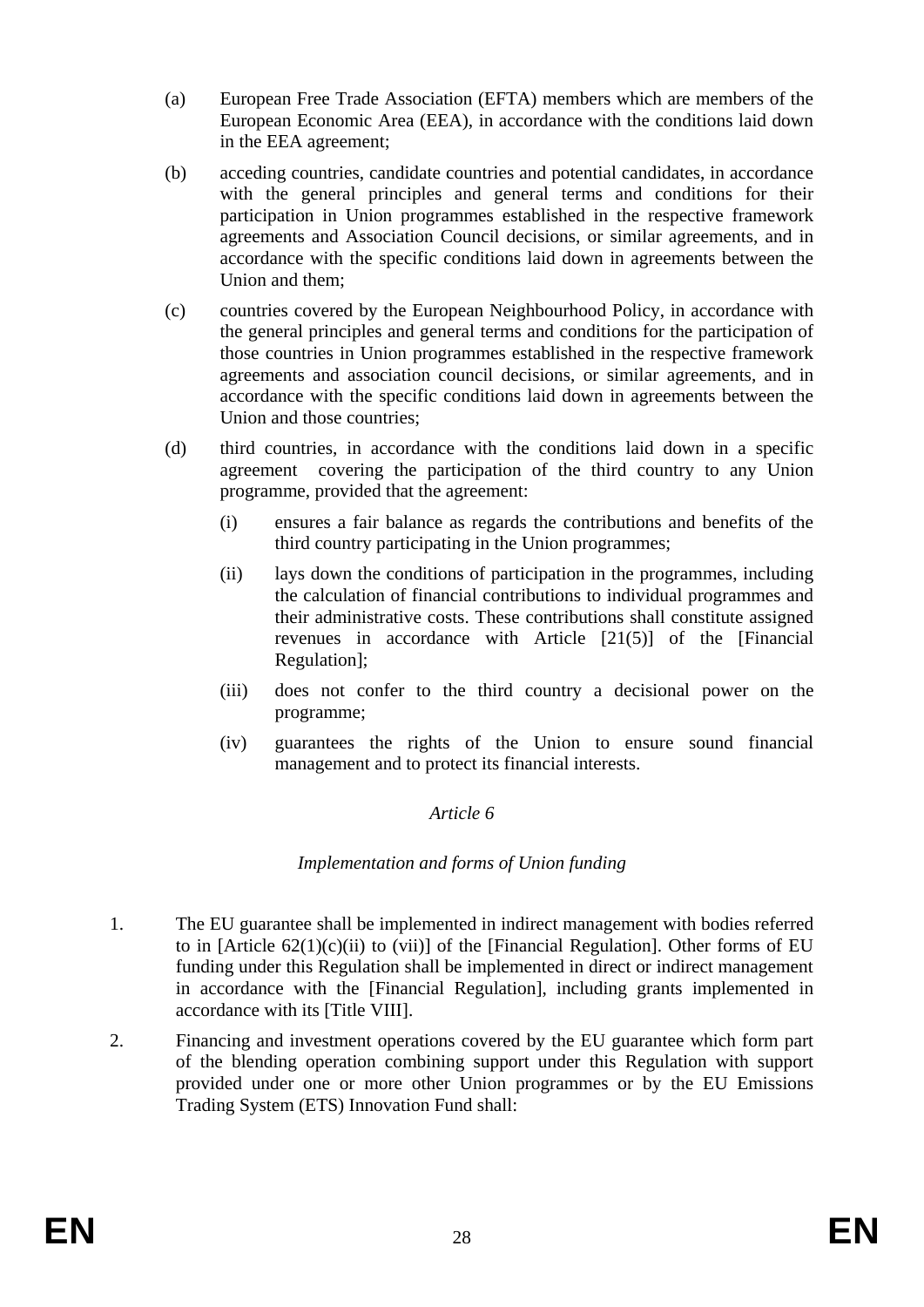(a) European Free Trade Association (EFTA) members which are members of the European Economic Area (EEA), in accordance with the conditions laid down in the EEA agreement;

(b) acceding countries, candidate countries and potential candidates, in accordance with the general principles and general terms and conditions for their participation in Union programmes established in the respective framework agreements and Association Council decisions, or similar agreements, and in accordance with the specific conditions laid down in agreements between the Union and them;

(c) countries covered by the European Neighbourhood Policy, in accordance with the general principles and general terms and conditions for the participation of those countries in Union programmes established in the respective framework agreements and association council decisions, or similar agreements, and in accordance with the specific conditions laid down in agreements between the Union and those countries;

(d) third countries, in accordance with the conditions laid down in a specific agreement covering the participation of the third country to any Union programme, provided that the agreement:

   (i) ensures a fair balance as regards the contributions and benefits of the third country participating in the Union programmes;

   (ii) lays down the conditions of participation in the programmes, including the calculation of financial contributions to individual programmes and their administrative costs. These contributions shall constitute assigned revenues in accordance with Article [21(5)] of the [Financial Regulation];

   (iii) does not confer to the third country a decisional power on the programme;

   (iv) guarantees the rights of the Union to ensure sound financial management and to protect its financial interests.

*Article 6*

*Implementation and forms of Union funding*

1. The EU guarantee shall be implemented in indirect management with bodies referred to in [Article 62(1)(c)(ii) to (vii)] of the [Financial Regulation]. Other forms of EU funding under this Regulation shall be implemented in direct or indirect management in accordance with the [Financial Regulation], including grants implemented in accordance with its [Title VIII].

2. Financing and investment operations covered by the EU guarantee which form part of the blending operation combining support under this Regulation with support provided under one or more other Union programmes or by the EU Emissions Trading System (ETS) Innovation Fund shall: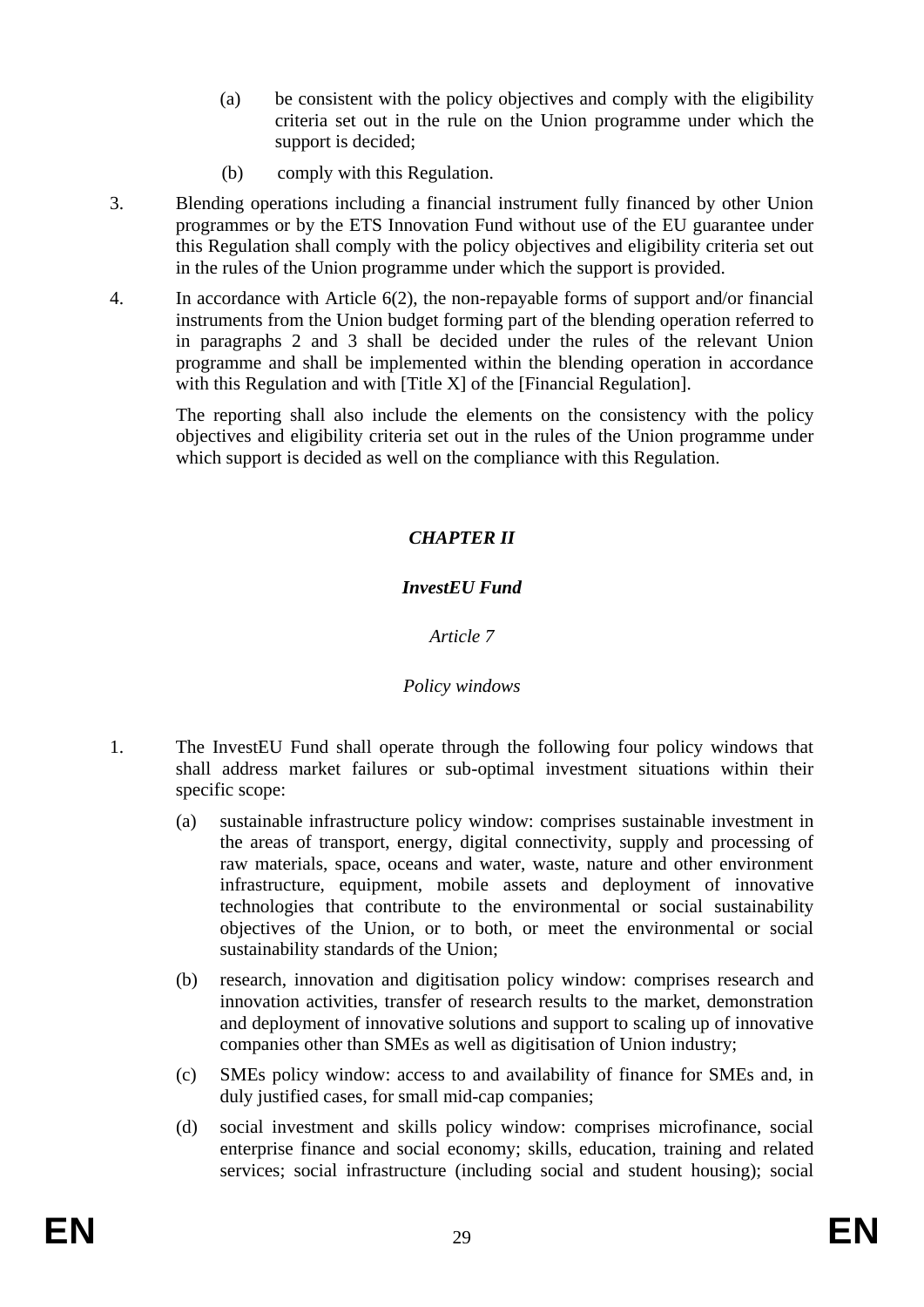(a) be consistent with the policy objectives and comply with the eligibility criteria set out in the rule on the Union programme under which the support is decided;

(b) comply with this Regulation.

3. Blending operations including a financial instrument fully financed by other Union programmes or by the ETS Innovation Fund without use of the EU guarantee under this Regulation shall comply with the policy objectives and eligibility criteria set out in the rules of the Union programme under which the support is provided.

4. In accordance with Article 6(2), the non-repayable forms of support and/or financial instruments from the Union budget forming part of the blending operation referred to in paragraphs 2 and 3 shall be decided under the rules of the relevant Union programme and shall be implemented within the blending operation in accordance with this Regulation and with [Title X] of the [Financial Regulation].

   The reporting shall also include the elements on the consistency with the policy objectives and eligibility criteria set out in the rules of the Union programme under which support is decided as well on the compliance with this Regulation.

## *CHAPTER II*

## *InvestEU Fund*

### *Article 7*

### *Policy windows*

1. The InvestEU Fund shall operate through the following four policy windows that shall address market failures or sub-optimal investment situations within their specific scope:

   (a) sustainable infrastructure policy window: comprises sustainable investment in the areas of transport, energy, digital connectivity, supply and processing of raw materials, space, oceans and water, waste, nature and other environment infrastructure, equipment, mobile assets and deployment of innovative technologies that contribute to the environmental or social sustainability objectives of the Union, or to both, or meet the environmental or social sustainability standards of the Union;

   (b) research, innovation and digitisation policy window: comprises research and innovation activities, transfer of research results to the market, demonstration and deployment of innovative solutions and support to scaling up of innovative companies other than SMEs as well as digitisation of Union industry;

   (c) SMEs policy window: access to and availability of finance for SMEs and, in duly justified cases, for small mid-cap companies;

   (d) social investment and skills policy window: comprises microfinance, social enterprise finance and social economy; skills, education, training and related services; social infrastructure (including social and student housing); social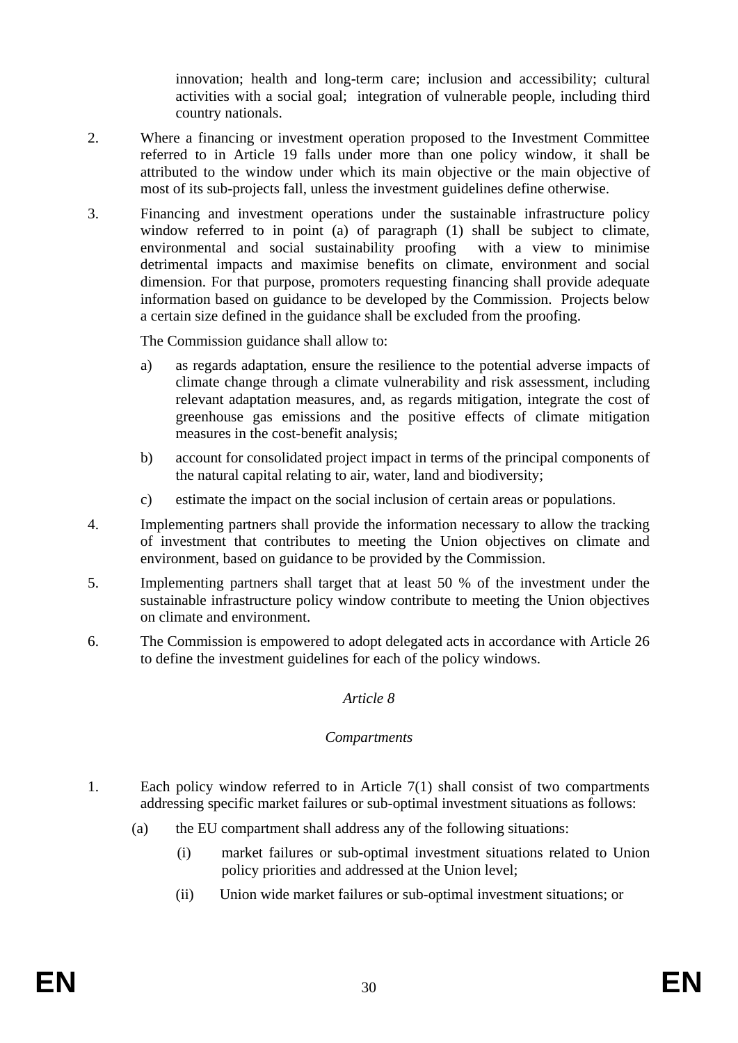innovation; health and long-term care; inclusion and accessibility; cultural activities with a social goal; integration of vulnerable people, including third country nationals.

2. Where a financing or investment operation proposed to the Investment Committee referred to in Article 19 falls under more than one policy window, it shall be attributed to the window under which its main objective or the main objective of most of its sub-projects fall, unless the investment guidelines define otherwise.

3. Financing and investment operations under the sustainable infrastructure policy window referred to in point (a) of paragraph (1) shall be subject to climate, environmental and social sustainability proofing with a view to minimise detrimental impacts and maximise benefits on climate, environment and social dimension. For that purpose, promoters requesting financing shall provide adequate information based on guidance to be developed by the Commission. Projects below a certain size defined in the guidance shall be excluded from the proofing.

   The Commission guidance shall allow to:

   a) as regards adaptation, ensure the resilience to the potential adverse impacts of climate change through a climate vulnerability and risk assessment, including relevant adaptation measures, and, as regards mitigation, integrate the cost of greenhouse gas emissions and the positive effects of climate mitigation measures in the cost-benefit analysis;

   b) account for consolidated project impact in terms of the principal components of the natural capital relating to air, water, land and biodiversity;

   c) estimate the impact on the social inclusion of certain areas or populations.

4. Implementing partners shall provide the information necessary to allow the tracking of investment that contributes to meeting the Union objectives on climate and environment, based on guidance to be provided by the Commission.

5. Implementing partners shall target that at least 50 % of the investment under the sustainable infrastructure policy window contribute to meeting the Union objectives on climate and environment.

6. The Commission is empowered to adopt delegated acts in accordance with Article 26 to define the investment guidelines for each of the policy windows.

*Article 8*

*Compartments*

1. Each policy window referred to in Article 7(1) shall consist of two compartments addressing specific market failures or sub-optimal investment situations as follows:

   (a) the EU compartment shall address any of the following situations:

      (i) market failures or sub-optimal investment situations related to Union policy priorities and addressed at the Union level;

      (ii) Union wide market failures or sub-optimal investment situations; or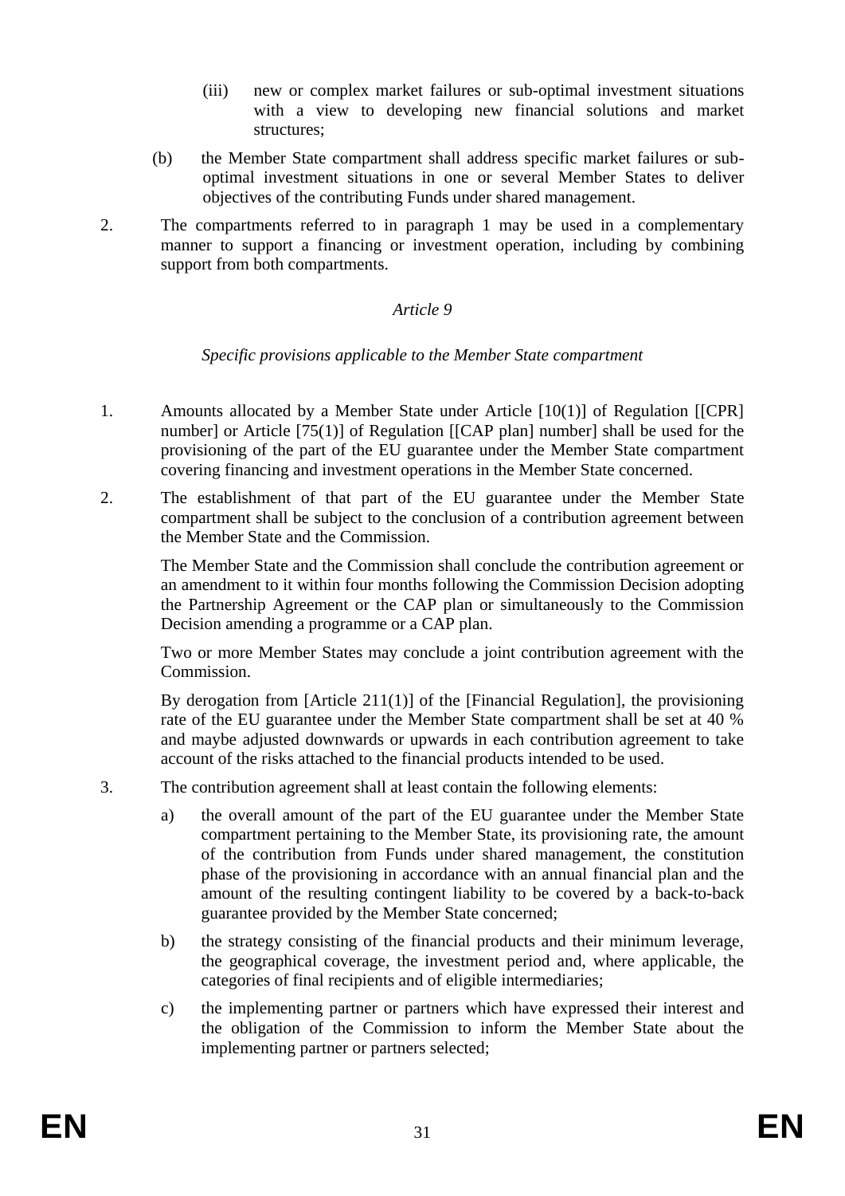(iii) new or complex market failures or sub-optimal investment situations with a view to developing new financial solutions and market structures;

(b) the Member State compartment shall address specific market failures or sub-optimal investment situations in one or several Member States to deliver objectives of the contributing Funds under shared management.

2. The compartments referred to in paragraph 1 may be used in a complementary manner to support a financing or investment operation, including by combining support from both compartments.

*Article 9*

*Specific provisions applicable to the Member State compartment*

1. Amounts allocated by a Member State under Article [10(1)] of Regulation [[CPR] number] or Article [75(1)] of Regulation [[CAP plan] number] shall be used for the provisioning of the part of the EU guarantee under the Member State compartment covering financing and investment operations in the Member State concerned.

2. The establishment of that part of the EU guarantee under the Member State compartment shall be subject to the conclusion of a contribution agreement between the Member State and the Commission.

   The Member State and the Commission shall conclude the contribution agreement or an amendment to it within four months following the Commission Decision adopting the Partnership Agreement or the CAP plan or simultaneously to the Commission Decision amending a programme or a CAP plan.

   Two or more Member States may conclude a joint contribution agreement with the Commission.

   By derogation from [Article 211(1)] of the [Financial Regulation], the provisioning rate of the EU guarantee under the Member State compartment shall be set at 40 % and maybe adjusted downwards or upwards in each contribution agreement to take account of the risks attached to the financial products intended to be used.

3. The contribution agreement shall at least contain the following elements:

   a) the overall amount of the part of the EU guarantee under the Member State compartment pertaining to the Member State, its provisioning rate, the amount of the contribution from Funds under shared management, the constitution phase of the provisioning in accordance with an annual financial plan and the amount of the resulting contingent liability to be covered by a back-to-back guarantee provided by the Member State concerned;

   b) the strategy consisting of the financial products and their minimum leverage, the geographical coverage, the investment period and, where applicable, the categories of final recipients and of eligible intermediaries;

   c) the implementing partner or partners which have expressed their interest and the obligation of the Commission to inform the Member State about the implementing partner or partners selected;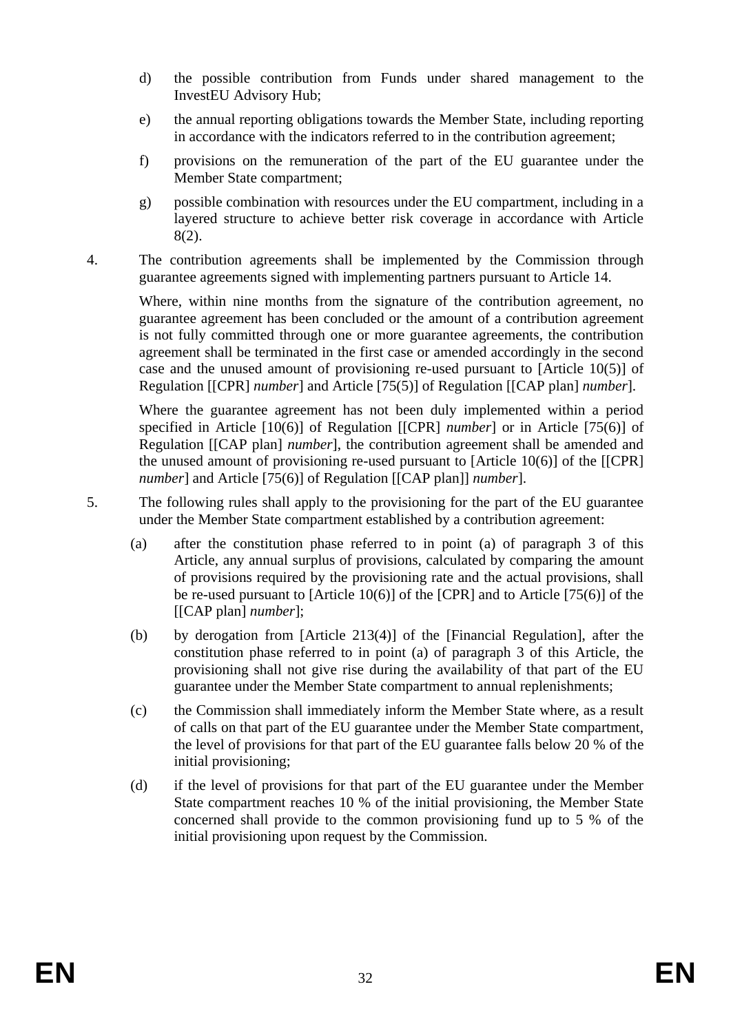d) the possible contribution from Funds under shared management to the InvestEU Advisory Hub;

e) the annual reporting obligations towards the Member State, including reporting in accordance with the indicators referred to in the contribution agreement;

f) provisions on the remuneration of the part of the EU guarantee under the Member State compartment;

g) possible combination with resources under the EU compartment, including in a layered structure to achieve better risk coverage in accordance with Article 8(2).

4. The contribution agreements shall be implemented by the Commission through guarantee agreements signed with implementing partners pursuant to Article 14.

Where, within nine months from the signature of the contribution agreement, no guarantee agreement has been concluded or the amount of a contribution agreement is not fully committed through one or more guarantee agreements, the contribution agreement shall be terminated in the first case or amended accordingly in the second case and the unused amount of provisioning re-used pursuant to [Article 10(5)] of Regulation [[CPR] *number*] and Article [75(5)] of Regulation [[CAP plan] *number*].

Where the guarantee agreement has not been duly implemented within a period specified in Article [10(6)] of Regulation [[CPR] *number*] or in Article [75(6)] of Regulation [[CAP plan] *number*], the contribution agreement shall be amended and the unused amount of provisioning re-used pursuant to [Article 10(6)] of the [[CPR] *number*] and Article [75(6)] of Regulation [[CAP plan]] *number*].

5. The following rules shall apply to the provisioning for the part of the EU guarantee under the Member State compartment established by a contribution agreement:

(a) after the constitution phase referred to in point (a) of paragraph 3 of this Article, any annual surplus of provisions, calculated by comparing the amount of provisions required by the provisioning rate and the actual provisions, shall be re-used pursuant to [Article 10(6)] of the [CPR] and to Article [75(6)] of the [[CAP plan] *number*];

(b) by derogation from [Article 213(4)] of the [Financial Regulation], after the constitution phase referred to in point (a) of paragraph 3 of this Article, the provisioning shall not give rise during the availability of that part of the EU guarantee under the Member State compartment to annual replenishments;

(c) the Commission shall immediately inform the Member State where, as a result of calls on that part of the EU guarantee under the Member State compartment, the level of provisions for that part of the EU guarantee falls below 20 % of the initial provisioning;

(d) if the level of provisions for that part of the EU guarantee under the Member State compartment reaches 10 % of the initial provisioning, the Member State concerned shall provide to the common provisioning fund up to 5 % of the initial provisioning upon request by the Commission.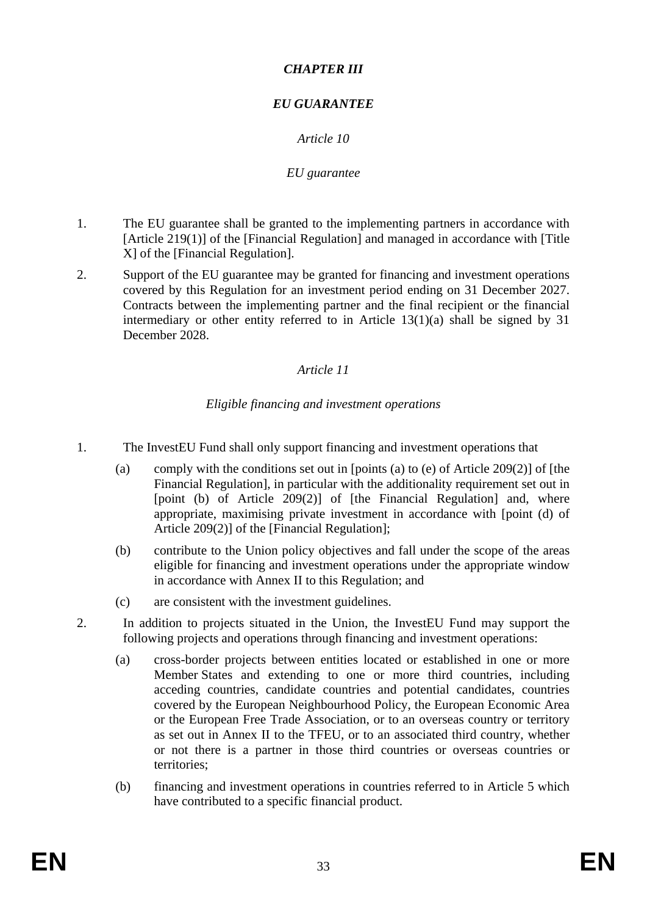## *CHAPTER III*

## *EU GUARANTEE*

### *Article 10*

### *EU guarantee*

1. The EU guarantee shall be granted to the implementing partners in accordance with [Article 219(1)] of the [Financial Regulation] and managed in accordance with [Title X] of the [Financial Regulation].

2. Support of the EU guarantee may be granted for financing and investment operations covered by this Regulation for an investment period ending on 31 December 2027. Contracts between the implementing partner and the final recipient or the financial intermediary or other entity referred to in Article 13(1)(a) shall be signed by 31 December 2028.

### *Article 11*

### *Eligible financing and investment operations*

1. The InvestEU Fund shall only support financing and investment operations that

   (a) comply with the conditions set out in [points (a) to (e) of Article 209(2)] of [the Financial Regulation], in particular with the additionality requirement set out in [point (b) of Article 209(2)] of [the Financial Regulation] and, where appropriate, maximising private investment in accordance with [point (d) of Article 209(2)] of the [Financial Regulation];

   (b) contribute to the Union policy objectives and fall under the scope of the areas eligible for financing and investment operations under the appropriate window in accordance with Annex II to this Regulation; and

   (c) are consistent with the investment guidelines.

2. In addition to projects situated in the Union, the InvestEU Fund may support the following projects and operations through financing and investment operations:

   (a) cross-border projects between entities located or established in one or more Member States and extending to one or more third countries, including acceding countries, candidate countries and potential candidates, countries covered by the European Neighbourhood Policy, the European Economic Area or the European Free Trade Association, or to an overseas country or territory as set out in Annex II to the TFEU, or to an associated third country, whether or not there is a partner in those third countries or overseas countries or territories;

   (b) financing and investment operations in countries referred to in Article 5 which have contributed to a specific financial product.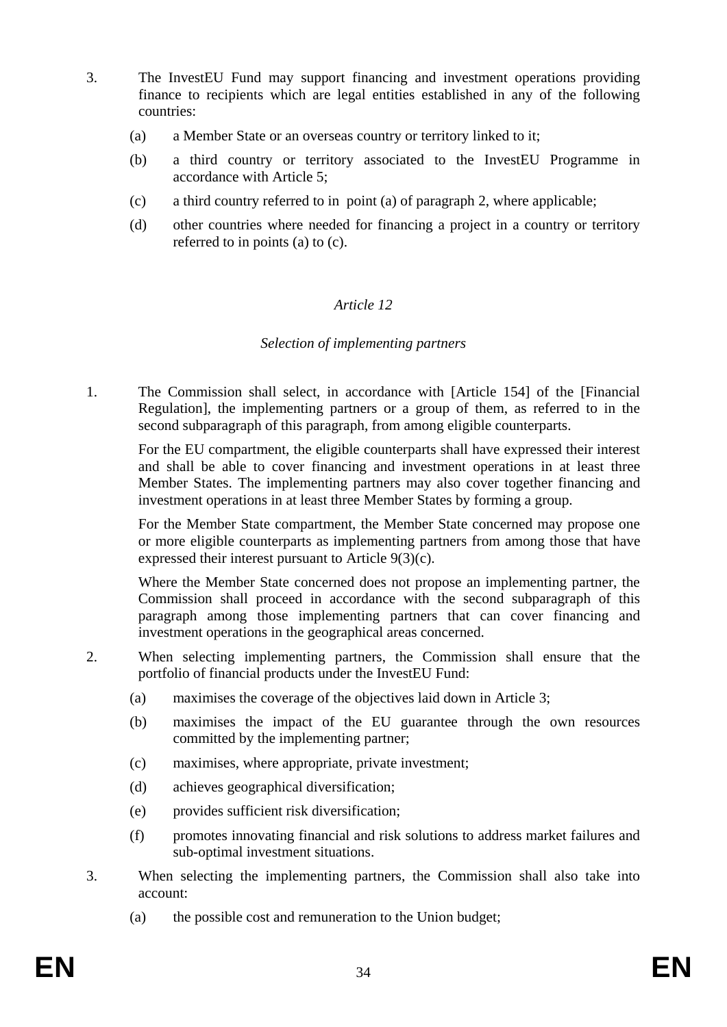3. The InvestEU Fund may support financing and investment operations providing finance to recipients which are legal entities established in any of the following countries:

   (a) a Member State or an overseas country or territory linked to it;

   (b) a third country or territory associated to the InvestEU Programme in accordance with Article 5;

   (c) a third country referred to in point (a) of paragraph 2, where applicable;

   (d) other countries where needed for financing a project in a country or territory referred to in points (a) to (c).

*Article 12*

*Selection of implementing partners*

1. The Commission shall select, in accordance with [Article 154] of the [Financial Regulation], the implementing partners or a group of them, as referred to in the second subparagraph of this paragraph, from among eligible counterparts.

   For the EU compartment, the eligible counterparts shall have expressed their interest and shall be able to cover financing and investment operations in at least three Member States. The implementing partners may also cover together financing and investment operations in at least three Member States by forming a group.

   For the Member State compartment, the Member State concerned may propose one or more eligible counterparts as implementing partners from among those that have expressed their interest pursuant to Article 9(3)(c).

   Where the Member State concerned does not propose an implementing partner, the Commission shall proceed in accordance with the second subparagraph of this paragraph among those implementing partners that can cover financing and investment operations in the geographical areas concerned.

2. When selecting implementing partners, the Commission shall ensure that the portfolio of financial products under the InvestEU Fund:

   (a) maximises the coverage of the objectives laid down in Article 3;

   (b) maximises the impact of the EU guarantee through the own resources committed by the implementing partner;

   (c) maximises, where appropriate, private investment;

   (d) achieves geographical diversification;

   (e) provides sufficient risk diversification;

   (f) promotes innovating financial and risk solutions to address market failures and sub-optimal investment situations.

3. When selecting the implementing partners, the Commission shall also take into account:

   (a) the possible cost and remuneration to the Union budget;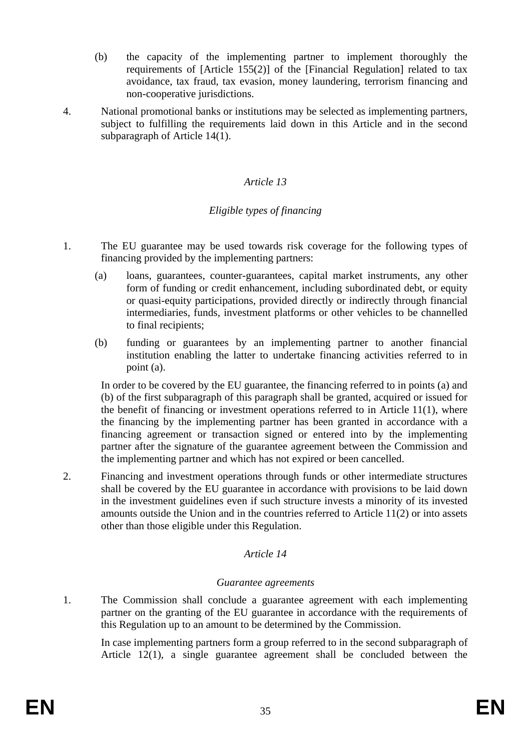(b) the capacity of the implementing partner to implement thoroughly the requirements of [Article 155(2)] of the [Financial Regulation] related to tax avoidance, tax fraud, tax evasion, money laundering, terrorism financing and non-cooperative jurisdictions.

4. National promotional banks or institutions may be selected as implementing partners, subject to fulfilling the requirements laid down in this Article and in the second subparagraph of Article 14(1).

### *Article 13*

### *Eligible types of financing*

1. The EU guarantee may be used towards risk coverage for the following types of financing provided by the implementing partners:

   (a) loans, guarantees, counter-guarantees, capital market instruments, any other form of funding or credit enhancement, including subordinated debt, or equity or quasi-equity participations, provided directly or indirectly through financial intermediaries, funds, investment platforms or other vehicles to be channelled to final recipients;

   (b) funding or guarantees by an implementing partner to another financial institution enabling the latter to undertake financing activities referred to in point (a).

   In order to be covered by the EU guarantee, the financing referred to in points (a) and (b) of the first subparagraph of this paragraph shall be granted, acquired or issued for the benefit of financing or investment operations referred to in Article 11(1), where the financing by the implementing partner has been granted in accordance with a financing agreement or transaction signed or entered into by the implementing partner after the signature of the guarantee agreement between the Commission and the implementing partner and which has not expired or been cancelled.

2. Financing and investment operations through funds or other intermediate structures shall be covered by the EU guarantee in accordance with provisions to be laid down in the investment guidelines even if such structure invests a minority of its invested amounts outside the Union and in the countries referred to Article 11(2) or into assets other than those eligible under this Regulation.

### *Article 14*

### *Guarantee agreements*

1. The Commission shall conclude a guarantee agreement with each implementing partner on the granting of the EU guarantee in accordance with the requirements of this Regulation up to an amount to be determined by the Commission.

   In case implementing partners form a group referred to in the second subparagraph of Article 12(1), a single guarantee agreement shall be concluded between the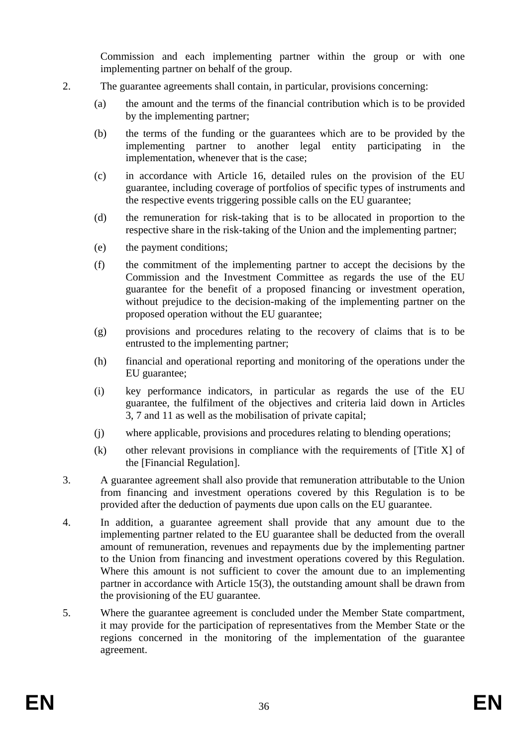Commission and each implementing partner within the group or with one implementing partner on behalf of the group.

2. The guarantee agreements shall contain, in particular, provisions concerning:

   (a) the amount and the terms of the financial contribution which is to be provided by the implementing partner;

   (b) the terms of the funding or the guarantees which are to be provided by the implementing partner to another legal entity participating in the implementation, whenever that is the case;

   (c) in accordance with Article 16, detailed rules on the provision of the EU guarantee, including coverage of portfolios of specific types of instruments and the respective events triggering possible calls on the EU guarantee;

   (d) the remuneration for risk-taking that is to be allocated in proportion to the respective share in the risk-taking of the Union and the implementing partner;

   (e) the payment conditions;

   (f) the commitment of the implementing partner to accept the decisions by the Commission and the Investment Committee as regards the use of the EU guarantee for the benefit of a proposed financing or investment operation, without prejudice to the decision-making of the implementing partner on the proposed operation without the EU guarantee;

   (g) provisions and procedures relating to the recovery of claims that is to be entrusted to the implementing partner;

   (h) financial and operational reporting and monitoring of the operations under the EU guarantee;

   (i) key performance indicators, in particular as regards the use of the EU guarantee, the fulfilment of the objectives and criteria laid down in Articles 3, 7 and 11 as well as the mobilisation of private capital;

   (j) where applicable, provisions and procedures relating to blending operations;

   (k) other relevant provisions in compliance with the requirements of [Title X] of the [Financial Regulation].

3. A guarantee agreement shall also provide that remuneration attributable to the Union from financing and investment operations covered by this Regulation is to be provided after the deduction of payments due upon calls on the EU guarantee.

4. In addition, a guarantee agreement shall provide that any amount due to the implementing partner related to the EU guarantee shall be deducted from the overall amount of remuneration, revenues and repayments due by the implementing partner to the Union from financing and investment operations covered by this Regulation. Where this amount is not sufficient to cover the amount due to an implementing partner in accordance with Article 15(3), the outstanding amount shall be drawn from the provisioning of the EU guarantee.

5. Where the guarantee agreement is concluded under the Member State compartment, it may provide for the participation of representatives from the Member State or the regions concerned in the monitoring of the implementation of the guarantee agreement.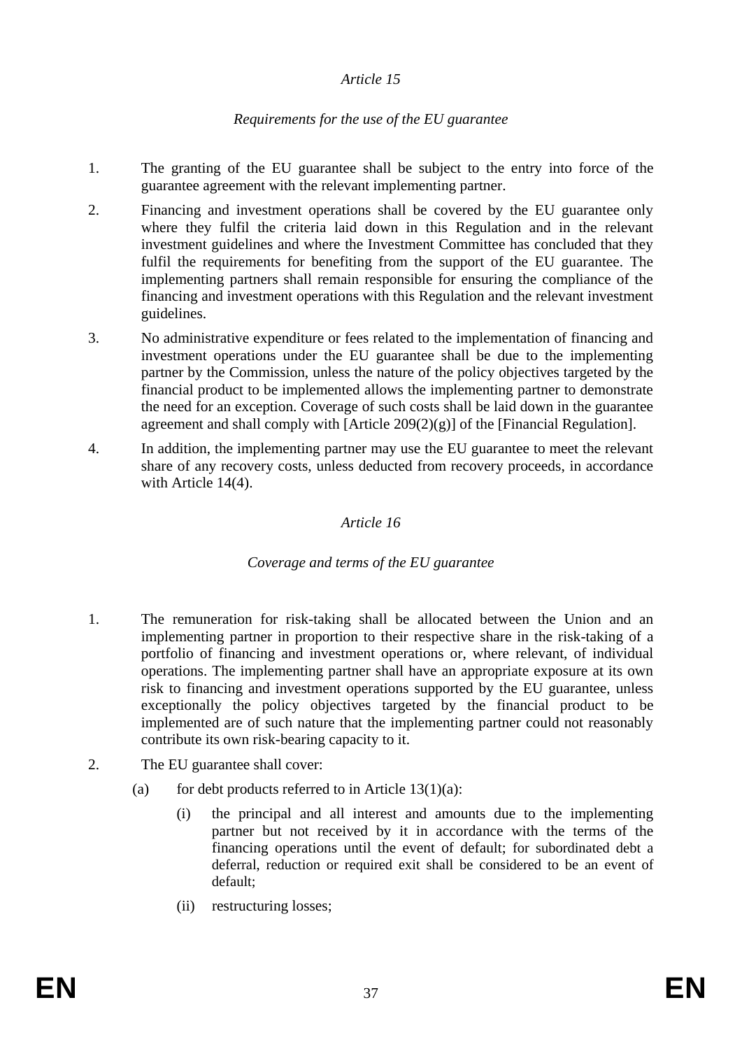*Article 15*

*Requirements for the use of the EU guarantee*

1. The granting of the EU guarantee shall be subject to the entry into force of the guarantee agreement with the relevant implementing partner.

2. Financing and investment operations shall be covered by the EU guarantee only where they fulfil the criteria laid down in this Regulation and in the relevant investment guidelines and where the Investment Committee has concluded that they fulfil the requirements for benefiting from the support of the EU guarantee. The implementing partners shall remain responsible for ensuring the compliance of the financing and investment operations with this Regulation and the relevant investment guidelines.

3. No administrative expenditure or fees related to the implementation of financing and investment operations under the EU guarantee shall be due to the implementing partner by the Commission, unless the nature of the policy objectives targeted by the financial product to be implemented allows the implementing partner to demonstrate the need for an exception. Coverage of such costs shall be laid down in the guarantee agreement and shall comply with [Article 209(2)(g)] of the [Financial Regulation].

4. In addition, the implementing partner may use the EU guarantee to meet the relevant share of any recovery costs, unless deducted from recovery proceeds, in accordance with Article 14(4).

*Article 16*

*Coverage and terms of the EU guarantee*

1. The remuneration for risk-taking shall be allocated between the Union and an implementing partner in proportion to their respective share in the risk-taking of a portfolio of financing and investment operations or, where relevant, of individual operations. The implementing partner shall have an appropriate exposure at its own risk to financing and investment operations supported by the EU guarantee, unless exceptionally the policy objectives targeted by the financial product to be implemented are of such nature that the implementing partner could not reasonably contribute its own risk-bearing capacity to it.

2. The EU guarantee shall cover:

   (a) for debt products referred to in Article 13(1)(a):

      (i) the principal and all interest and amounts due to the implementing partner but not received by it in accordance with the terms of the financing operations until the event of default; for subordinated debt a deferral, reduction or required exit shall be considered to be an event of default;

      (ii) restructuring losses;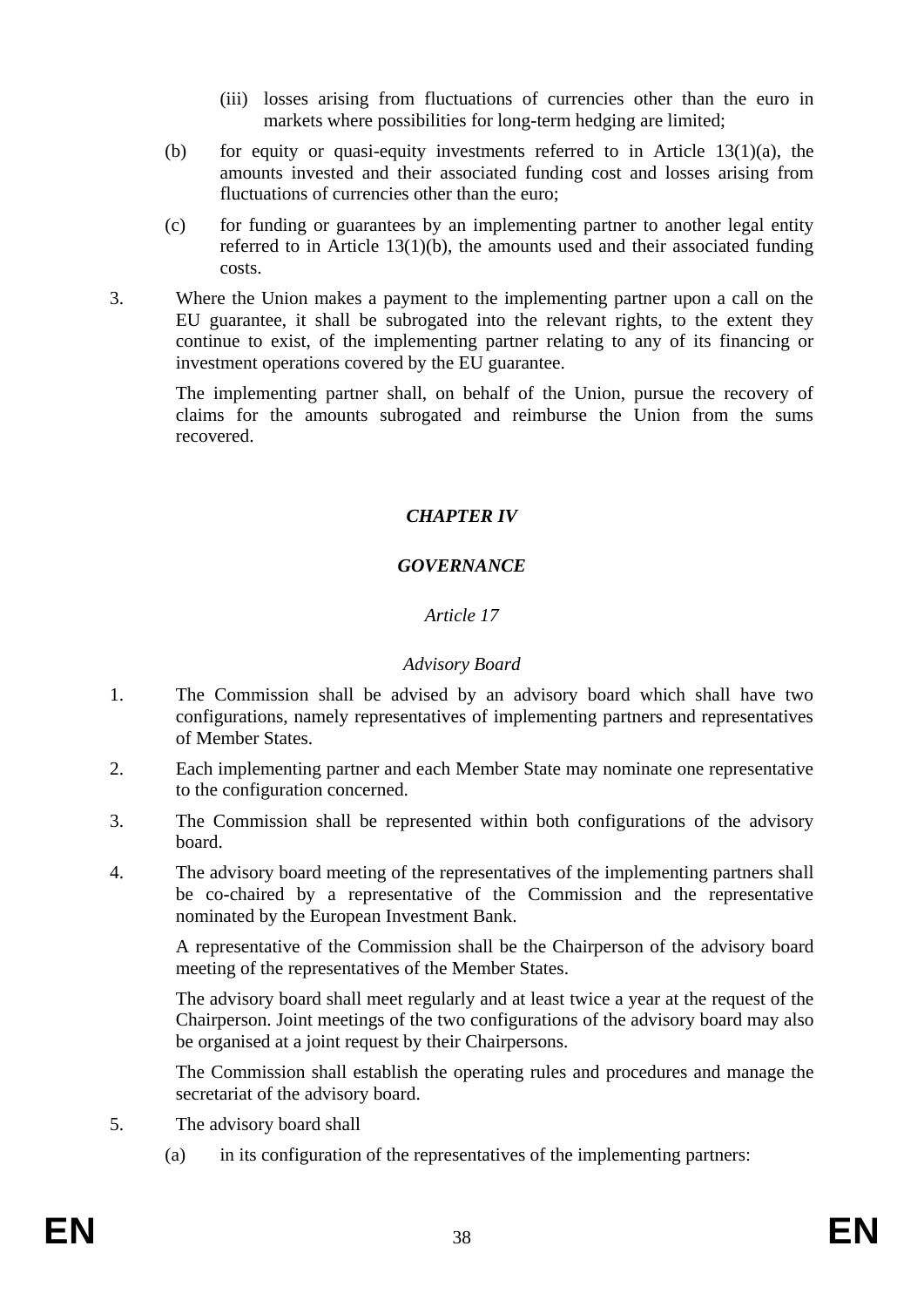(iii) losses arising from fluctuations of currencies other than the euro in markets where possibilities for long-term hedging are limited;

(b) for equity or quasi-equity investments referred to in Article 13(1)(a), the amounts invested and their associated funding cost and losses arising from fluctuations of currencies other than the euro;

(c) for funding or guarantees by an implementing partner to another legal entity referred to in Article 13(1)(b), the amounts used and their associated funding costs.

3. Where the Union makes a payment to the implementing partner upon a call on the EU guarantee, it shall be subrogated into the relevant rights, to the extent they continue to exist, of the implementing partner relating to any of its financing or investment operations covered by the EU guarantee.

The implementing partner shall, on behalf of the Union, pursue the recovery of claims for the amounts subrogated and reimburse the Union from the sums recovered.

## *CHAPTER IV*

## *GOVERNANCE*

### *Article 17*

### *Advisory Board*

1. The Commission shall be advised by an advisory board which shall have two configurations, namely representatives of implementing partners and representatives of Member States.

2. Each implementing partner and each Member State may nominate one representative to the configuration concerned.

3. The Commission shall be represented within both configurations of the advisory board.

4. The advisory board meeting of the representatives of the implementing partners shall be co-chaired by a representative of the Commission and the representative nominated by the European Investment Bank.

A representative of the Commission shall be the Chairperson of the advisory board meeting of the representatives of the Member States.

The advisory board shall meet regularly and at least twice a year at the request of the Chairperson. Joint meetings of the two configurations of the advisory board may also be organised at a joint request by their Chairpersons.

The Commission shall establish the operating rules and procedures and manage the secretariat of the advisory board.

5. The advisory board shall

(a) in its configuration of the representatives of the implementing partners: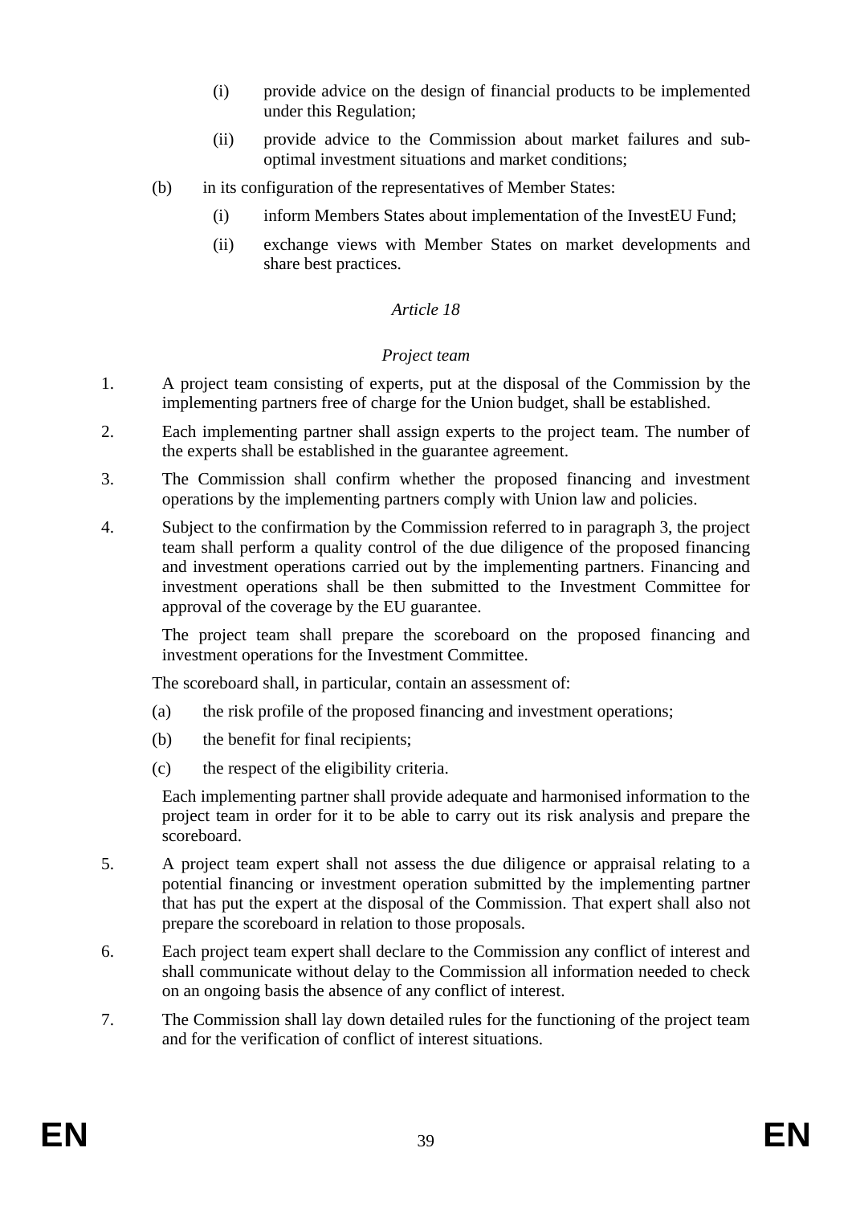(i) provide advice on the design of financial products to be implemented under this Regulation;

(ii) provide advice to the Commission about market failures and sub-optimal investment situations and market conditions;

(b) in its configuration of the representatives of Member States:

(i) inform Members States about implementation of the InvestEU Fund;

(ii) exchange views with Member States on market developments and share best practices.

*Article 18*

*Project team*

1. A project team consisting of experts, put at the disposal of the Commission by the implementing partners free of charge for the Union budget, shall be established.

2. Each implementing partner shall assign experts to the project team. The number of the experts shall be established in the guarantee agreement.

3. The Commission shall confirm whether the proposed financing and investment operations by the implementing partners comply with Union law and policies.

4. Subject to the confirmation by the Commission referred to in paragraph 3, the project team shall perform a quality control of the due diligence of the proposed financing and investment operations carried out by the implementing partners. Financing and investment operations shall be then submitted to the Investment Committee for approval of the coverage by the EU guarantee.

   The project team shall prepare the scoreboard on the proposed financing and investment operations for the Investment Committee.

   The scoreboard shall, in particular, contain an assessment of:

   (a) the risk profile of the proposed financing and investment operations;

   (b) the benefit for final recipients;

   (c) the respect of the eligibility criteria.

   Each implementing partner shall provide adequate and harmonised information to the project team in order for it to be able to carry out its risk analysis and prepare the scoreboard.

5. A project team expert shall not assess the due diligence or appraisal relating to a potential financing or investment operation submitted by the implementing partner that has put the expert at the disposal of the Commission. That expert shall also not prepare the scoreboard in relation to those proposals.

6. Each project team expert shall declare to the Commission any conflict of interest and shall communicate without delay to the Commission all information needed to check on an ongoing basis the absence of any conflict of interest.

7. The Commission shall lay down detailed rules for the functioning of the project team and for the verification of conflict of interest situations.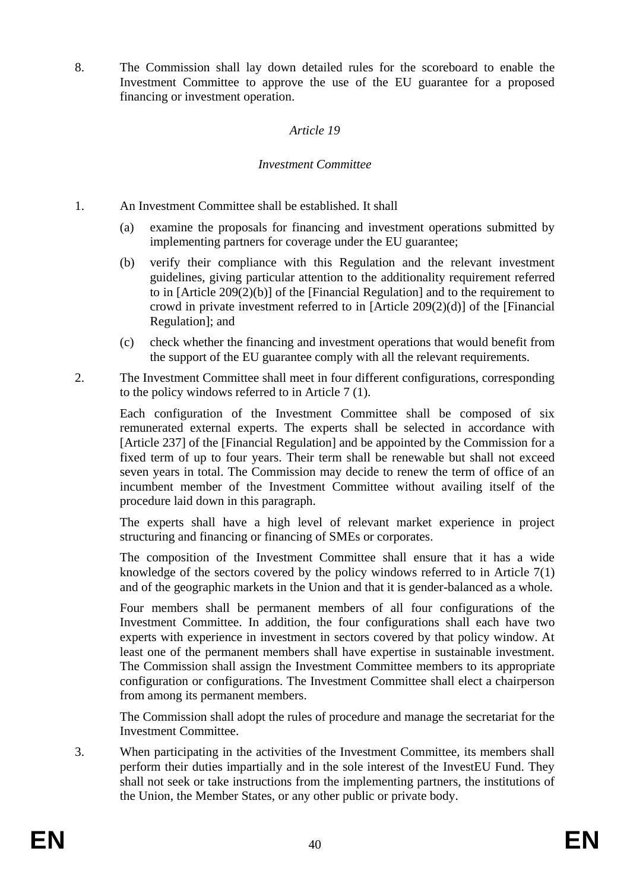8. The Commission shall lay down detailed rules for the scoreboard to enable the Investment Committee to approve the use of the EU guarantee for a proposed financing or investment operation.

*Article 19*

*Investment Committee*

1. An Investment Committee shall be established. It shall

   (a) examine the proposals for financing and investment operations submitted by implementing partners for coverage under the EU guarantee;

   (b) verify their compliance with this Regulation and the relevant investment guidelines, giving particular attention to the additionality requirement referred to in [Article 209(2)(b)] of the [Financial Regulation] and to the requirement to crowd in private investment referred to in [Article 209(2)(d)] of the [Financial Regulation]; and

   (c) check whether the financing and investment operations that would benefit from the support of the EU guarantee comply with all the relevant requirements.

2. The Investment Committee shall meet in four different configurations, corresponding to the policy windows referred to in Article 7 (1).

   Each configuration of the Investment Committee shall be composed of six remunerated external experts. The experts shall be selected in accordance with [Article 237] of the [Financial Regulation] and be appointed by the Commission for a fixed term of up to four years. Their term shall be renewable but shall not exceed seven years in total. The Commission may decide to renew the term of office of an incumbent member of the Investment Committee without availing itself of the procedure laid down in this paragraph.

   The experts shall have a high level of relevant market experience in project structuring and financing or financing of SMEs or corporates.

   The composition of the Investment Committee shall ensure that it has a wide knowledge of the sectors covered by the policy windows referred to in Article 7(1) and of the geographic markets in the Union and that it is gender-balanced as a whole.

   Four members shall be permanent members of all four configurations of the Investment Committee. In addition, the four configurations shall each have two experts with experience in investment in sectors covered by that policy window. At least one of the permanent members shall have expertise in sustainable investment. The Commission shall assign the Investment Committee members to its appropriate configuration or configurations. The Investment Committee shall elect a chairperson from among its permanent members.

   The Commission shall adopt the rules of procedure and manage the secretariat for the Investment Committee.

3. When participating in the activities of the Investment Committee, its members shall perform their duties impartially and in the sole interest of the InvestEU Fund. They shall not seek or take instructions from the implementing partners, the institutions of the Union, the Member States, or any other public or private body.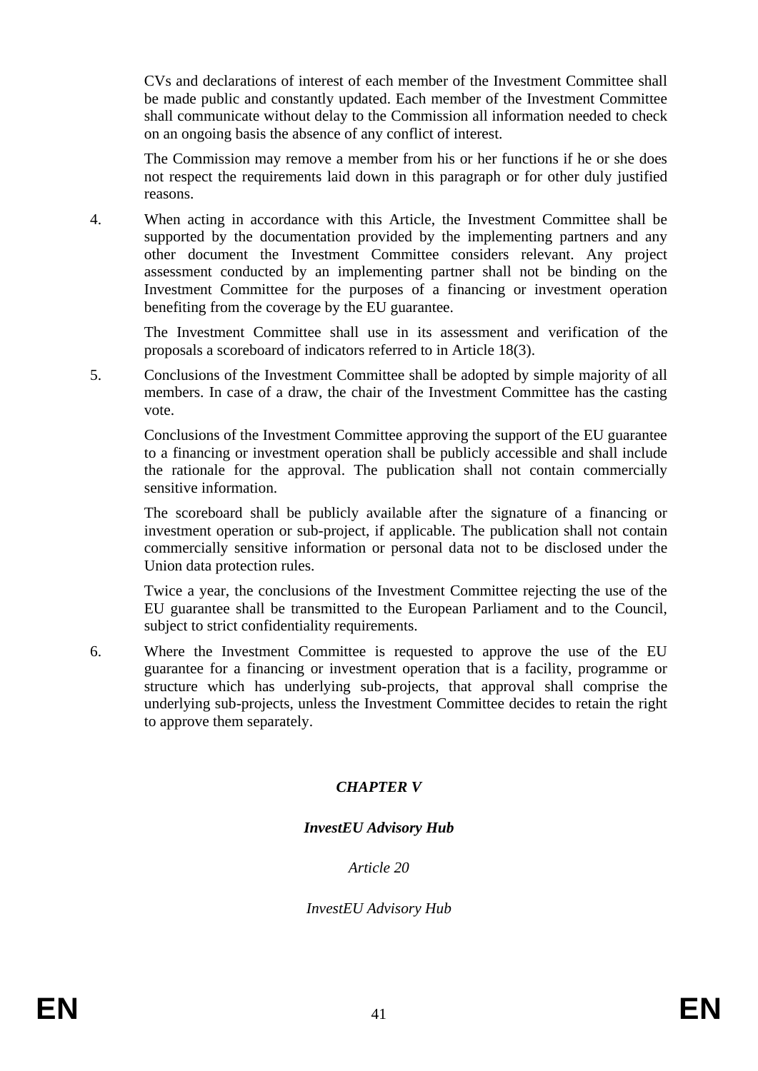CVs and declarations of interest of each member of the Investment Committee shall be made public and constantly updated. Each member of the Investment Committee shall communicate without delay to the Commission all information needed to check on an ongoing basis the absence of any conflict of interest.

The Commission may remove a member from his or her functions if he or she does not respect the requirements laid down in this paragraph or for other duly justified reasons.

4. When acting in accordance with this Article, the Investment Committee shall be supported by the documentation provided by the implementing partners and any other document the Investment Committee considers relevant. Any project assessment conducted by an implementing partner shall not be binding on the Investment Committee for the purposes of a financing or investment operation benefiting from the coverage by the EU guarantee.

   The Investment Committee shall use in its assessment and verification of the proposals a scoreboard of indicators referred to in Article 18(3).

5. Conclusions of the Investment Committee shall be adopted by simple majority of all members. In case of a draw, the chair of the Investment Committee has the casting vote.

   Conclusions of the Investment Committee approving the support of the EU guarantee to a financing or investment operation shall be publicly accessible and shall include the rationale for the approval. The publication shall not contain commercially sensitive information.

   The scoreboard shall be publicly available after the signature of a financing or investment operation or sub-project, if applicable. The publication shall not contain commercially sensitive information or personal data not to be disclosed under the Union data protection rules.

   Twice a year, the conclusions of the Investment Committee rejecting the use of the EU guarantee shall be transmitted to the European Parliament and to the Council, subject to strict confidentiality requirements.

6. Where the Investment Committee is requested to approve the use of the EU guarantee for a financing or investment operation that is a facility, programme or structure which has underlying sub-projects, that approval shall comprise the underlying sub-projects, unless the Investment Committee decides to retain the right to approve them separately.

## *CHAPTER V*

## *InvestEU Advisory Hub*

### *Article 20*

### *InvestEU Advisory Hub*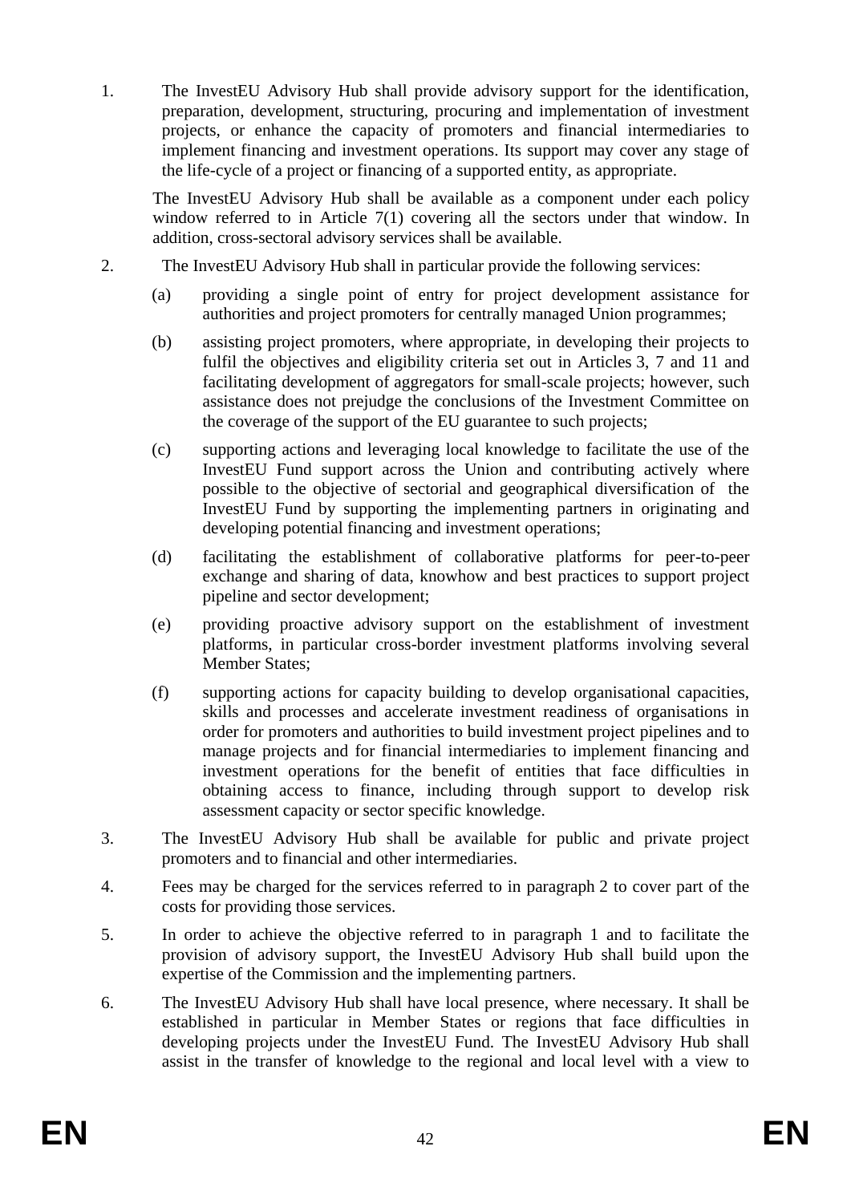1. The InvestEU Advisory Hub shall provide advisory support for the identification, preparation, development, structuring, procuring and implementation of investment projects, or enhance the capacity of promoters and financial intermediaries to implement financing and investment operations. Its support may cover any stage of the life-cycle of a project or financing of a supported entity, as appropriate.

   The InvestEU Advisory Hub shall be available as a component under each policy window referred to in Article 7(1) covering all the sectors under that window. In addition, cross-sectoral advisory services shall be available.

2. The InvestEU Advisory Hub shall in particular provide the following services:

   (a) providing a single point of entry for project development assistance for authorities and project promoters for centrally managed Union programmes;

   (b) assisting project promoters, where appropriate, in developing their projects to fulfil the objectives and eligibility criteria set out in Articles 3, 7 and 11 and facilitating development of aggregators for small-scale projects; however, such assistance does not prejudge the conclusions of the Investment Committee on the coverage of the support of the EU guarantee to such projects;

   (c) supporting actions and leveraging local knowledge to facilitate the use of the InvestEU Fund support across the Union and contributing actively where possible to the objective of sectorial and geographical diversification of the InvestEU Fund by supporting the implementing partners in originating and developing potential financing and investment operations;

   (d) facilitating the establishment of collaborative platforms for peer-to-peer exchange and sharing of data, knowhow and best practices to support project pipeline and sector development;

   (e) providing proactive advisory support on the establishment of investment platforms, in particular cross-border investment platforms involving several Member States;

   (f) supporting actions for capacity building to develop organisational capacities, skills and processes and accelerate investment readiness of organisations in order for promoters and authorities to build investment project pipelines and to manage projects and for financial intermediaries to implement financing and investment operations for the benefit of entities that face difficulties in obtaining access to finance, including through support to develop risk assessment capacity or sector specific knowledge.

3. The InvestEU Advisory Hub shall be available for public and private project promoters and to financial and other intermediaries.

4. Fees may be charged for the services referred to in paragraph 2 to cover part of the costs for providing those services.

5. In order to achieve the objective referred to in paragraph 1 and to facilitate the provision of advisory support, the InvestEU Advisory Hub shall build upon the expertise of the Commission and the implementing partners.

6. The InvestEU Advisory Hub shall have local presence, where necessary. It shall be established in particular in Member States or regions that face difficulties in developing projects under the InvestEU Fund. The InvestEU Advisory Hub shall assist in the transfer of knowledge to the regional and local level with a view to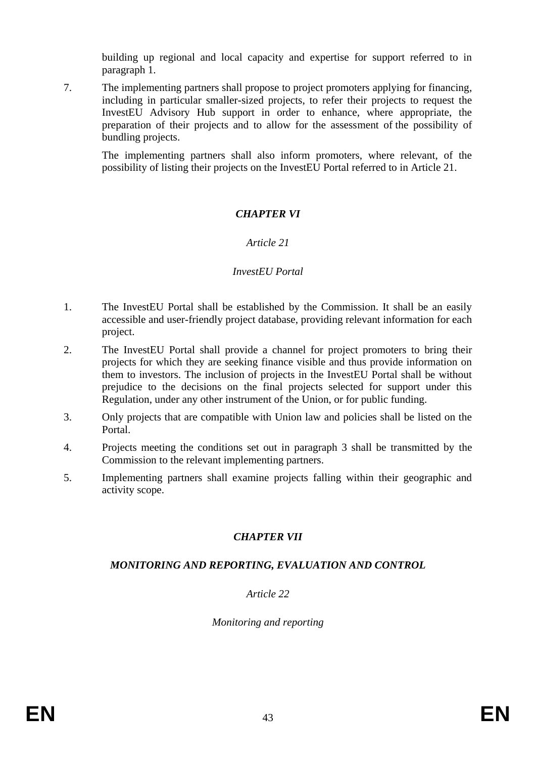building up regional and local capacity and expertise for support referred to in paragraph 1.

7. The implementing partners shall propose to project promoters applying for financing, including in particular smaller-sized projects, to refer their projects to request the InvestEU Advisory Hub support in order to enhance, where appropriate, the preparation of their projects and to allow for the assessment of the possibility of bundling projects.

   The implementing partners shall also inform promoters, where relevant, of the possibility of listing their projects on the InvestEU Portal referred to in Article 21.

## *CHAPTER VI*

### *Article 21*

### *InvestEU Portal*

1. The InvestEU Portal shall be established by the Commission. It shall be an easily accessible and user-friendly project database, providing relevant information for each project.
2. The InvestEU Portal shall provide a channel for project promoters to bring their projects for which they are seeking finance visible and thus provide information on them to investors. The inclusion of projects in the InvestEU Portal shall be without prejudice to the decisions on the final projects selected for support under this Regulation, under any other instrument of the Union, or for public funding.
3. Only projects that are compatible with Union law and policies shall be listed on the Portal.
4. Projects meeting the conditions set out in paragraph 3 shall be transmitted by the Commission to the relevant implementing partners.
5. Implementing partners shall examine projects falling within their geographic and activity scope.

## *CHAPTER VII*

## *MONITORING AND REPORTING, EVALUATION AND CONTROL*

### *Article 22*

### *Monitoring and reporting*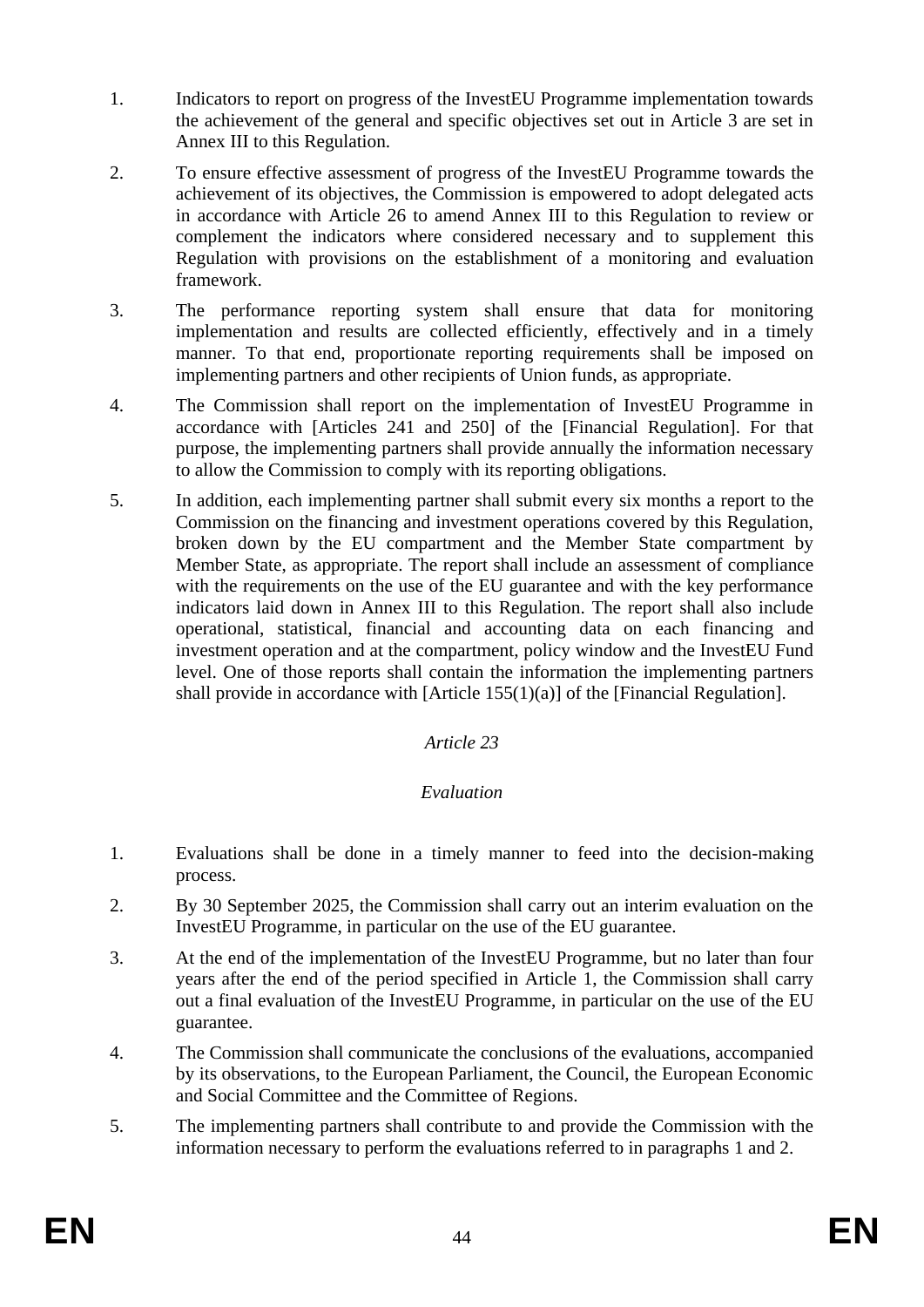1. Indicators to report on progress of the InvestEU Programme implementation towards the achievement of the general and specific objectives set out in Article 3 are set in Annex III to this Regulation.

2. To ensure effective assessment of progress of the InvestEU Programme towards the achievement of its objectives, the Commission is empowered to adopt delegated acts in accordance with Article 26 to amend Annex III to this Regulation to review or complement the indicators where considered necessary and to supplement this Regulation with provisions on the establishment of a monitoring and evaluation framework.

3. The performance reporting system shall ensure that data for monitoring implementation and results are collected efficiently, effectively and in a timely manner. To that end, proportionate reporting requirements shall be imposed on implementing partners and other recipients of Union funds, as appropriate.

4. The Commission shall report on the implementation of InvestEU Programme in accordance with [Articles 241 and 250] of the [Financial Regulation]. For that purpose, the implementing partners shall provide annually the information necessary to allow the Commission to comply with its reporting obligations.

5. In addition, each implementing partner shall submit every six months a report to the Commission on the financing and investment operations covered by this Regulation, broken down by the EU compartment and the Member State compartment by Member State, as appropriate. The report shall include an assessment of compliance with the requirements on the use of the EU guarantee and with the key performance indicators laid down in Annex III to this Regulation. The report shall also include operational, statistical, financial and accounting data on each financing and investment operation and at the compartment, policy window and the InvestEU Fund level. One of those reports shall contain the information the implementing partners shall provide in accordance with [Article 155(1)(a)] of the [Financial Regulation].

*Article 23*

*Evaluation*

1. Evaluations shall be done in a timely manner to feed into the decision-making process.

2. By 30 September 2025, the Commission shall carry out an interim evaluation on the InvestEU Programme, in particular on the use of the EU guarantee.

3. At the end of the implementation of the InvestEU Programme, but no later than four years after the end of the period specified in Article 1, the Commission shall carry out a final evaluation of the InvestEU Programme, in particular on the use of the EU guarantee.

4. The Commission shall communicate the conclusions of the evaluations, accompanied by its observations, to the European Parliament, the Council, the European Economic and Social Committee and the Committee of Regions.

5. The implementing partners shall contribute to and provide the Commission with the information necessary to perform the evaluations referred to in paragraphs 1 and 2.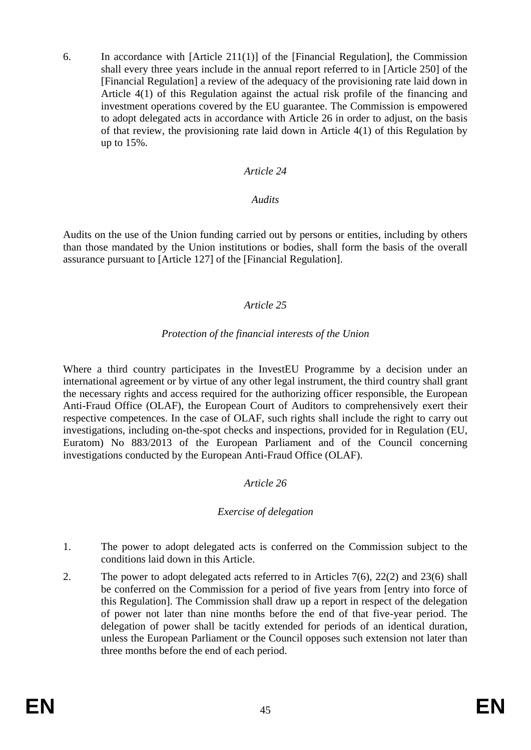6. In accordance with [Article 211(1)] of the [Financial Regulation], the Commission shall every three years include in the annual report referred to in [Article 250] of the [Financial Regulation] a review of the adequacy of the provisioning rate laid down in Article 4(1) of this Regulation against the actual risk profile of the financing and investment operations covered by the EU guarantee. The Commission is empowered to adopt delegated acts in accordance with Article 26 in order to adjust, on the basis of that review, the provisioning rate laid down in Article 4(1) of this Regulation by up to 15%.

*Article 24*

*Audits*

Audits on the use of the Union funding carried out by persons or entities, including by others than those mandated by the Union institutions or bodies, shall form the basis of the overall assurance pursuant to [Article 127] of the [Financial Regulation].

*Article 25*

*Protection of the financial interests of the Union*

Where a third country participates in the InvestEU Programme by a decision under an international agreement or by virtue of any other legal instrument, the third country shall grant the necessary rights and access required for the authorizing officer responsible, the European Anti-Fraud Office (OLAF), the European Court of Auditors to comprehensively exert their respective competences. In the case of OLAF, such rights shall include the right to carry out investigations, including on-the-spot checks and inspections, provided for in Regulation (EU, Euratom) No 883/2013 of the European Parliament and of the Council concerning investigations conducted by the European Anti-Fraud Office (OLAF).

*Article 26*

*Exercise of delegation*

1. The power to adopt delegated acts is conferred on the Commission subject to the conditions laid down in this Article.
2. The power to adopt delegated acts referred to in Articles 7(6), 22(2) and 23(6) shall be conferred on the Commission for a period of five years from [entry into force of this Regulation]. The Commission shall draw up a report in respect of the delegation of power not later than nine months before the end of that five-year period. The delegation of power shall be tacitly extended for periods of an identical duration, unless the European Parliament or the Council opposes such extension not later than three months before the end of each period.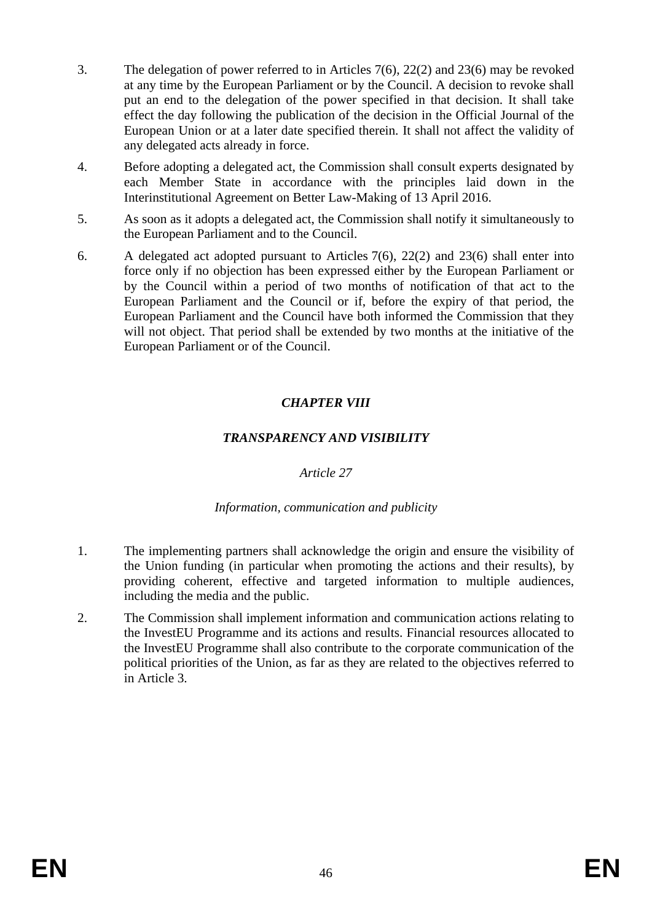3. The delegation of power referred to in Articles 7(6), 22(2) and 23(6) may be revoked at any time by the European Parliament or by the Council. A decision to revoke shall put an end to the delegation of the power specified in that decision. It shall take effect the day following the publication of the decision in the Official Journal of the European Union or at a later date specified therein. It shall not affect the validity of any delegated acts already in force.

4. Before adopting a delegated act, the Commission shall consult experts designated by each Member State in accordance with the principles laid down in the Interinstitutional Agreement on Better Law-Making of 13 April 2016.

5. As soon as it adopts a delegated act, the Commission shall notify it simultaneously to the European Parliament and to the Council.

6. A delegated act adopted pursuant to Articles 7(6), 22(2) and 23(6) shall enter into force only if no objection has been expressed either by the European Parliament or by the Council within a period of two months of notification of that act to the European Parliament and the Council or if, before the expiry of that period, the European Parliament and the Council have both informed the Commission that they will not object. That period shall be extended by two months at the initiative of the European Parliament or of the Council.

## *CHAPTER VIII*

## *TRANSPARENCY AND VISIBILITY*

### *Article 27*

### *Information, communication and publicity*

1. The implementing partners shall acknowledge the origin and ensure the visibility of the Union funding (in particular when promoting the actions and their results), by providing coherent, effective and targeted information to multiple audiences, including the media and the public.

2. The Commission shall implement information and communication actions relating to the InvestEU Programme and its actions and results. Financial resources allocated to the InvestEU Programme shall also contribute to the corporate communication of the political priorities of the Union, as far as they are related to the objectives referred to in Article 3.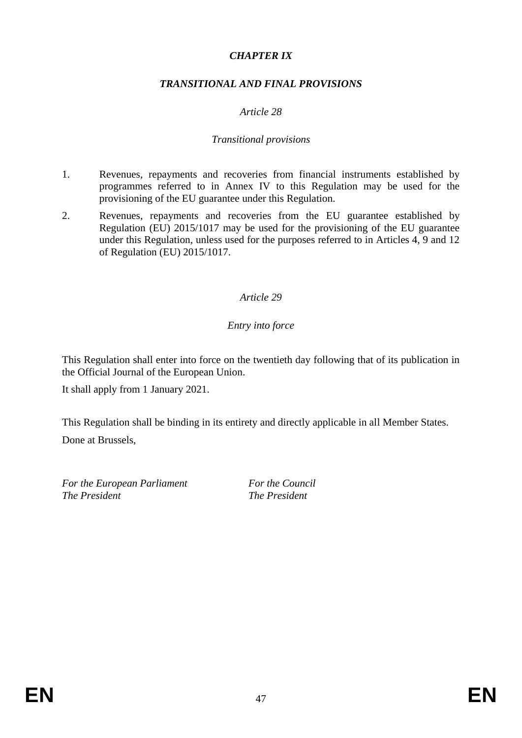## *CHAPTER IX*

## *TRANSITIONAL AND FINAL PROVISIONS*

### *Article 28*

### *Transitional provisions*

1. Revenues, repayments and recoveries from financial instruments established by programmes referred to in Annex IV to this Regulation may be used for the provisioning of the EU guarantee under this Regulation.
2. Revenues, repayments and recoveries from the EU guarantee established by Regulation (EU) 2015/1017 may be used for the provisioning of the EU guarantee under this Regulation, unless used for the purposes referred to in Articles 4, 9 and 12 of Regulation (EU) 2015/1017.

### *Article 29*

### *Entry into force*

This Regulation shall enter into force on the twentieth day following that of its publication in the Official Journal of the European Union.

It shall apply from 1 January 2021.

This Regulation shall be binding in its entirety and directly applicable in all Member States.

Done at Brussels,

*For the European Parliament*
*The President*

*For the Council*
*The President*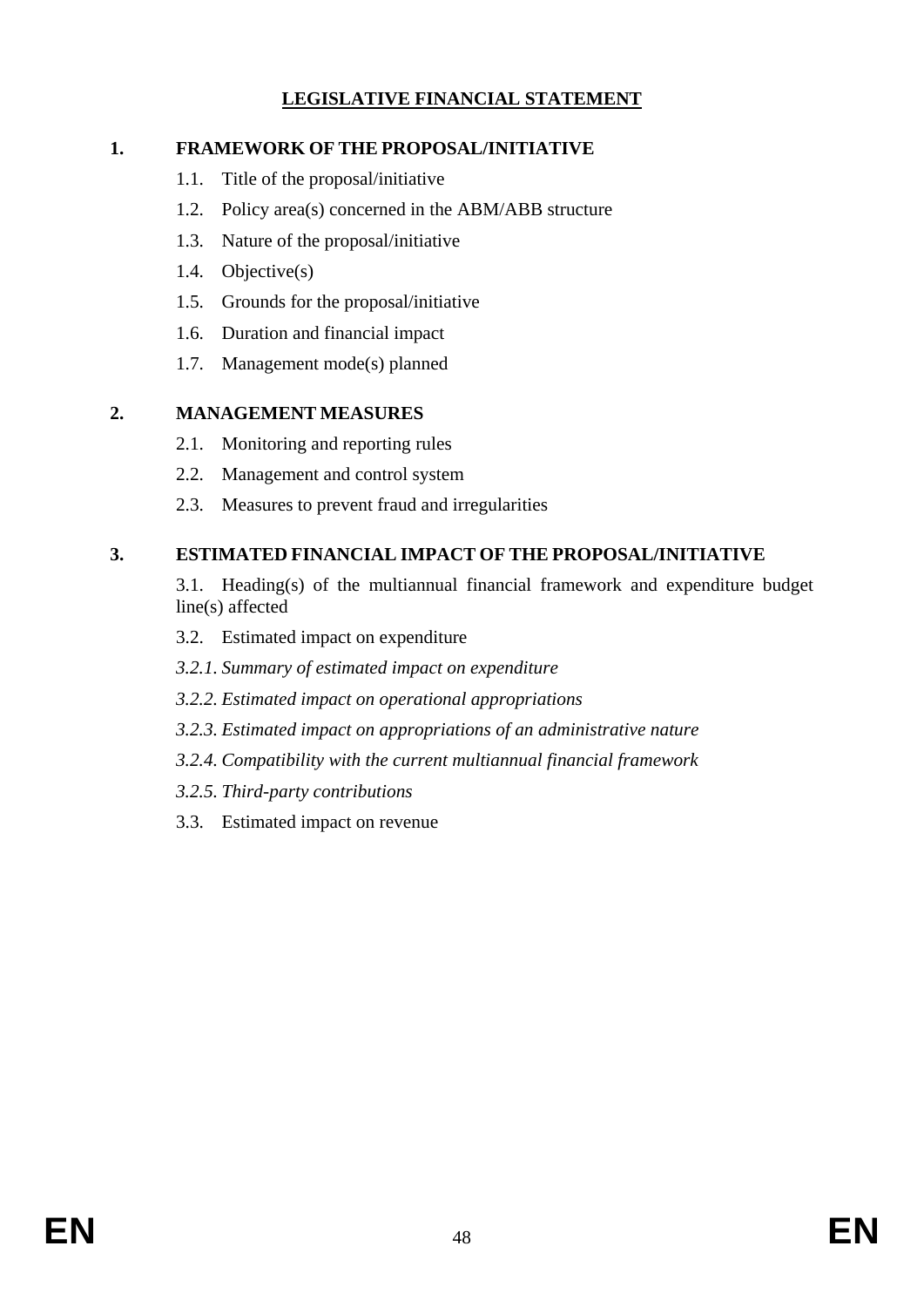# LEGISLATIVE FINANCIAL STATEMENT

**1. FRAMEWORK OF THE PROPOSAL/INITIATIVE**

1.1. Title of the proposal/initiative

1.2. Policy area(s) concerned in the ABM/ABB structure

1.3. Nature of the proposal/initiative

1.4. Objective(s)

1.5. Grounds for the proposal/initiative

1.6. Duration and financial impact

1.7. Management mode(s) planned

**2. MANAGEMENT MEASURES**

2.1. Monitoring and reporting rules

2.2. Management and control system

2.3. Measures to prevent fraud and irregularities

**3. ESTIMATED FINANCIAL IMPACT OF THE PROPOSAL/INITIATIVE**

3.1. Heading(s) of the multiannual financial framework and expenditure budget line(s) affected

3.2. Estimated impact on expenditure

*3.2.1. Summary of estimated impact on expenditure*

*3.2.2. Estimated impact on operational appropriations*

*3.2.3. Estimated impact on appropriations of an administrative nature*

*3.2.4. Compatibility with the current multiannual financial framework*

*3.2.5. Third-party contributions*

3.3. Estimated impact on revenue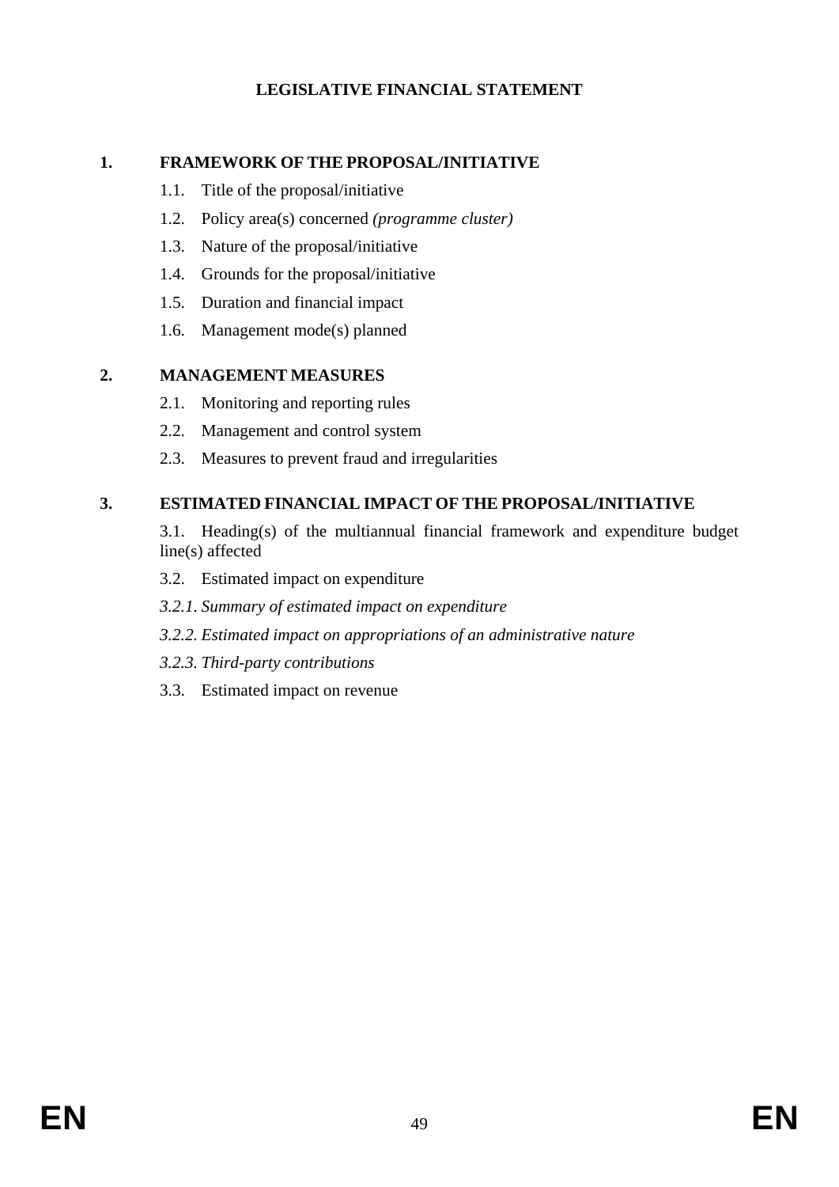**LEGISLATIVE FINANCIAL STATEMENT**

**1. FRAMEWORK OF THE PROPOSAL/INITIATIVE**

1.1. Title of the proposal/initiative

1.2. Policy area(s) concerned *(programme cluster)*

1.3. Nature of the proposal/initiative

1.4. Grounds for the proposal/initiative

1.5. Duration and financial impact

1.6. Management mode(s) planned

**2. MANAGEMENT MEASURES**

2.1. Monitoring and reporting rules

2.2. Management and control system

2.3. Measures to prevent fraud and irregularities

**3. ESTIMATED FINANCIAL IMPACT OF THE PROPOSAL/INITIATIVE**

3.1. Heading(s) of the multiannual financial framework and expenditure budget line(s) affected

3.2. Estimated impact on expenditure

*3.2.1. Summary of estimated impact on expenditure*

*3.2.2. Estimated impact on appropriations of an administrative nature*

*3.2.3. Third-party contributions*

3.3. Estimated impact on revenue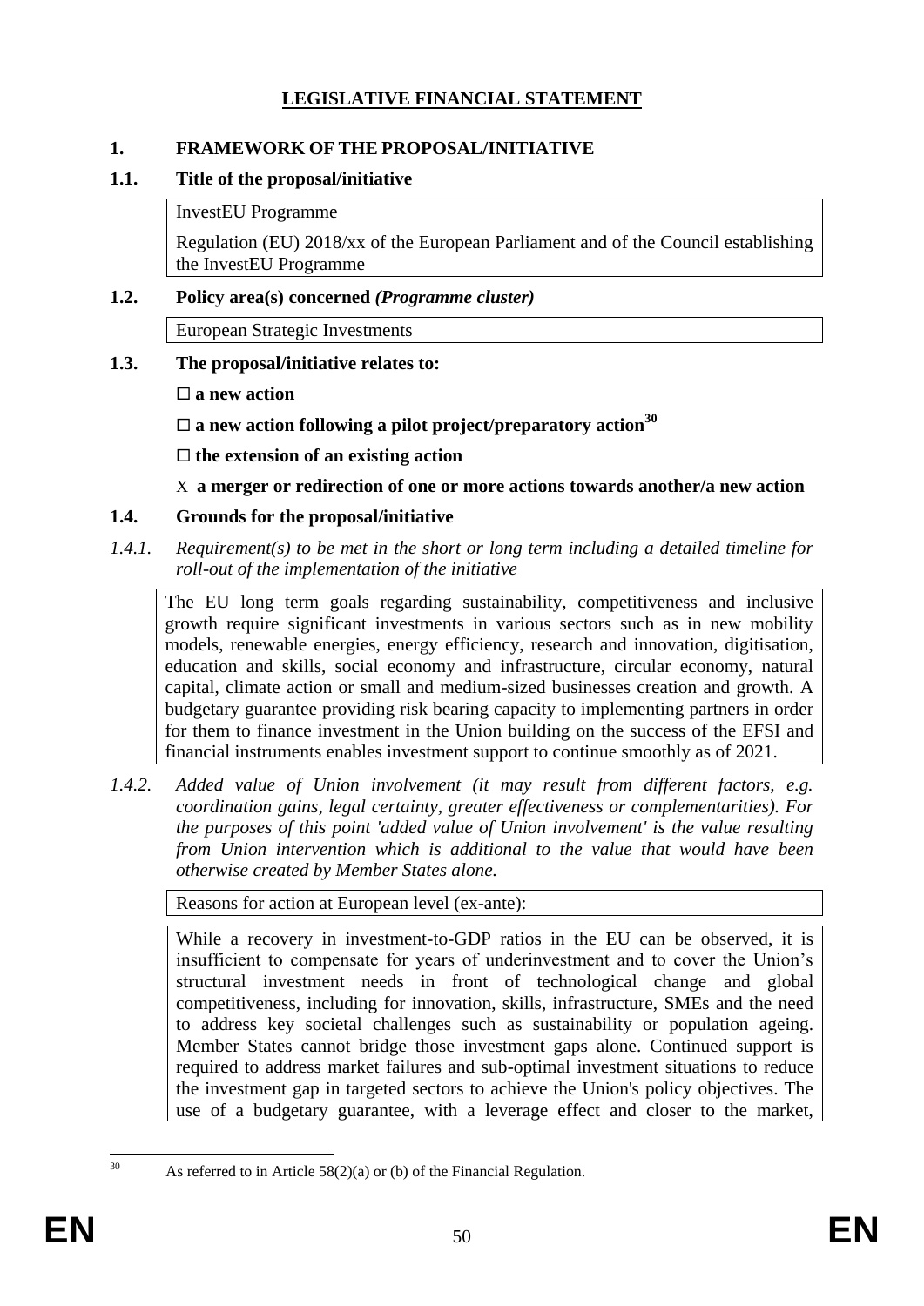# LEGISLATIVE FINANCIAL STATEMENT

## 1. FRAMEWORK OF THE PROPOSAL/INITIATIVE

### 1.1. Title of the proposal/initiative

InvestEU Programme

Regulation (EU) 2018/xx of the European Parliament and of the Council establishing the InvestEU Programme

### 1.2. Policy area(s) concerned *(Programme cluster)*

European Strategic Investments

### 1.3. The proposal/initiative relates to:

☐ **a new action**

☐ **a new action following a pilot project/preparatory action**[30]

☐ **the extension of an existing action**

X **a merger or redirection of one or more actions towards another/a new action**

### 1.4. Grounds for the proposal/initiative

*1.4.1. Requirement(s) to be met in the short or long term including a detailed timeline for roll-out of the implementation of the initiative*

The EU long term goals regarding sustainability, competitiveness and inclusive growth require significant investments in various sectors such as in new mobility models, renewable energies, energy efficiency, research and innovation, digitisation, education and skills, social economy and infrastructure, circular economy, natural capital, climate action or small and medium-sized businesses creation and growth. A budgetary guarantee providing risk bearing capacity to implementing partners in order for them to finance investment in the Union building on the success of the EFSI and financial instruments enables investment support to continue smoothly as of 2021.

*1.4.2. Added value of Union involvement (it may result from different factors, e.g. coordination gains, legal certainty, greater effectiveness or complementarities). For the purposes of this point 'added value of Union involvement' is the value resulting from Union intervention which is additional to the value that would have been otherwise created by Member States alone.*

Reasons for action at European level (ex-ante):

While a recovery in investment-to-GDP ratios in the EU can be observed, it is insufficient to compensate for years of underinvestment and to cover the Union's structural investment needs in front of technological change and global competitiveness, including for innovation, skills, infrastructure, SMEs and the need to address key societal challenges such as sustainability or population ageing. Member States cannot bridge those investment gaps alone. Continued support is required to address market failures and sub-optimal investment situations to reduce the investment gap in targeted sectors to achieve the Union's policy objectives. The use of a budgetary guarantee, with a leverage effect and closer to the market,

[30] As referred to in Article 58(2)(a) or (b) of the Financial Regulation.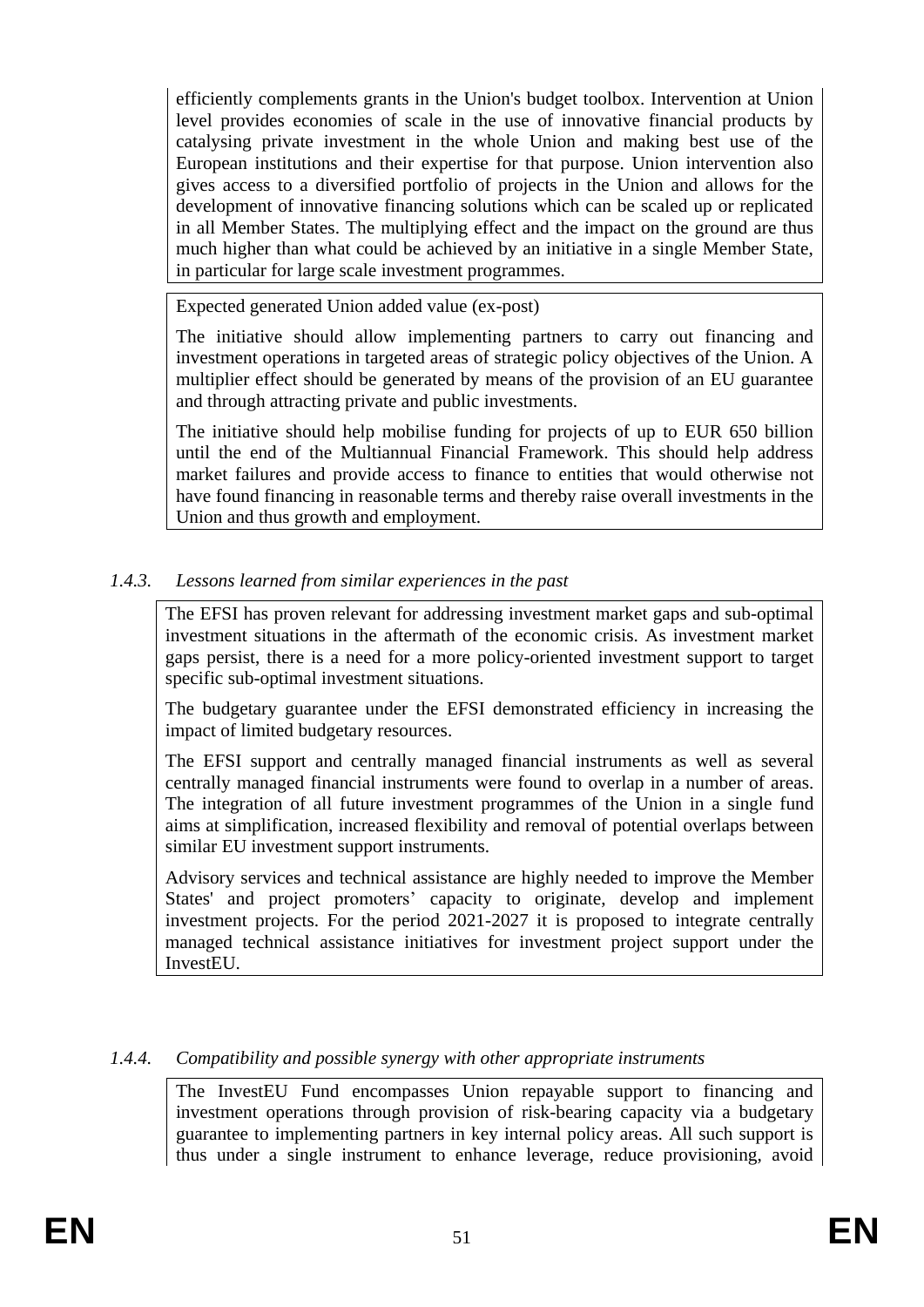efficiently complements grants in the Union's budget toolbox. Intervention at Union level provides economies of scale in the use of innovative financial products by catalysing private investment in the whole Union and making best use of the European institutions and their expertise for that purpose. Union intervention also gives access to a diversified portfolio of projects in the Union and allows for the development of innovative financing solutions which can be scaled up or replicated in all Member States. The multiplying effect and the impact on the ground are thus much higher than what could be achieved by an initiative in a single Member State, in particular for large scale investment programmes.

Expected generated Union added value (ex-post)

The initiative should allow implementing partners to carry out financing and investment operations in targeted areas of strategic policy objectives of the Union. A multiplier effect should be generated by means of the provision of an EU guarantee and through attracting private and public investments.

The initiative should help mobilise funding for projects of up to EUR 650 billion until the end of the Multiannual Financial Framework. This should help address market failures and provide access to finance to entities that would otherwise not have found financing in reasonable terms and thereby raise overall investments in the Union and thus growth and employment.

#### 1.4.3. *Lessons learned from similar experiences in the past*

The EFSI has proven relevant for addressing investment market gaps and sub-optimal investment situations in the aftermath of the economic crisis. As investment market gaps persist, there is a need for a more policy-oriented investment support to target specific sub-optimal investment situations.

The budgetary guarantee under the EFSI demonstrated efficiency in increasing the impact of limited budgetary resources.

The EFSI support and centrally managed financial instruments as well as several centrally managed financial instruments were found to overlap in a number of areas. The integration of all future investment programmes of the Union in a single fund aims at simplification, increased flexibility and removal of potential overlaps between similar EU investment support instruments.

Advisory services and technical assistance are highly needed to improve the Member States' and project promoters' capacity to originate, develop and implement investment projects. For the period 2021-2027 it is proposed to integrate centrally managed technical assistance initiatives for investment project support under the InvestEU.

#### 1.4.4. *Compatibility and possible synergy with other appropriate instruments*

The InvestEU Fund encompasses Union repayable support to financing and investment operations through provision of risk-bearing capacity via a budgetary guarantee to implementing partners in key internal policy areas. All such support is thus under a single instrument to enhance leverage, reduce provisioning, avoid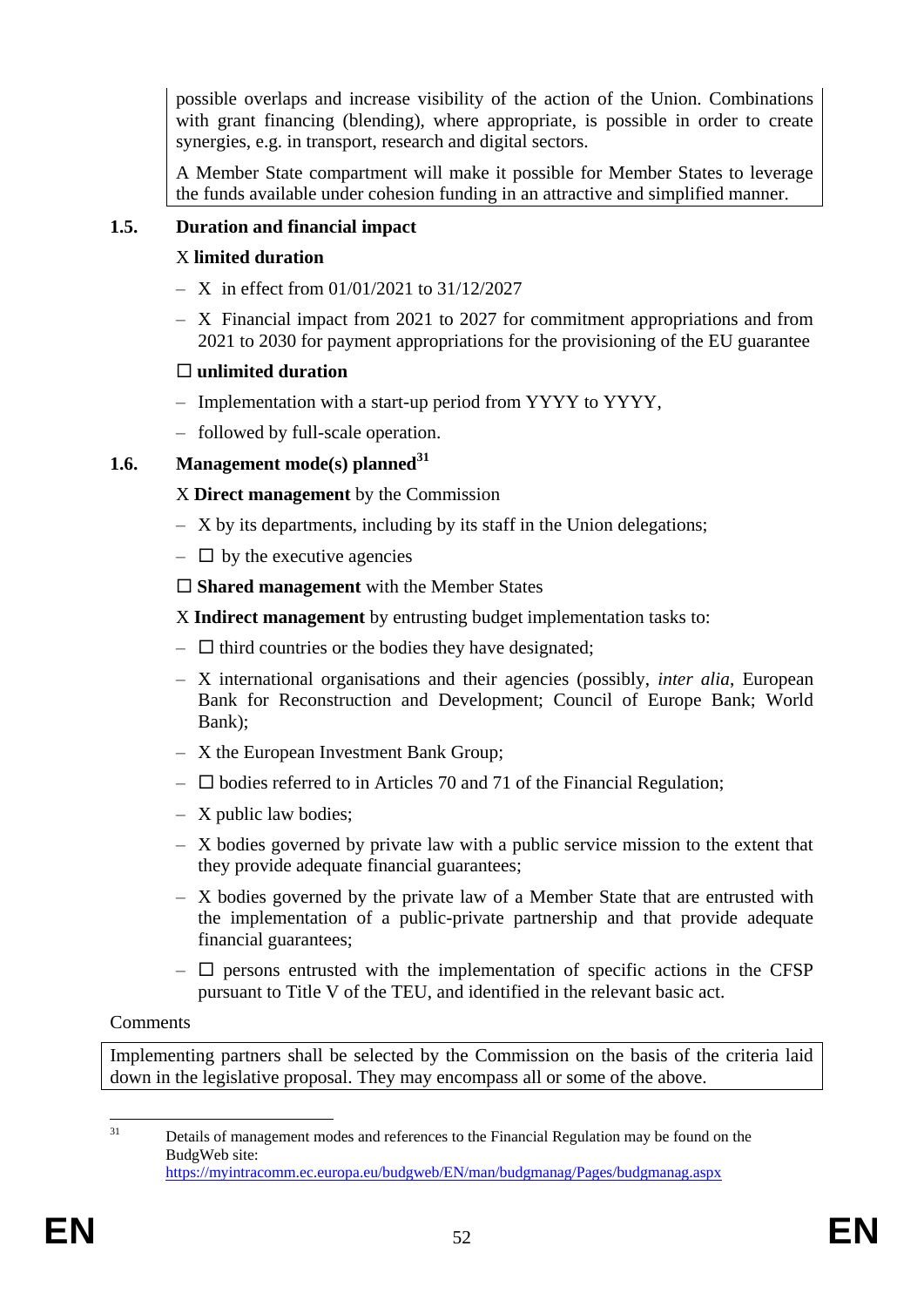possible overlaps and increase visibility of the action of the Union. Combinations with grant financing (blending), where appropriate, is possible in order to create synergies, e.g. in transport, research and digital sectors.

A Member State compartment will make it possible for Member States to leverage the funds available under cohesion funding in an attractive and simplified manner.

### 1.5. Duration and financial impact

X **limited duration**

- X in effect from 01/01/2021 to 31/12/2027
- X Financial impact from 2021 to 2027 for commitment appropriations and from 2021 to 2030 for payment appropriations for the provisioning of the EU guarantee

☐ **unlimited duration**

- Implementation with a start-up period from YYYY to YYYY,
- followed by full-scale operation.

### 1.6. Management mode(s) planned[31]

X **Direct management** by the Commission

- X by its departments, including by its staff in the Union delegations;
- ☐ by the executive agencies

☐ **Shared management** with the Member States

X **Indirect management** by entrusting budget implementation tasks to:

- ☐ third countries or the bodies they have designated;
- X international organisations and their agencies (possibly, *inter alia*, European Bank for Reconstruction and Development; Council of Europe Bank; World Bank);
- X the European Investment Bank Group;
- ☐ bodies referred to in Articles 70 and 71 of the Financial Regulation;
- X public law bodies;
- X bodies governed by private law with a public service mission to the extent that they provide adequate financial guarantees;
- X bodies governed by the private law of a Member State that are entrusted with the implementation of a public-private partnership and that provide adequate financial guarantees;
- ☐ persons entrusted with the implementation of specific actions in the CFSP pursuant to Title V of the TEU, and identified in the relevant basic act.

Comments

Implementing partners shall be selected by the Commission on the basis of the criteria laid down in the legislative proposal. They may encompass all or some of the above.

[31] Details of management modes and references to the Financial Regulation may be found on the BudgWeb site: https://myintracomm.ec.europa.eu/budgweb/EN/man/budgmanag/Pages/budgmanag.aspx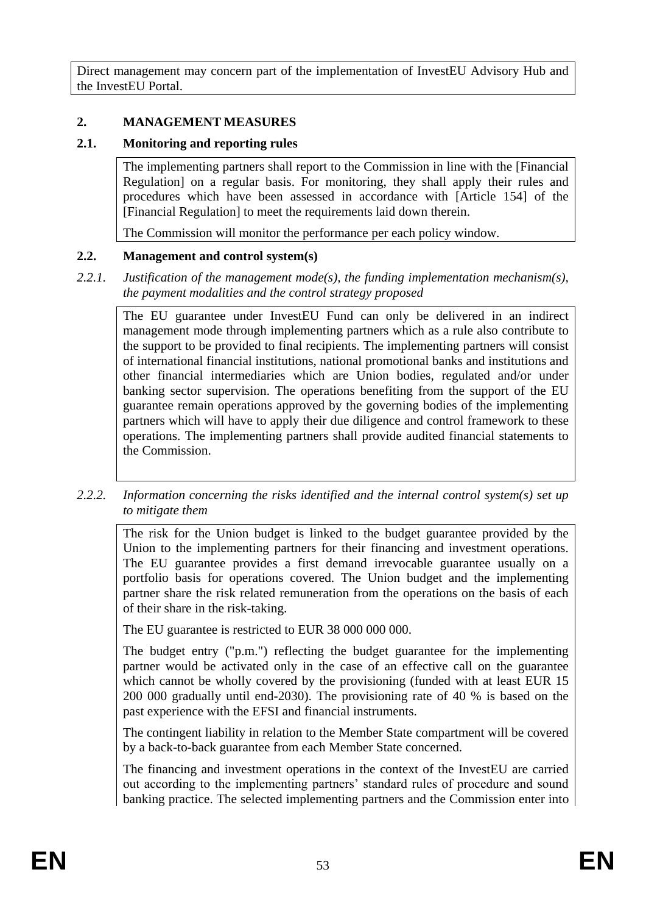Direct management may concern part of the implementation of InvestEU Advisory Hub and the InvestEU Portal.

## 2. MANAGEMENT MEASURES

### 2.1. Monitoring and reporting rules

The implementing partners shall report to the Commission in line with the [Financial Regulation] on a regular basis. For monitoring, they shall apply their rules and procedures which have been assessed in accordance with [Article 154] of the [Financial Regulation] to meet the requirements laid down therein.

The Commission will monitor the performance per each policy window.

### 2.2. Management and control system(s)

*2.2.1. Justification of the management mode(s), the funding implementation mechanism(s), the payment modalities and the control strategy proposed*

The EU guarantee under InvestEU Fund can only be delivered in an indirect management mode through implementing partners which as a rule also contribute to the support to be provided to final recipients. The implementing partners will consist of international financial institutions, national promotional banks and institutions and other financial intermediaries which are Union bodies, regulated and/or under banking sector supervision. The operations benefiting from the support of the EU guarantee remain operations approved by the governing bodies of the implementing partners which will have to apply their due diligence and control framework to these operations. The implementing partners shall provide audited financial statements to the Commission.

*2.2.2. Information concerning the risks identified and the internal control system(s) set up to mitigate them*

The risk for the Union budget is linked to the budget guarantee provided by the Union to the implementing partners for their financing and investment operations. The EU guarantee provides a first demand irrevocable guarantee usually on a portfolio basis for operations covered. The Union budget and the implementing partner share the risk related remuneration from the operations on the basis of each of their share in the risk-taking.

The EU guarantee is restricted to EUR 38 000 000 000.

The budget entry ("p.m.") reflecting the budget guarantee for the implementing partner would be activated only in the case of an effective call on the guarantee which cannot be wholly covered by the provisioning (funded with at least EUR 15 200 000 gradually until end-2030). The provisioning rate of 40 % is based on the past experience with the EFSI and financial instruments.

The contingent liability in relation to the Member State compartment will be covered by a back-to-back guarantee from each Member State concerned.

The financing and investment operations in the context of the InvestEU are carried out according to the implementing partners' standard rules of procedure and sound banking practice. The selected implementing partners and the Commission enter into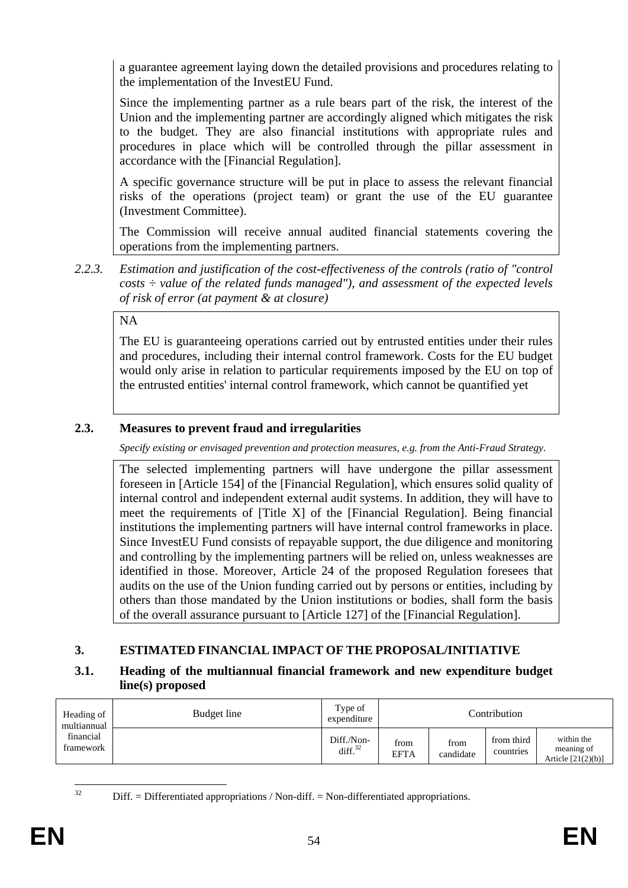a guarantee agreement laying down the detailed provisions and procedures relating to the implementation of the InvestEU Fund.

Since the implementing partner as a rule bears part of the risk, the interest of the Union and the implementing partner are accordingly aligned which mitigates the risk to the budget. They are also financial institutions with appropriate rules and procedures in place which will be controlled through the pillar assessment in accordance with the [Financial Regulation].

A specific governance structure will be put in place to assess the relevant financial risks of the operations (project team) or grant the use of the EU guarantee (Investment Committee).

The Commission will receive annual audited financial statements covering the operations from the implementing partners.

*2.2.3. Estimation and justification of the cost-effectiveness of the controls (ratio of "control costs ÷ value of the related funds managed"), and assessment of the expected levels of risk of error (at payment & at closure)*

NA

The EU is guaranteeing operations carried out by entrusted entities under their rules and procedures, including their internal control framework. Costs for the EU budget would only arise in relation to particular requirements imposed by the EU on top of the entrusted entities' internal control framework, which cannot be quantified yet

### 2.3. Measures to prevent fraud and irregularities

*Specify existing or envisaged prevention and protection measures, e.g. from the Anti-Fraud Strategy.*

The selected implementing partners will have undergone the pillar assessment foreseen in [Article 154] of the [Financial Regulation], which ensures solid quality of internal control and independent external audit systems. In addition, they will have to meet the requirements of [Title X] of the [Financial Regulation]. Being financial institutions the implementing partners will have internal control frameworks in place. Since InvestEU Fund consists of repayable support, the due diligence and monitoring and controlling by the implementing partners will be relied on, unless weaknesses are identified in those. Moreover, Article 24 of the proposed Regulation foresees that audits on the use of the Union funding carried out by persons or entities, including by others than those mandated by the Union institutions or bodies, shall form the basis of the overall assurance pursuant to [Article 127] of the [Financial Regulation].

## 3. ESTIMATED FINANCIAL IMPACT OF THE PROPOSAL/INITIATIVE

### 3.1. Heading of the multiannual financial framework and new expenditure budget line(s) proposed

| Heading of multiannual financial framework | Budget line | Type of expenditure | Contribution | | | |
|---|---|---|---|---|---|---|
| | | Diff./Non-diff.[32] | from EFTA | from candidate | from third countries | within the meaning of Article [21(2)(b)] |

[32] Diff. = Differentiated appropriations / Non-diff. = Non-differentiated appropriations.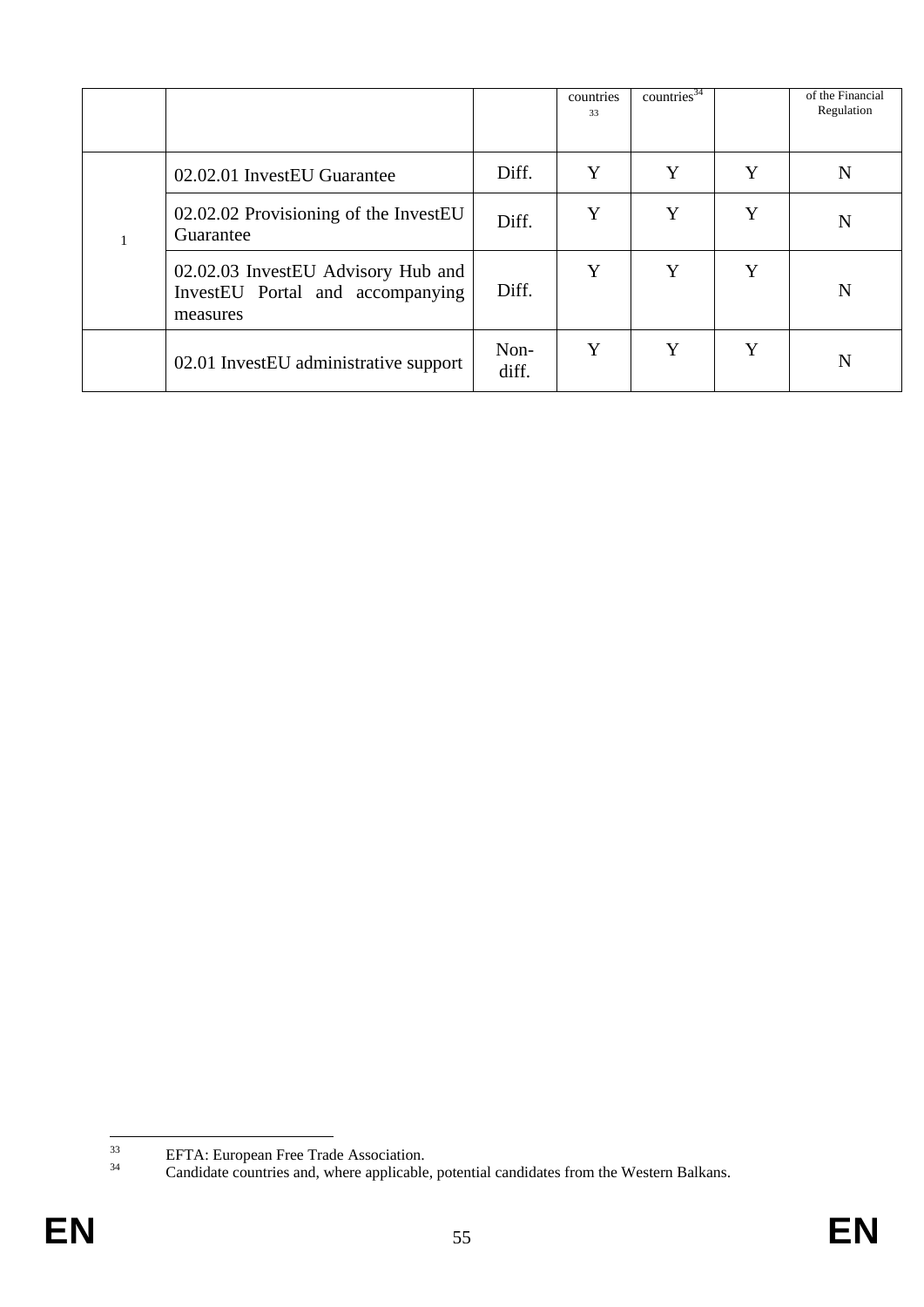|  |  |  | countries [33] | countries [34] |  | of the Financial Regulation |
|---|---|---|---|---|---|---|
| 1 | 02.02.01 InvestEU Guarantee | Diff. | Y | Y | Y | N |
|  | 02.02.02 Provisioning of the InvestEU Guarantee | Diff. | Y | Y | Y | N |
|  | 02.02.03 InvestEU Advisory Hub and InvestEU Portal and accompanying measures | Diff. | Y | Y | Y | N |
|  | 02.01 InvestEU administrative support | Non-diff. | Y | Y | Y | N |

[33] EFTA: European Free Trade Association.

[34] Candidate countries and, where applicable, potential candidates from the Western Balkans.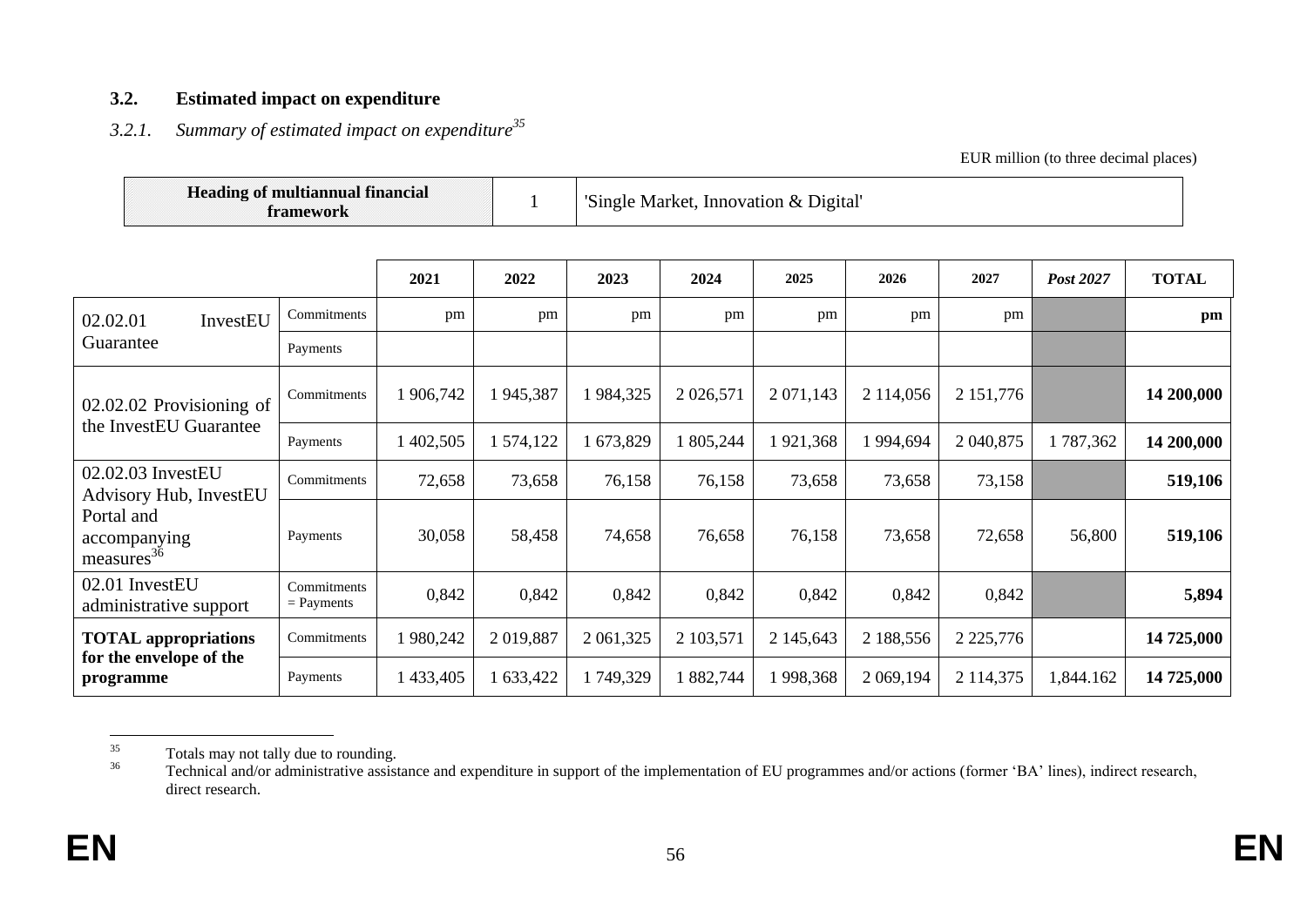### 3.2. Estimated impact on expenditure

#### *3.2.1. Summary of estimated impact on expenditure*[35]

EUR million (to three decimal places)

| Heading of multiannual financial framework | 1 | 'Single Market, Innovation & Digital' |
|---|---|---|

| | | 2021 | 2022 | 2023 | 2024 | 2025 | 2026 | 2027 | *Post 2027* | TOTAL |
|---|---|---|---|---|---|---|---|---|---|---|
| 02.02.01 InvestEU Guarantee | Commitments | pm | pm | pm | pm | pm | pm | pm | | **pm** |
| | Payments | | | | | | | | | |
| 02.02.02 Provisioning of the InvestEU Guarantee | Commitments | 1 906,742 | 1 945,387 | 1 984,325 | 2 026,571 | 2 071,143 | 2 114,056 | 2 151,776 | | **14 200,000** |
| | Payments | 1 402,505 | 1 574,122 | 1 673,829 | 1 805,244 | 1 921,368 | 1 994,694 | 2 040,875 | 1 787,362 | **14 200,000** |
| 02.02.03 InvestEU Advisory Hub, InvestEU Portal and accompanying measures[36] | Commitments | 72,658 | 73,658 | 76,158 | 76,158 | 73,658 | 73,658 | 73,158 | | **519,106** |
| | Payments | 30,058 | 58,458 | 74,658 | 76,658 | 76,158 | 73,658 | 72,658 | 56,800 | **519,106** |
| 02.01 InvestEU administrative support | Commitments = Payments | 0,842 | 0,842 | 0,842 | 0,842 | 0,842 | 0,842 | 0,842 | | **5,894** |
| **TOTAL appropriations for the envelope of the programme** | Commitments | 1 980,242 | 2 019,887 | 2 061,325 | 2 103,571 | 2 145,643 | 2 188,556 | 2 225,776 | | **14 725,000** |
| | Payments | 1 433,405 | 1 633,422 | 1 749,329 | 1 882,744 | 1 998,368 | 2 069,194 | 2 114,375 | 1,844.162 | **14 725,000** |

[35] Totals may not tally due to rounding.

[36] Technical and/or administrative assistance and expenditure in support of the implementation of EU programmes and/or actions (former 'BA' lines), indirect research, direct research.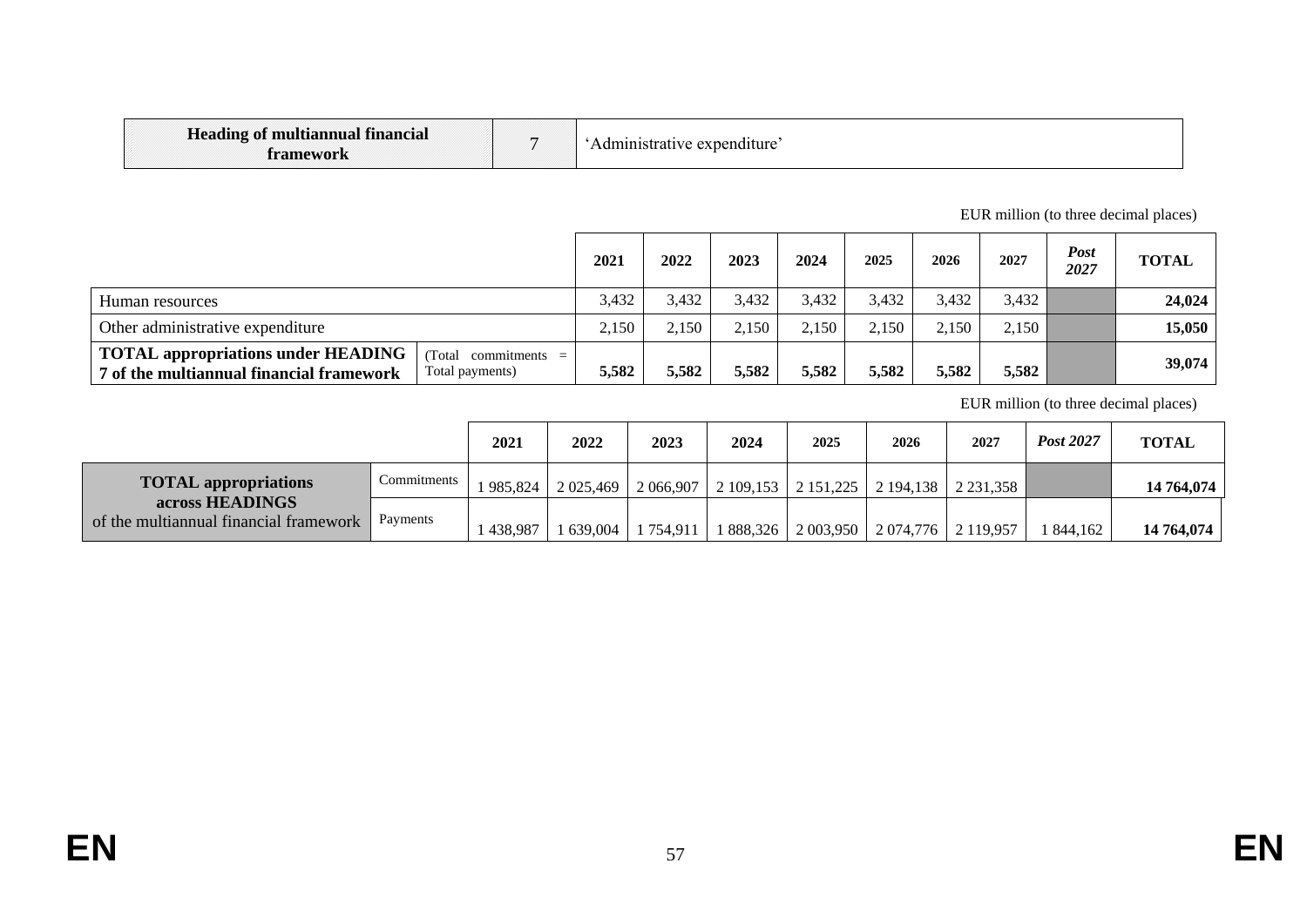| Heading of multiannual financial framework | 7 | 'Administrative expenditure' |
|---|---|---|

EUR million (to three decimal places)

| | | 2021 | 2022 | 2023 | 2024 | 2025 | 2026 | 2027 | *Post 2027* | TOTAL |
|---|---|---|---|---|---|---|---|---|---|---|
| Human resources | | 3,432 | 3,432 | 3,432 | 3,432 | 3,432 | 3,432 | 3,432 | | **24,024** |
| Other administrative expenditure | | 2,150 | 2,150 | 2,150 | 2,150 | 2,150 | 2,150 | 2,150 | | **15,050** |
| **TOTAL appropriations under HEADING 7 of the multiannual financial framework** | (Total commitments = Total payments) | **5,582** | **5,582** | **5,582** | **5,582** | **5,582** | **5,582** | **5,582** | | **39,074** |

EUR million (to three decimal places)

| | | 2021 | 2022 | 2023 | 2024 | 2025 | 2026 | 2027 | *Post 2027* | TOTAL |
|---|---|---|---|---|---|---|---|---|---|---|
| **TOTAL appropriations across HEADINGS** of the multiannual financial framework | Commitments | 1 985,824 | 2 025,469 | 2 066,907 | 2 109,153 | 2 151,225 | 2 194,138 | 2 231,358 | | **14 764,074** |
| | Payments | 1 438,987 | 1 639,004 | 1 754,911 | 1 888,326 | 2 003,950 | 2 074,776 | 2 119,957 | 1 844,162 | **14 764,074** |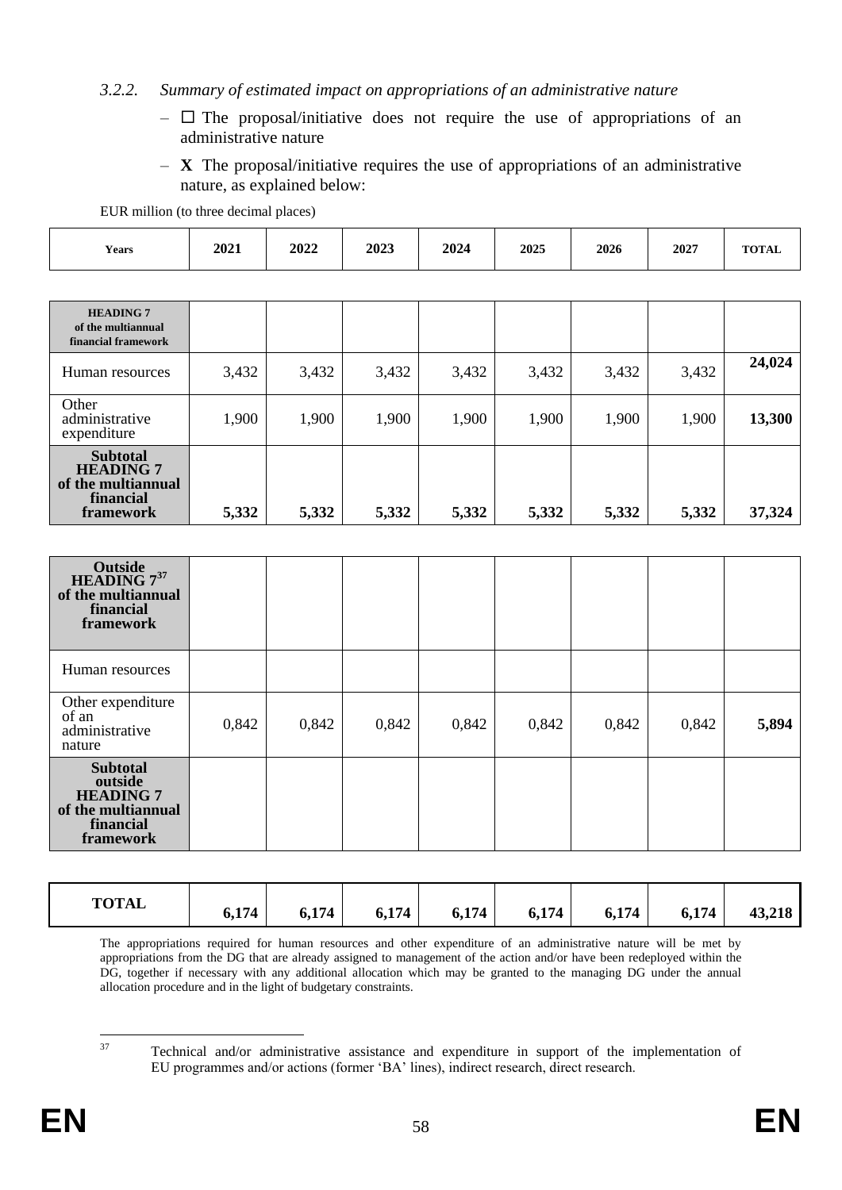*3.2.2. Summary of estimated impact on appropriations of an administrative nature*

– ☐ The proposal/initiative does not require the use of appropriations of an administrative nature

– **X** The proposal/initiative requires the use of appropriations of an administrative nature, as explained below:

EUR million (to three decimal places)

| Years | 2021 | 2022 | 2023 | 2024 | 2025 | 2026 | 2027 | TOTAL |
|---|---|---|---|---|---|---|---|---|
| **HEADING 7 of the multiannual financial framework** | | | | | | | | |
| Human resources | 3,432 | 3,432 | 3,432 | 3,432 | 3,432 | 3,432 | 3,432 | **24,024** |
| Other administrative expenditure | 1,900 | 1,900 | 1,900 | 1,900 | 1,900 | 1,900 | 1,900 | **13,300** |
| **Subtotal HEADING 7 of the multiannual financial framework** | **5,332** | **5,332** | **5,332** | **5,332** | **5,332** | **5,332** | **5,332** | **37,324** |
| **Outside HEADING 7[37] of the multiannual financial framework** | | | | | | | | |
| Human resources | | | | | | | | |
| Other expenditure of an administrative nature | 0,842 | 0,842 | 0,842 | 0,842 | 0,842 | 0,842 | 0,842 | **5,894** |
| **Subtotal outside HEADING 7 of the multiannual financial framework** | | | | | | | | |
| **TOTAL** | **6,174** | **6,174** | **6,174** | **6,174** | **6,174** | **6,174** | **6,174** | **43,218** |

The appropriations required for human resources and other expenditure of an administrative nature will be met by appropriations from the DG that are already assigned to management of the action and/or have been redeployed within the DG, together if necessary with any additional allocation which may be granted to the managing DG under the annual allocation procedure and in the light of budgetary constraints.

[37] Technical and/or administrative assistance and expenditure in support of the implementation of EU programmes and/or actions (former 'BA' lines), indirect research, direct research.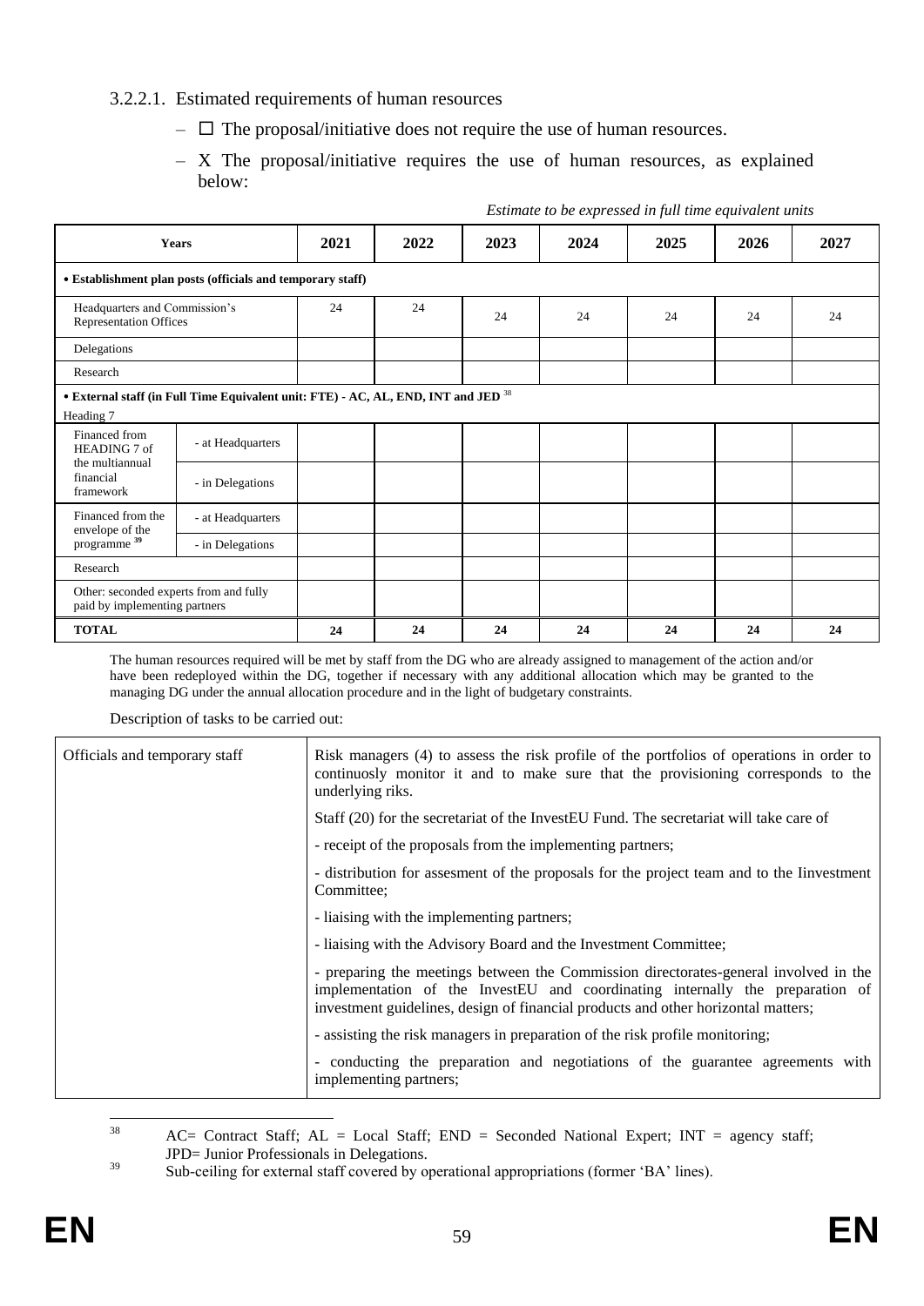3.2.2.1. Estimated requirements of human resources

– ☐ The proposal/initiative does not require the use of human resources.

– X The proposal/initiative requires the use of human resources, as explained below:

*Estimate to be expressed in full time equivalent units*

| Years | | 2021 | 2022 | 2023 | 2024 | 2025 | 2026 | 2027 |
|---|---|---|---|---|---|---|---|---|
| **• Establishment plan posts (officials and temporary staff)** | | | | | | | | |
| Headquarters and Commission's Representation Offices | | 24 | 24 | 24 | 24 | 24 | 24 | 24 |
| Delegations | | | | | | | | |
| Research | | | | | | | | |
| **• External staff (in Full Time Equivalent unit: FTE) - AC, AL, END, INT and JED** [38] Heading 7 | | | | | | | | |
| Financed from HEADING 7 of the multiannual financial framework | - at Headquarters | | | | | | | |
| | - in Delegations | | | | | | | |
| Financed from the envelope of the programme [39] | - at Headquarters | | | | | | | |
| | - in Delegations | | | | | | | |
| Research | | | | | | | | |
| Other: seconded experts from and fully paid by implementing partners | | | | | | | | |
| **TOTAL** | | **24** | **24** | **24** | **24** | **24** | **24** | **24** |

The human resources required will be met by staff from the DG who are already assigned to management of the action and/or have been redeployed within the DG, together if necessary with any additional allocation which may be granted to the managing DG under the annual allocation procedure and in the light of budgetary constraints.

Description of tasks to be carried out:

| | |
|---|---|
| Officials and temporary staff | Risk managers (4) to assess the risk profile of the portfolios of operations in order to continuosly monitor it and to make sure that the provisioning corresponds to the underlying riks. |
| | Staff (20) for the secretariat of the InvestEU Fund. The secretariat will take care of |
| | - receipt of the proposals from the implementing partners; |
| | - distribution for assesment of the proposals for the project team and to the Iinvestment Committee; |
| | - liaising with the implementing partners; |
| | - liaising with the Advisory Board and the Investment Committee; |
| | - preparing the meetings between the Commission directorates-general involved in the implementation of the InvestEU and coordinating internally the preparation of investment guidelines, design of financial products and other horizontal matters; |
| | - assisting the risk managers in preparation of the risk profile monitoring; |
| | - conducting the preparation and negotiations of the guarantee agreements with implementing partners; |

[38] AC= Contract Staff; AL = Local Staff; END = Seconded National Expert; INT = agency staff; JPD= Junior Professionals in Delegations.

[39] Sub-ceiling for external staff covered by operational appropriations (former 'BA' lines).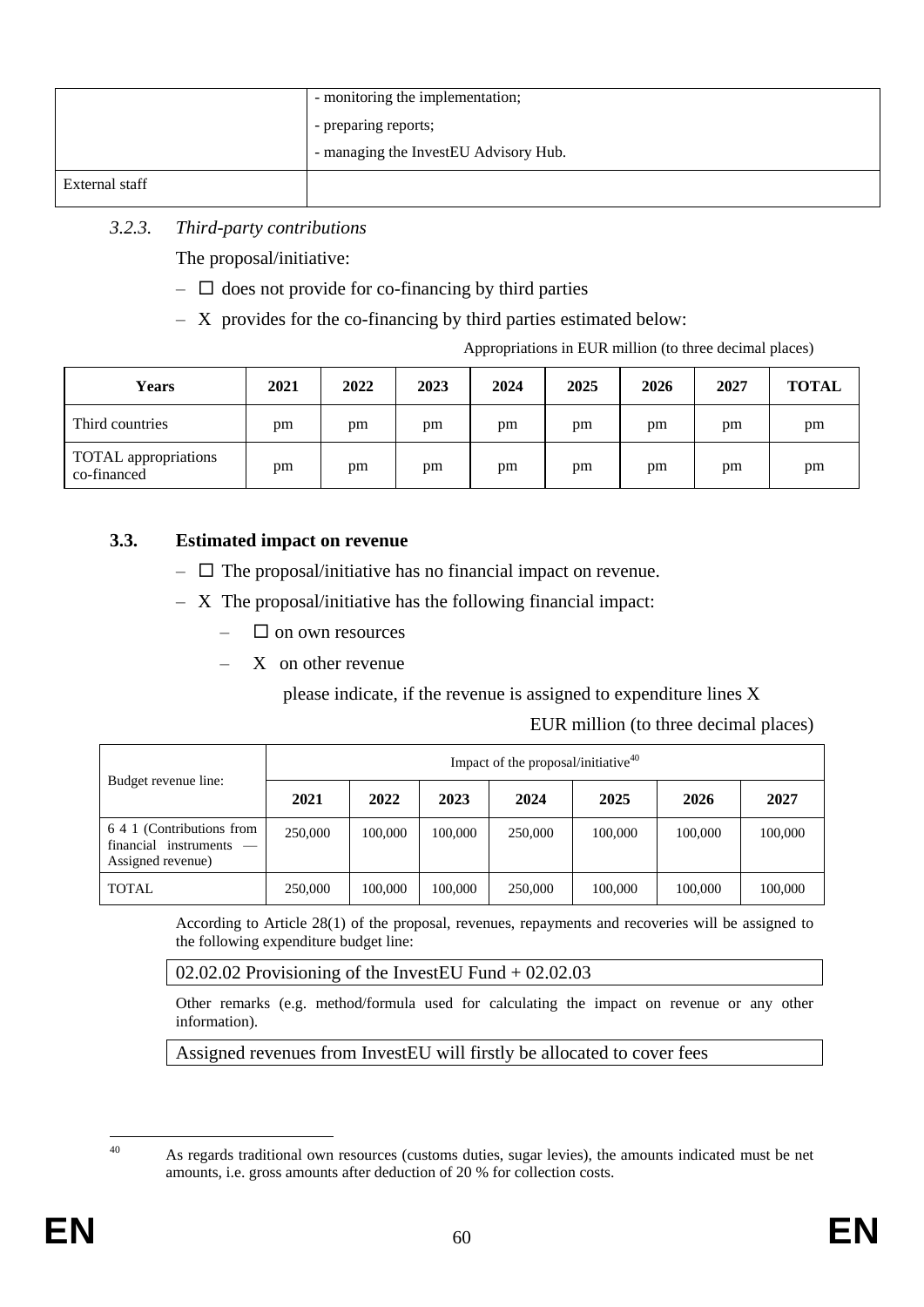| | |
|---|---|
| | - monitoring the implementation;<br>- preparing reports;<br>- managing the InvestEU Advisory Hub. |
| External staff | |

*3.2.3. Third-party contributions*

The proposal/initiative:

– ☐ does not provide for co-financing by third parties

– X provides for the co-financing by third parties estimated below:

Appropriations in EUR million (to three decimal places)

| Years | 2021 | 2022 | 2023 | 2024 | 2025 | 2026 | 2027 | TOTAL |
|---|---|---|---|---|---|---|---|---|
| Third countries | pm | pm | pm | pm | pm | pm | pm | pm |
| TOTAL appropriations co-financed | pm | pm | pm | pm | pm | pm | pm | pm |

### 3.3. Estimated impact on revenue

– ☐ The proposal/initiative has no financial impact on revenue.

– X The proposal/initiative has the following financial impact:

– ☐ on own resources

– X on other revenue

please indicate, if the revenue is assigned to expenditure lines X

EUR million (to three decimal places)

| Budget revenue line: | Impact of the proposal/initiative[40] | | | | | | |
|---|---|---|---|---|---|---|---|
| | 2021 | 2022 | 2023 | 2024 | 2025 | 2026 | 2027 |
| 6 4 1 (Contributions from financial instruments — Assigned revenue) | 250,000 | 100,000 | 100,000 | 250,000 | 100,000 | 100,000 | 100,000 |
| TOTAL | 250,000 | 100,000 | 100,000 | 250,000 | 100,000 | 100,000 | 100,000 |

According to Article 28(1) of the proposal, revenues, repayments and recoveries will be assigned to the following expenditure budget line:

| |
|---|
| 02.02.02 Provisioning of the InvestEU Fund + 02.02.03 |

Other remarks (e.g. method/formula used for calculating the impact on revenue or any other information).

| |
|---|
| Assigned revenues from InvestEU will firstly be allocated to cover fees |

[40] As regards traditional own resources (customs duties, sugar levies), the amounts indicated must be net amounts, i.e. gross amounts after deduction of 20 % for collection costs.